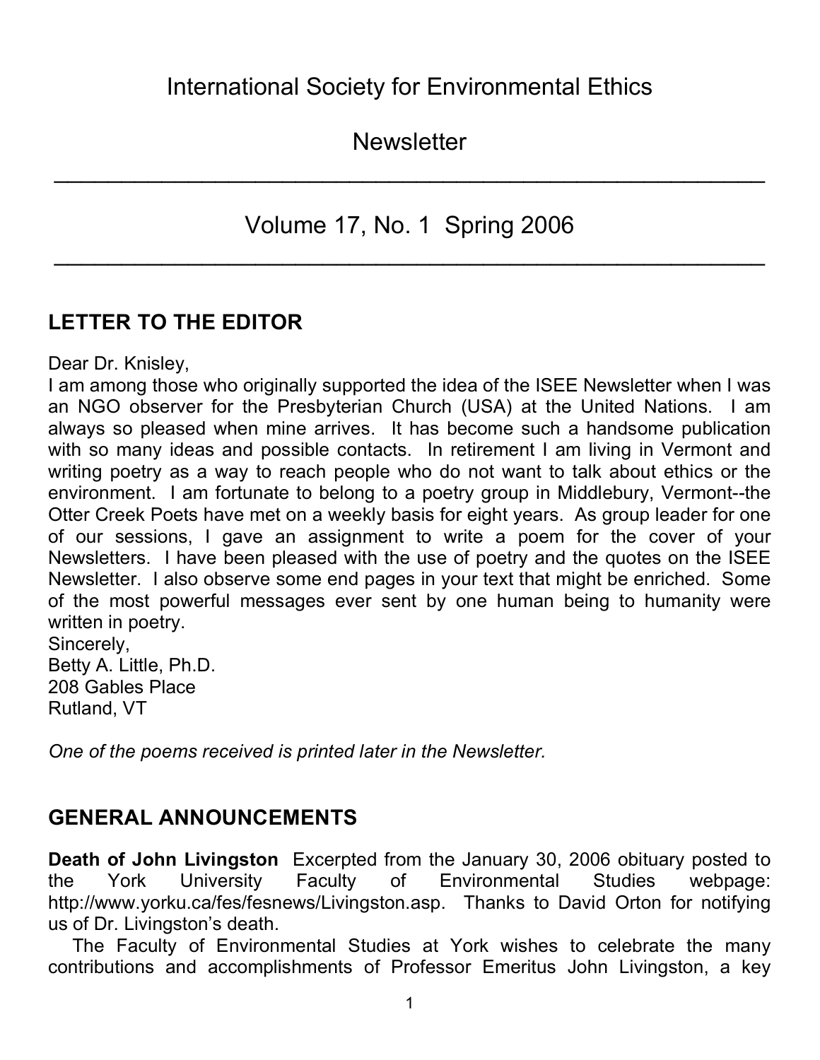# International Society for Environmental Ethics

# Newsletter

## Volume 17, No. 1 Spring 2006

## LETTER TO THE EDITOR

Dear Dr. Knisley,

I am among those who originally supported the idea of the ISEE Newsletter when I was an NGO observer for the Presbyterian Church (USA) at the United Nations. I am always so pleased when mine arrives. It has become such a handsome publication with so many ideas and possible contacts. In retirement I am living in Vermont and writing poetry as a way to reach people who do not want to talk about ethics or the environment. I am fortunate to belong to a poetry group in Middlebury, Vermont--the Otter Creek Poets have met on a weekly basis for eight years. As group leader for one of our sessions, I gave an assignment to write a poem for the cover of your Newsletters. I have been pleased with the use of poetry and the quotes on the ISEE Newsletter. I also observe some end pages in your text that might be enriched. Some of the most powerful messages ever sent by one human being to humanity were written in poetry.

Sincerely,
Betty A. Little, Ph.D.
208 Gables Place
Rutland, VT

*One of the poems received is printed later in the Newsletter.*

## GENERAL ANNOUNCEMENTS

**Death of John Livingston** Excerpted from the January 30, 2006 obituary posted to the York University Faculty of Environmental Studies webpage: http://www.yorku.ca/fes/fesnews/Livingston.asp. Thanks to David Orton for notifying us of Dr. Livingston's death.

The Faculty of Environmental Studies at York wishes to celebrate the many contributions and accomplishments of Professor Emeritus John Livingston, a key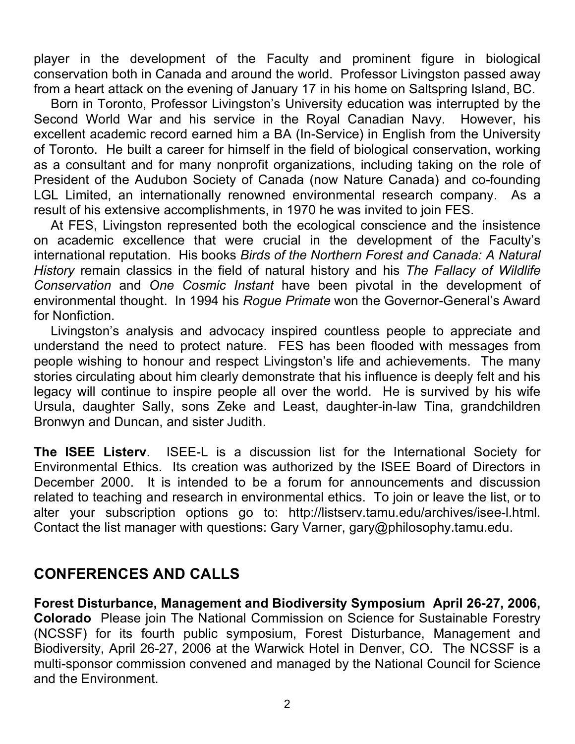player in the development of the Faculty and prominent figure in biological conservation both in Canada and around the world. Professor Livingston passed away from a heart attack on the evening of January 17 in his home on Saltspring Island, BC.

Born in Toronto, Professor Livingston's University education was interrupted by the Second World War and his service in the Royal Canadian Navy. However, his excellent academic record earned him a BA (In-Service) in English from the University of Toronto. He built a career for himself in the field of biological conservation, working as a consultant and for many nonprofit organizations, including taking on the role of President of the Audubon Society of Canada (now Nature Canada) and co-founding LGL Limited, an internationally renowned environmental research company. As a result of his extensive accomplishments, in 1970 he was invited to join FES.

At FES, Livingston represented both the ecological conscience and the insistence on academic excellence that were crucial in the development of the Faculty's international reputation. His books *Birds of the Northern Forest and Canada: A Natural History* remain classics in the field of natural history and his *The Fallacy of Wildlife Conservation* and *One Cosmic Instant* have been pivotal in the development of environmental thought. In 1994 his *Rogue Primate* won the Governor-General's Award for Nonfiction.

Livingston's analysis and advocacy inspired countless people to appreciate and understand the need to protect nature. FES has been flooded with messages from people wishing to honour and respect Livingston's life and achievements. The many stories circulating about him clearly demonstrate that his influence is deeply felt and his legacy will continue to inspire people all over the world. He is survived by his wife Ursula, daughter Sally, sons Zeke and Least, daughter-in-law Tina, grandchildren Bronwyn and Duncan, and sister Judith.

**The ISEE Listerv**. ISEE-L is a discussion list for the International Society for Environmental Ethics. Its creation was authorized by the ISEE Board of Directors in December 2000. It is intended to be a forum for announcements and discussion related to teaching and research in environmental ethics. To join or leave the list, or to alter your subscription options go to: http://listserv.tamu.edu/archives/isee-l.html. Contact the list manager with questions: Gary Varner, gary@philosophy.tamu.edu.

## CONFERENCES AND CALLS

**Forest Disturbance, Management and Biodiversity Symposium April 26-27, 2006, Colorado** Please join The National Commission on Science for Sustainable Forestry (NCSSF) for its fourth public symposium, Forest Disturbance, Management and Biodiversity, April 26-27, 2006 at the Warwick Hotel in Denver, CO. The NCSSF is a multi-sponsor commission convened and managed by the National Council for Science and the Environment.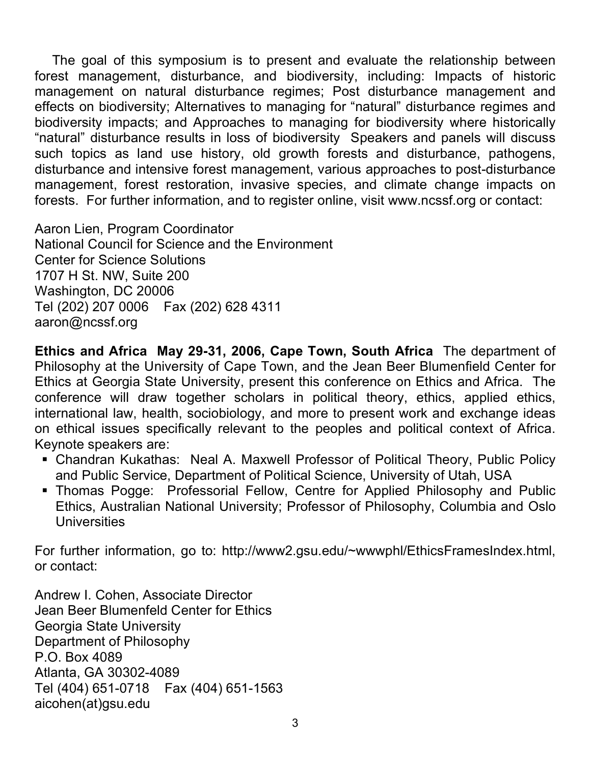The goal of this symposium is to present and evaluate the relationship between forest management, disturbance, and biodiversity, including: Impacts of historic management on natural disturbance regimes; Post disturbance management and effects on biodiversity; Alternatives to managing for "natural" disturbance regimes and biodiversity impacts; and Approaches to managing for biodiversity where historically "natural" disturbance results in loss of biodiversity  Speakers and panels will discuss such topics as land use history, old growth forests and disturbance, pathogens, disturbance and intensive forest management, various approaches to post-disturbance management, forest restoration, invasive species, and climate change impacts on forests.  For further information, and to register online, visit www.ncssf.org or contact:

Aaron Lien, Program Coordinator
National Council for Science and the Environment
Center for Science Solutions
1707 H St. NW, Suite 200
Washington, DC 20006
Tel (202) 207 0006    Fax (202) 628 4311
aaron@ncssf.org

**Ethics and Africa  May 29-31, 2006, Cape Town, South Africa**  The department of Philosophy at the University of Cape Town, and the Jean Beer Blumenfield Center for Ethics at Georgia State University, present this conference on Ethics and Africa.  The conference will draw together scholars in political theory, ethics, applied ethics, international law, health, sociobiology, and more to present work and exchange ideas on ethical issues specifically relevant to the peoples and political context of Africa. Keynote speakers are:

- Chandran Kukathas:  Neal A. Maxwell Professor of Political Theory, Public Policy and Public Service, Department of Political Science, University of Utah, USA
- Thomas Pogge:  Professorial Fellow, Centre for Applied Philosophy and Public Ethics, Australian National University; Professor of Philosophy, Columbia and Oslo Universities

For further information, go to: http://www2.gsu.edu/~wwwphl/EthicsFramesIndex.html, or contact:

Andrew I. Cohen, Associate Director
Jean Beer Blumenfeld Center for Ethics
Georgia State University
Department of Philosophy
P.O. Box 4089
Atlanta, GA 30302-4089
Tel (404) 651-0718    Fax (404) 651-1563
aicohen(at)gsu.edu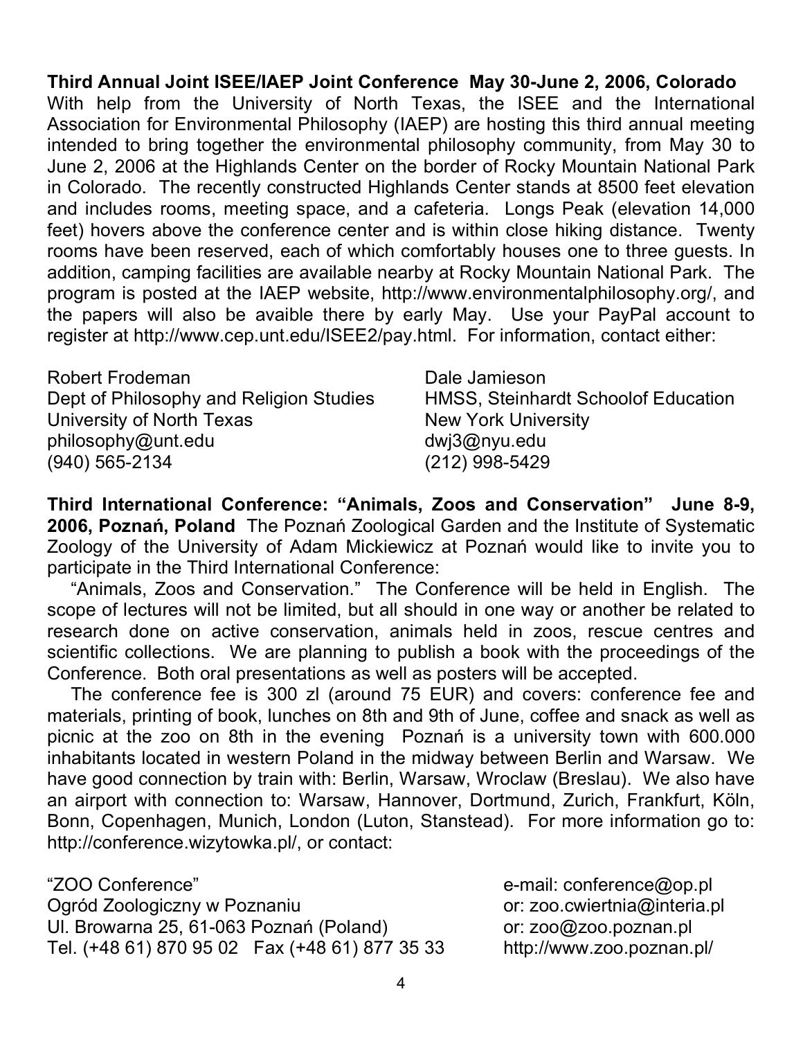**Third Annual Joint ISEE/IAEP Joint Conference May 30-June 2, 2006, Colorado** With help from the University of North Texas, the ISEE and the International Association for Environmental Philosophy (IAEP) are hosting this third annual meeting intended to bring together the environmental philosophy community, from May 30 to June 2, 2006 at the Highlands Center on the border of Rocky Mountain National Park in Colorado. The recently constructed Highlands Center stands at 8500 feet elevation and includes rooms, meeting space, and a cafeteria. Longs Peak (elevation 14,000 feet) hovers above the conference center and is within close hiking distance. Twenty rooms have been reserved, each of which comfortably houses one to three guests. In addition, camping facilities are available nearby at Rocky Mountain National Park. The program is posted at the IAEP website, http://www.environmentalphilosophy.org/, and the papers will also be avaible there by early May. Use your PayPal account to register at http://www.cep.unt.edu/ISEE2/pay.html. For information, contact either:

Robert Frodeman
Dept of Philosophy and Religion Studies
University of North Texas
philosophy@unt.edu
(940) 565-2134

Dale Jamieson
HMSS, Steinhardt Schoolof Education
New York University
dwj3@nyu.edu
(212) 998-5429

**Third International Conference: "Animals, Zoos and Conservation" June 8-9, 2006, Poznań, Poland** The Poznań Zoological Garden and the Institute of Systematic Zoology of the University of Adam Mickiewicz at Poznań would like to invite you to participate in the Third International Conference:

"Animals, Zoos and Conservation." The Conference will be held in English. The scope of lectures will not be limited, but all should in one way or another be related to research done on active conservation, animals held in zoos, rescue centres and scientific collections. We are planning to publish a book with the proceedings of the Conference. Both oral presentations as well as posters will be accepted.

The conference fee is 300 zl (around 75 EUR) and covers: conference fee and materials, printing of book, lunches on 8th and 9th of June, coffee and snack as well as picnic at the zoo on 8th in the evening Poznań is a university town with 600.000 inhabitants located in western Poland in the midway between Berlin and Warsaw. We have good connection by train with: Berlin, Warsaw, Wroclaw (Breslau). We also have an airport with connection to: Warsaw, Hannover, Dortmund, Zurich, Frankfurt, Köln, Bonn, Copenhagen, Munich, London (Luton, Stanstead). For more information go to: http://conference.wizytowka.pl/, or contact:

"ZOO Conference"
Ogród Zoologiczny w Poznaniu
Ul. Browarna 25, 61-063 Poznań (Poland)
Tel. (+48 61) 870 95 02 Fax (+48 61) 877 35 33

e-mail: conference@op.pl
or: zoo.cwiertnia@interia.pl
or: zoo@zoo.poznan.pl
http://www.zoo.poznan.pl/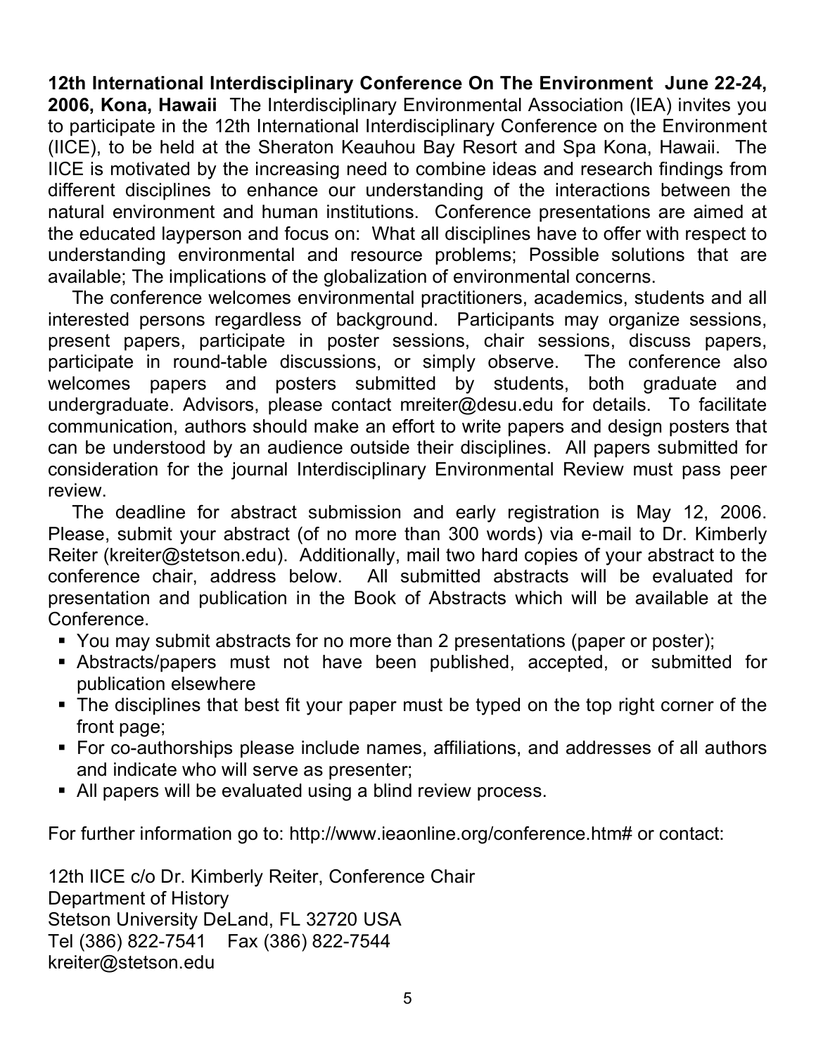**12th International Interdisciplinary Conference On The Environment June 22-24, 2006, Kona, Hawaii** The Interdisciplinary Environmental Association (IEA) invites you to participate in the 12th International Interdisciplinary Conference on the Environment (IICE), to be held at the Sheraton Keauhou Bay Resort and Spa Kona, Hawaii. The IICE is motivated by the increasing need to combine ideas and research findings from different disciplines to enhance our understanding of the interactions between the natural environment and human institutions. Conference presentations are aimed at the educated layperson and focus on: What all disciplines have to offer with respect to understanding environmental and resource problems; Possible solutions that are available; The implications of the globalization of environmental concerns.

The conference welcomes environmental practitioners, academics, students and all interested persons regardless of background. Participants may organize sessions, present papers, participate in poster sessions, chair sessions, discuss papers, participate in round-table discussions, or simply observe. The conference also welcomes papers and posters submitted by students, both graduate and undergraduate. Advisors, please contact mreiter@desu.edu for details. To facilitate communication, authors should make an effort to write papers and design posters that can be understood by an audience outside their disciplines. All papers submitted for consideration for the journal Interdisciplinary Environmental Review must pass peer review.

The deadline for abstract submission and early registration is May 12, 2006. Please, submit your abstract (of no more than 300 words) via e-mail to Dr. Kimberly Reiter (kreiter@stetson.edu). Additionally, mail two hard copies of your abstract to the conference chair, address below. All submitted abstracts will be evaluated for presentation and publication in the Book of Abstracts which will be available at the Conference.

- You may submit abstracts for no more than 2 presentations (paper or poster);
- Abstracts/papers must not have been published, accepted, or submitted for publication elsewhere
- The disciplines that best fit your paper must be typed on the top right corner of the front page;
- For co-authorships please include names, affiliations, and addresses of all authors and indicate who will serve as presenter;
- All papers will be evaluated using a blind review process.

For further information go to: http://www.ieaonline.org/conference.htm# or contact:

12th IICE c/o Dr. Kimberly Reiter, Conference Chair
Department of History
Stetson University DeLand, FL 32720 USA
Tel (386) 822-7541 Fax (386) 822-7544
kreiter@stetson.edu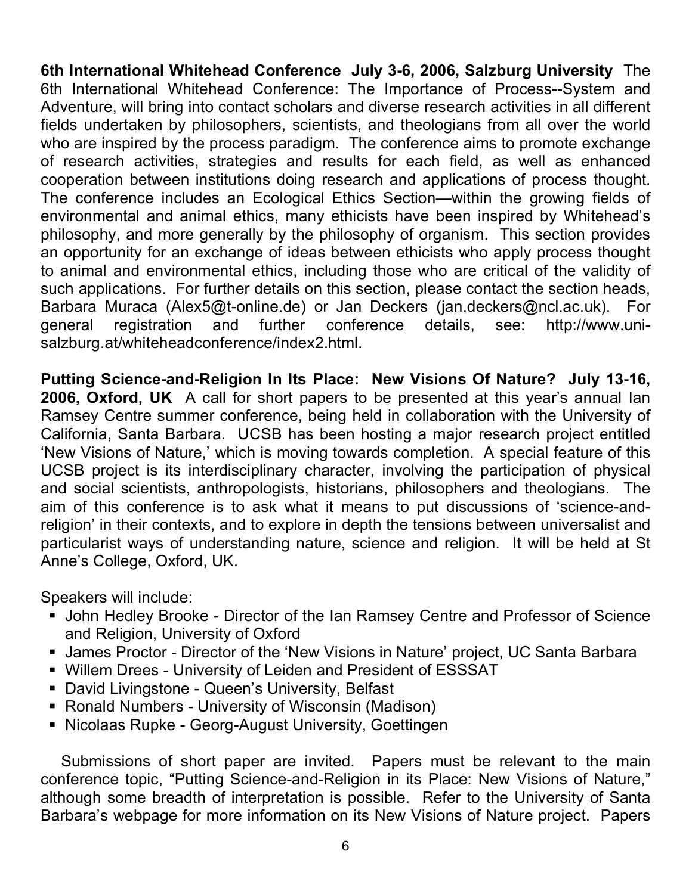**6th International Whitehead Conference July 3-6, 2006, Salzburg University** The 6th International Whitehead Conference: The Importance of Process--System and Adventure, will bring into contact scholars and diverse research activities in all different fields undertaken by philosophers, scientists, and theologians from all over the world who are inspired by the process paradigm. The conference aims to promote exchange of research activities, strategies and results for each field, as well as enhanced cooperation between institutions doing research and applications of process thought. The conference includes an Ecological Ethics Section—within the growing fields of environmental and animal ethics, many ethicists have been inspired by Whitehead's philosophy, and more generally by the philosophy of organism. This section provides an opportunity for an exchange of ideas between ethicists who apply process thought to animal and environmental ethics, including those who are critical of the validity of such applications. For further details on this section, please contact the section heads, Barbara Muraca (Alex5@t-online.de) or Jan Deckers (jan.deckers@ncl.ac.uk). For general registration and further conference details, see: http://www.uni-salzburg.at/whiteheadconference/index2.html.

**Putting Science-and-Religion In Its Place: New Visions Of Nature? July 13-16, 2006, Oxford, UK** A call for short papers to be presented at this year's annual Ian Ramsey Centre summer conference, being held in collaboration with the University of California, Santa Barbara. UCSB has been hosting a major research project entitled 'New Visions of Nature,' which is moving towards completion. A special feature of this UCSB project is its interdisciplinary character, involving the participation of physical and social scientists, anthropologists, historians, philosophers and theologians. The aim of this conference is to ask what it means to put discussions of 'science-and-religion' in their contexts, and to explore in depth the tensions between universalist and particularist ways of understanding nature, science and religion. It will be held at St Anne's College, Oxford, UK.

Speakers will include:

- John Hedley Brooke - Director of the Ian Ramsey Centre and Professor of Science and Religion, University of Oxford
- James Proctor - Director of the 'New Visions in Nature' project, UC Santa Barbara
- Willem Drees - University of Leiden and President of ESSSAT
- David Livingstone - Queen's University, Belfast
- Ronald Numbers - University of Wisconsin (Madison)
- Nicolaas Rupke - Georg-August University, Goettingen

Submissions of short paper are invited. Papers must be relevant to the main conference topic, "Putting Science-and-Religion in its Place: New Visions of Nature," although some breadth of interpretation is possible. Refer to the University of Santa Barbara's webpage for more information on its New Visions of Nature project. Papers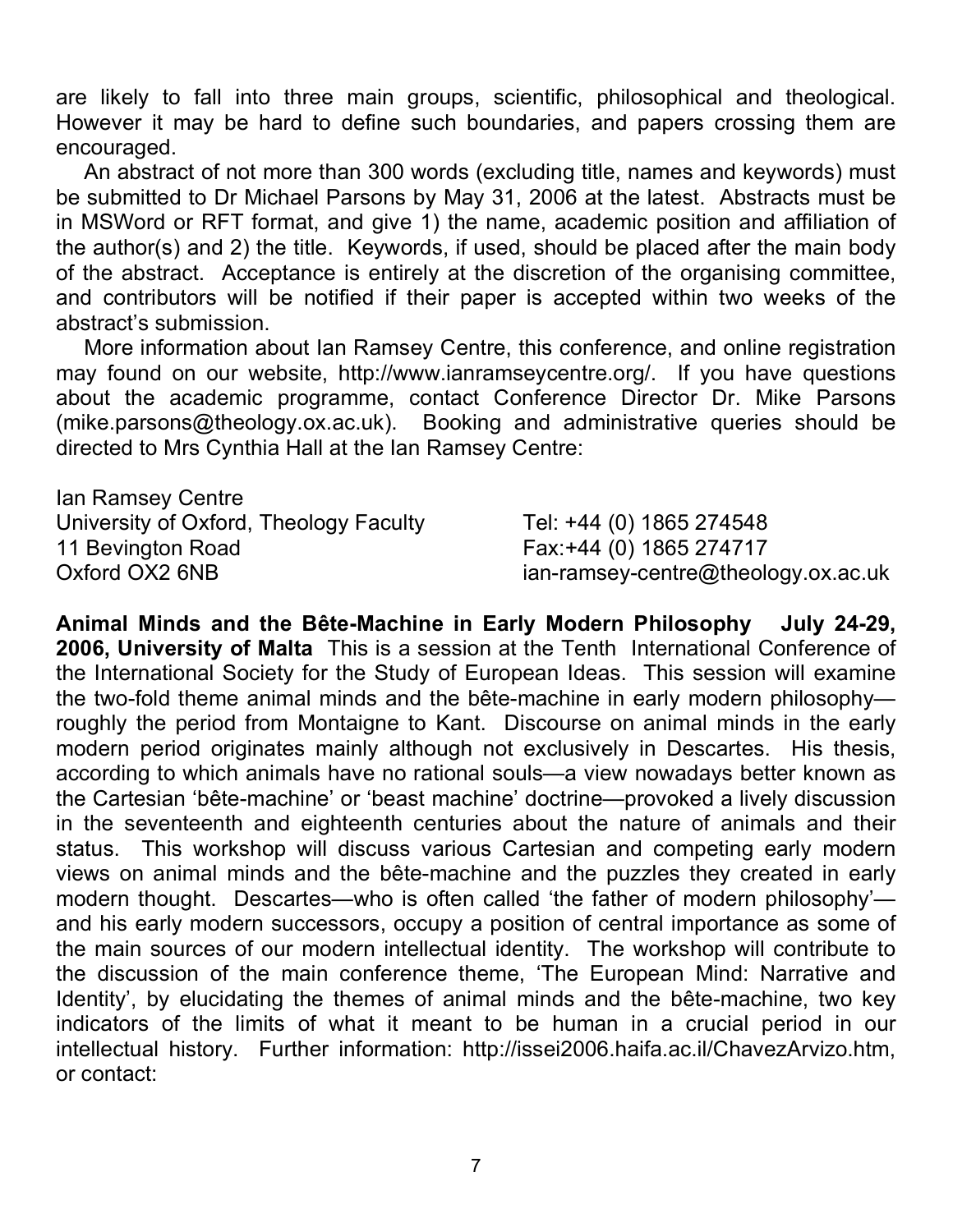are likely to fall into three main groups, scientific, philosophical and theological. However it may be hard to define such boundaries, and papers crossing them are encouraged.

An abstract of not more than 300 words (excluding title, names and keywords) must be submitted to Dr Michael Parsons by May 31, 2006 at the latest. Abstracts must be in MSWord or RFT format, and give 1) the name, academic position and affiliation of the author(s) and 2) the title. Keywords, if used, should be placed after the main body of the abstract. Acceptance is entirely at the discretion of the organising committee, and contributors will be notified if their paper is accepted within two weeks of the abstract's submission.

More information about Ian Ramsey Centre, this conference, and online registration may found on our website, http://www.ianramseycentre.org/. If you have questions about the academic programme, contact Conference Director Dr. Mike Parsons (mike.parsons@theology.ox.ac.uk). Booking and administrative queries should be directed to Mrs Cynthia Hall at the Ian Ramsey Centre:

Ian Ramsey Centre
University of Oxford, Theology Faculty
11 Bevington Road
Oxford OX2 6NB

Tel: +44 (0) 1865 274548
Fax:+44 (0) 1865 274717
ian-ramsey-centre@theology.ox.ac.uk

**Animal Minds and the Bête-Machine in Early Modern Philosophy July 24-29, 2006, University of Malta** This is a session at the Tenth International Conference of the International Society for the Study of European Ideas. This session will examine the two-fold theme animal minds and the bête-machine in early modern philosophy—roughly the period from Montaigne to Kant. Discourse on animal minds in the early modern period originates mainly although not exclusively in Descartes. His thesis, according to which animals have no rational souls—a view nowadays better known as the Cartesian 'bête-machine' or 'beast machine' doctrine—provoked a lively discussion in the seventeenth and eighteenth centuries about the nature of animals and their status. This workshop will discuss various Cartesian and competing early modern views on animal minds and the bête-machine and the puzzles they created in early modern thought. Descartes—who is often called 'the father of modern philosophy'—and his early modern successors, occupy a position of central importance as some of the main sources of our modern intellectual identity. The workshop will contribute to the discussion of the main conference theme, 'The European Mind: Narrative and Identity', by elucidating the themes of animal minds and the bête-machine, two key indicators of the limits of what it meant to be human in a crucial period in our intellectual history. Further information: http://issei2006.haifa.ac.il/ChavezArvizo.htm, or contact: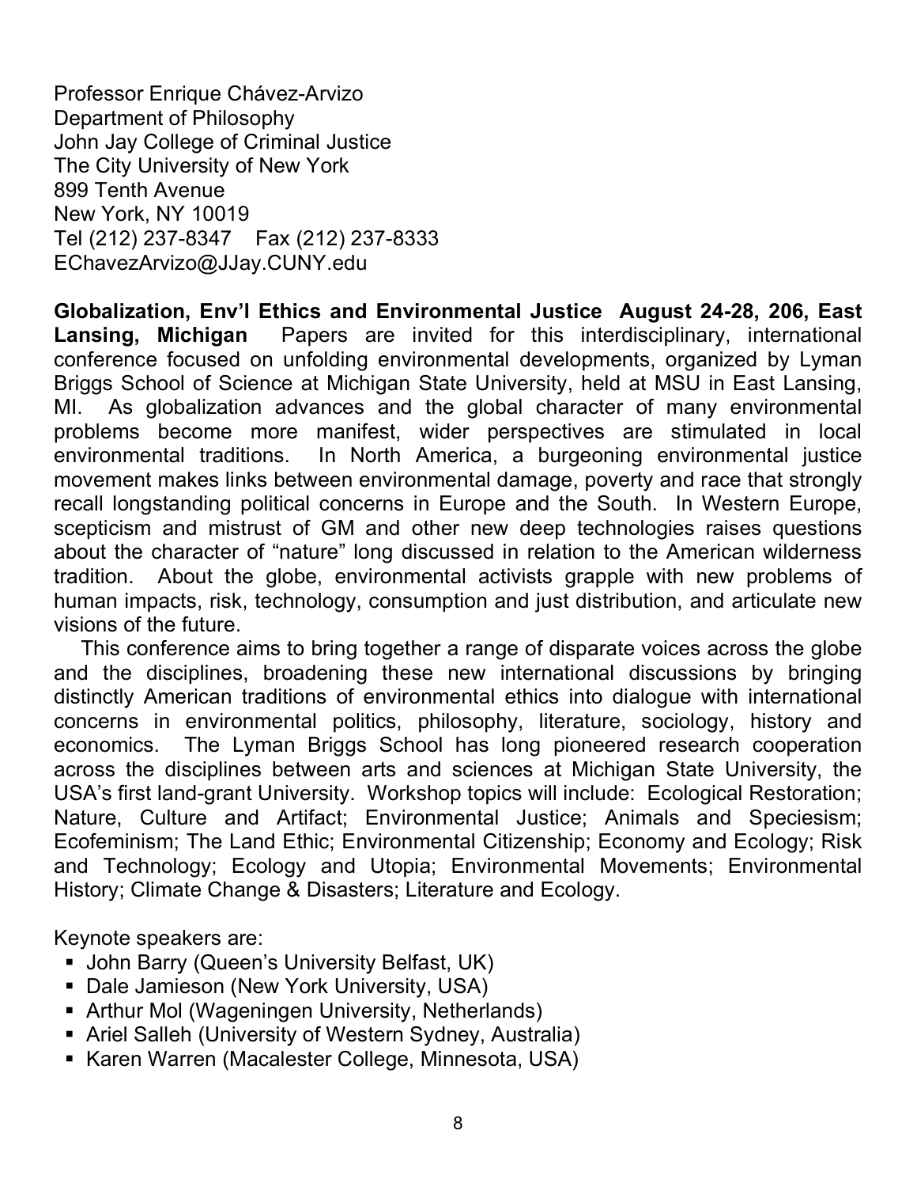Professor Enrique Chávez-Arvizo  
Department of Philosophy  
John Jay College of Criminal Justice  
The City University of New York  
899 Tenth Avenue  
New York, NY 10019  
Tel (212) 237-8347 Fax (212) 237-8333  
EChavezArvizo@JJay.CUNY.edu

**Globalization, Env'l Ethics and Environmental Justice August 24-28, 206, East Lansing, Michigan** Papers are invited for this interdisciplinary, international conference focused on unfolding environmental developments, organized by Lyman Briggs School of Science at Michigan State University, held at MSU in East Lansing, MI. As globalization advances and the global character of many environmental problems become more manifest, wider perspectives are stimulated in local environmental traditions. In North America, a burgeoning environmental justice movement makes links between environmental damage, poverty and race that strongly recall longstanding political concerns in Europe and the South. In Western Europe, scepticism and mistrust of GM and other new deep technologies raises questions about the character of "nature" long discussed in relation to the American wilderness tradition. About the globe, environmental activists grapple with new problems of human impacts, risk, technology, consumption and just distribution, and articulate new visions of the future.

This conference aims to bring together a range of disparate voices across the globe and the disciplines, broadening these new international discussions by bringing distinctly American traditions of environmental ethics into dialogue with international concerns in environmental politics, philosophy, literature, sociology, history and economics. The Lyman Briggs School has long pioneered research cooperation across the disciplines between arts and sciences at Michigan State University, the USA's first land-grant University. Workshop topics will include: Ecological Restoration; Nature, Culture and Artifact; Environmental Justice; Animals and Speciesism; Ecofeminism; The Land Ethic; Environmental Citizenship; Economy and Ecology; Risk and Technology; Ecology and Utopia; Environmental Movements; Environmental History; Climate Change & Disasters; Literature and Ecology.

Keynote speakers are:

- John Barry (Queen's University Belfast, UK)
- Dale Jamieson (New York University, USA)
- Arthur Mol (Wageningen University, Netherlands)
- Ariel Salleh (University of Western Sydney, Australia)
- Karen Warren (Macalester College, Minnesota, USA)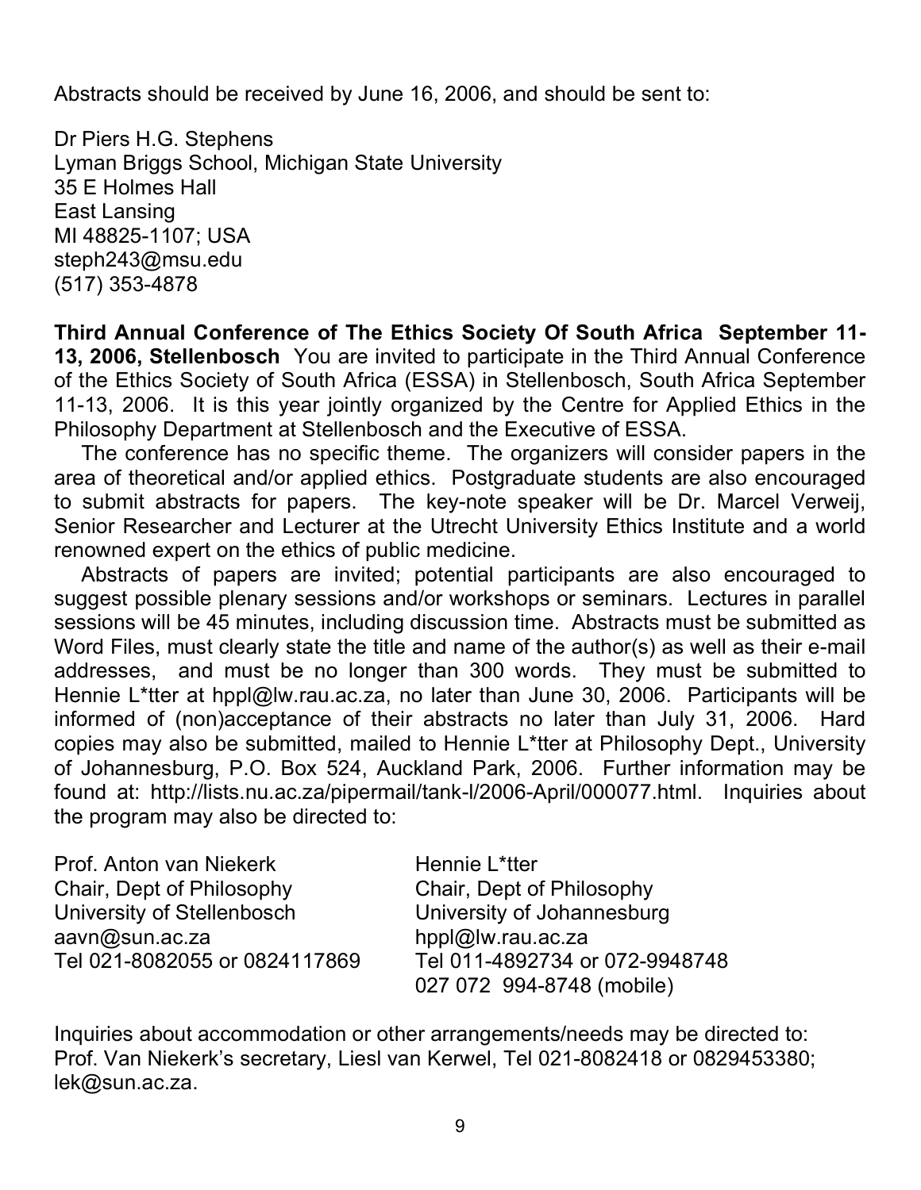Abstracts should be received by June 16, 2006, and should be sent to:

Dr Piers H.G. Stephens
Lyman Briggs School, Michigan State University
35 E Holmes Hall
East Lansing
MI 48825-1107; USA
steph243@msu.edu
(517) 353-4878

**Third Annual Conference of The Ethics Society Of South Africa September 11-13, 2006, Stellenbosch** You are invited to participate in the Third Annual Conference of the Ethics Society of South Africa (ESSA) in Stellenbosch, South Africa September 11-13, 2006. It is this year jointly organized by the Centre for Applied Ethics in the Philosophy Department at Stellenbosch and the Executive of ESSA.

The conference has no specific theme. The organizers will consider papers in the area of theoretical and/or applied ethics. Postgraduate students are also encouraged to submit abstracts for papers. The key-note speaker will be Dr. Marcel Verweij, Senior Researcher and Lecturer at the Utrecht University Ethics Institute and a world renowned expert on the ethics of public medicine.

Abstracts of papers are invited; potential participants are also encouraged to suggest possible plenary sessions and/or workshops or seminars. Lectures in parallel sessions will be 45 minutes, including discussion time. Abstracts must be submitted as Word Files, must clearly state the title and name of the author(s) as well as their e-mail addresses, and must be no longer than 300 words. They must be submitted to Hennie L*tter at hppl@lw.rau.ac.za, no later than June 30, 2006. Participants will be informed of (non)acceptance of their abstracts no later than July 31, 2006. Hard copies may also be submitted, mailed to Hennie L*tter at Philosophy Dept., University of Johannesburg, P.O. Box 524, Auckland Park, 2006. Further information may be found at: http://lists.nu.ac.za/pipermail/tank-l/2006-April/000077.html. Inquiries about the program may also be directed to:

Prof. Anton van Niekerk
Chair, Dept of Philosophy
University of Stellenbosch
aavn@sun.ac.za
Tel 021-8082055 or 0824117869

Hennie L*tter
Chair, Dept of Philosophy
University of Johannesburg
hppl@lw.rau.ac.za
Tel 011-4892734 or 072-9948748
027 072 994-8748 (mobile)

Inquiries about accommodation or other arrangements/needs may be directed to: Prof. Van Niekerk's secretary, Liesl van Kerwel, Tel 021-8082418 or 0829453380; lek@sun.ac.za.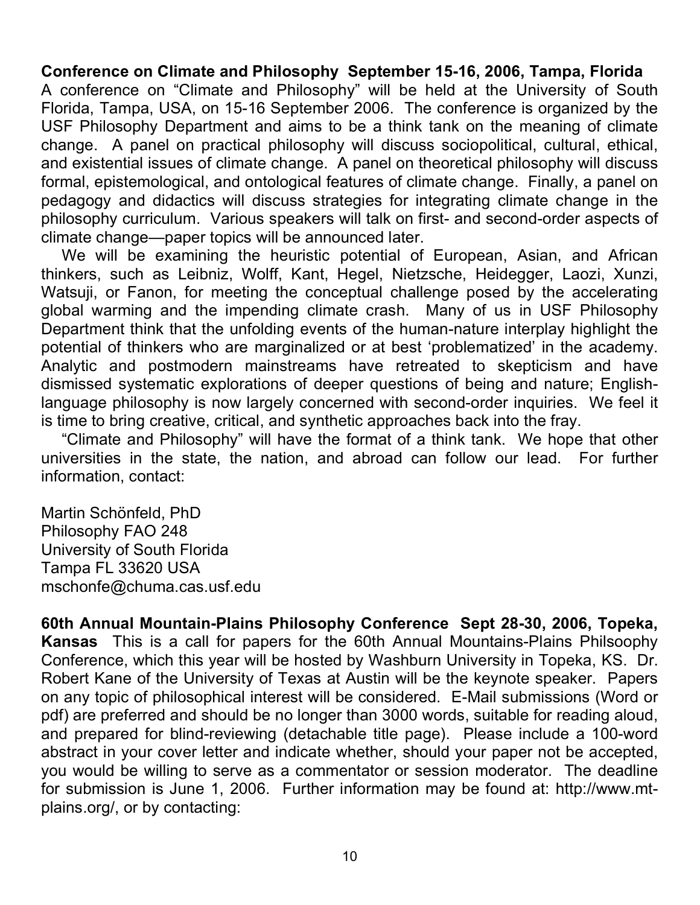**Conference on Climate and Philosophy September 15-16, 2006, Tampa, Florida**
A conference on "Climate and Philosophy" will be held at the University of South Florida, Tampa, USA, on 15-16 September 2006. The conference is organized by the USF Philosophy Department and aims to be a think tank on the meaning of climate change. A panel on practical philosophy will discuss sociopolitical, cultural, ethical, and existential issues of climate change. A panel on theoretical philosophy will discuss formal, epistemological, and ontological features of climate change. Finally, a panel on pedagogy and didactics will discuss strategies for integrating climate change in the philosophy curriculum. Various speakers will talk on first- and second-order aspects of climate change—paper topics will be announced later.

We will be examining the heuristic potential of European, Asian, and African thinkers, such as Leibniz, Wolff, Kant, Hegel, Nietzsche, Heidegger, Laozi, Xunzi, Watsuji, or Fanon, for meeting the conceptual challenge posed by the accelerating global warming and the impending climate crash. Many of us in USF Philosophy Department think that the unfolding events of the human-nature interplay highlight the potential of thinkers who are marginalized or at best 'problematized' in the academy. Analytic and postmodern mainstreams have retreated to skepticism and have dismissed systematic explorations of deeper questions of being and nature; English-language philosophy is now largely concerned with second-order inquiries. We feel it is time to bring creative, critical, and synthetic approaches back into the fray.

"Climate and Philosophy" will have the format of a think tank. We hope that other universities in the state, the nation, and abroad can follow our lead. For further information, contact:

Martin Schönfeld, PhD
Philosophy FAO 248
University of South Florida
Tampa FL 33620 USA
mschonfe@chuma.cas.usf.edu

**60th Annual Mountain-Plains Philosophy Conference Sept 28-30, 2006, Topeka, Kansas** This is a call for papers for the 60th Annual Mountains-Plains Philsoophy Conference, which this year will be hosted by Washburn University in Topeka, KS. Dr. Robert Kane of the University of Texas at Austin will be the keynote speaker. Papers on any topic of philosophical interest will be considered. E-Mail submissions (Word or pdf) are preferred and should be no longer than 3000 words, suitable for reading aloud, and prepared for blind-reviewing (detachable title page). Please include a 100-word abstract in your cover letter and indicate whether, should your paper not be accepted, you would be willing to serve as a commentator or session moderator. The deadline for submission is June 1, 2006. Further information may be found at: http://www.mt-plains.org/, or by contacting: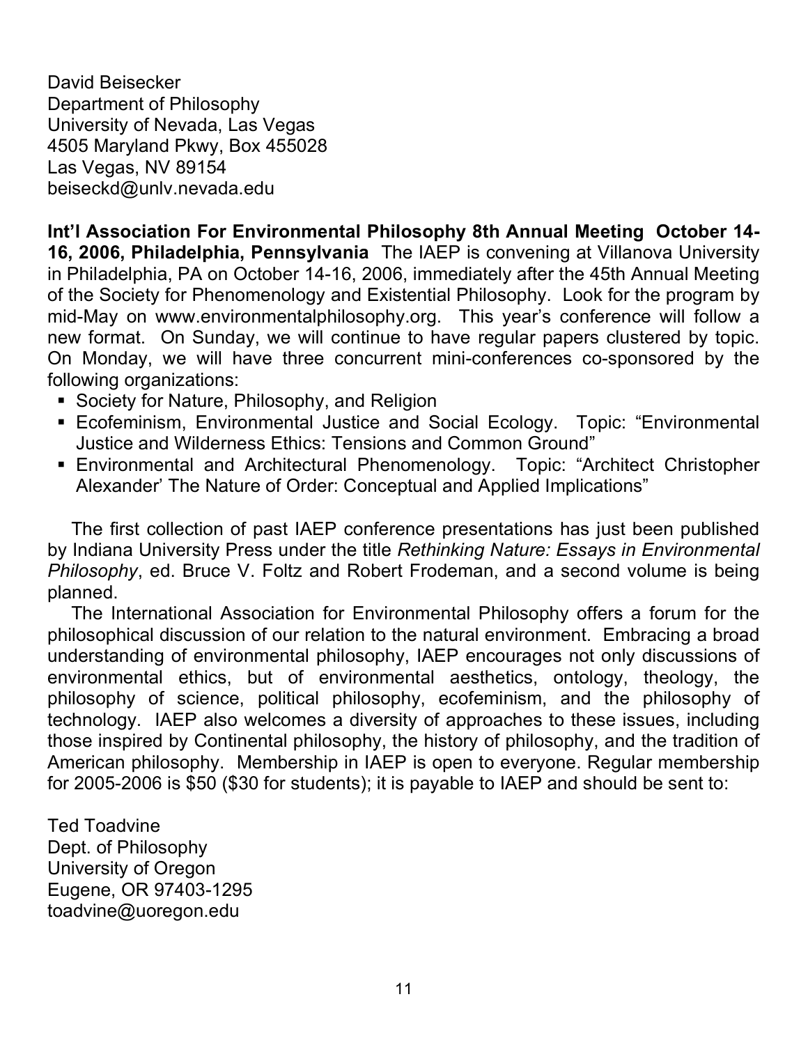David Beisecker
Department of Philosophy
University of Nevada, Las Vegas
4505 Maryland Pkwy, Box 455028
Las Vegas, NV 89154
beiseckd@unlv.nevada.edu

**Int'l Association For Environmental Philosophy 8th Annual Meeting October 14-16, 2006, Philadelphia, Pennsylvania** The IAEP is convening at Villanova University in Philadelphia, PA on October 14-16, 2006, immediately after the 45th Annual Meeting of the Society for Phenomenology and Existential Philosophy. Look for the program by mid-May on www.environmentalphilosophy.org. This year's conference will follow a new format. On Sunday, we will continue to have regular papers clustered by topic. On Monday, we will have three concurrent mini-conferences co-sponsored by the following organizations:

- Society for Nature, Philosophy, and Religion
- Ecofeminism, Environmental Justice and Social Ecology. Topic: "Environmental Justice and Wilderness Ethics: Tensions and Common Ground"
- Environmental and Architectural Phenomenology. Topic: "Architect Christopher Alexander' The Nature of Order: Conceptual and Applied Implications"

The first collection of past IAEP conference presentations has just been published by Indiana University Press under the title *Rethinking Nature: Essays in Environmental Philosophy*, ed. Bruce V. Foltz and Robert Frodeman, and a second volume is being planned.

The International Association for Environmental Philosophy offers a forum for the philosophical discussion of our relation to the natural environment. Embracing a broad understanding of environmental philosophy, IAEP encourages not only discussions of environmental ethics, but of environmental aesthetics, ontology, theology, the philosophy of science, political philosophy, ecofeminism, and the philosophy of technology. IAEP also welcomes a diversity of approaches to these issues, including those inspired by Continental philosophy, the history of philosophy, and the tradition of American philosophy. Membership in IAEP is open to everyone. Regular membership for 2005-2006 is $50 ($30 for students); it is payable to IAEP and should be sent to:

Ted Toadvine
Dept. of Philosophy
University of Oregon
Eugene, OR 97403-1295
toadvine@uoregon.edu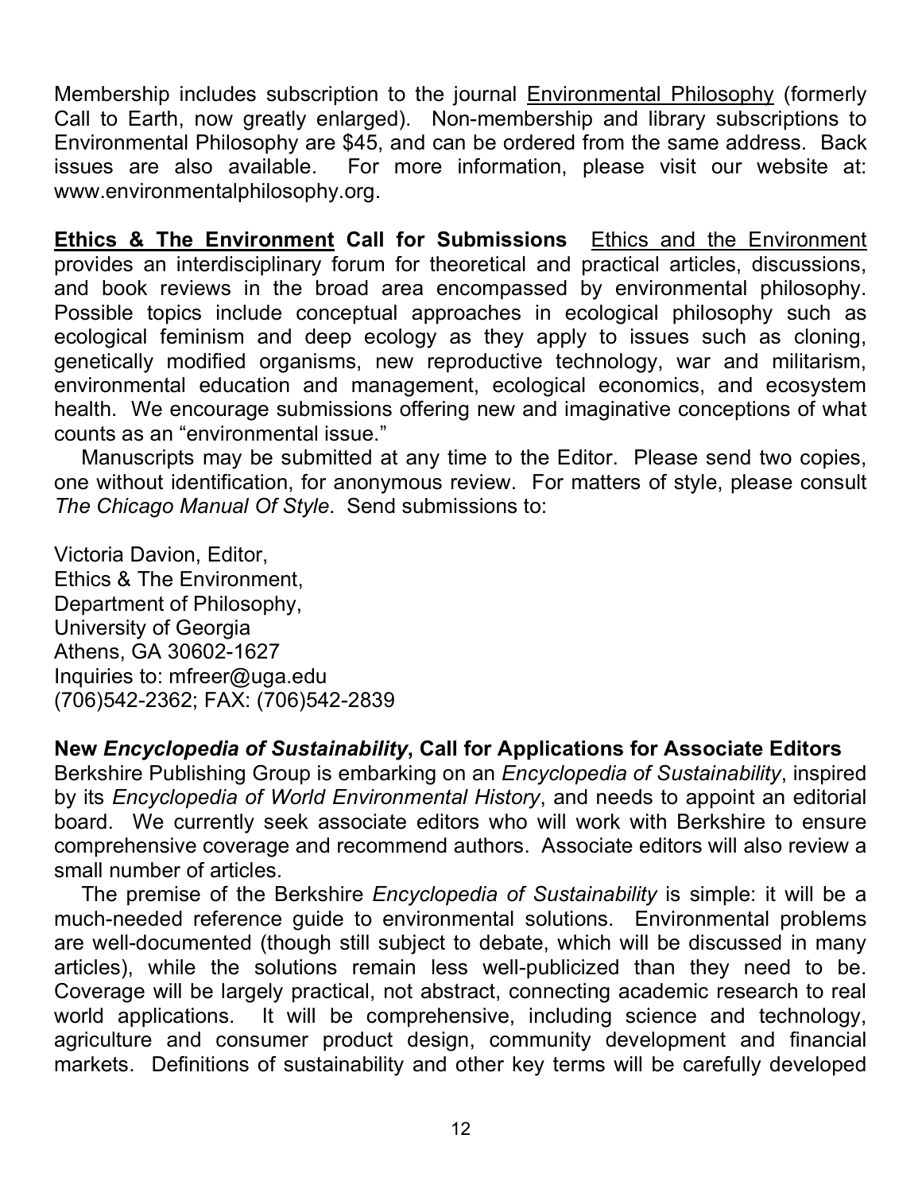Membership includes subscription to the journal Environmental Philosophy (formerly Call to Earth, now greatly enlarged). Non-membership and library subscriptions to Environmental Philosophy are $45, and can be ordered from the same address. Back issues are also available. For more information, please visit our website at: www.environmentalphilosophy.org.

**Ethics & The Environment Call for Submissions** Ethics and the Environment provides an interdisciplinary forum for theoretical and practical articles, discussions, and book reviews in the broad area encompassed by environmental philosophy. Possible topics include conceptual approaches in ecological philosophy such as ecological feminism and deep ecology as they apply to issues such as cloning, genetically modified organisms, new reproductive technology, war and militarism, environmental education and management, ecological economics, and ecosystem health. We encourage submissions offering new and imaginative conceptions of what counts as an "environmental issue."

Manuscripts may be submitted at any time to the Editor. Please send two copies, one without identification, for anonymous review. For matters of style, please consult *The Chicago Manual Of Style*. Send submissions to:

Victoria Davion, Editor,
Ethics & The Environment,
Department of Philosophy,
University of Georgia
Athens, GA 30602-1627
Inquiries to: mfreer@uga.edu
(706)542-2362; FAX: (706)542-2839

**New *Encyclopedia of Sustainability*, Call for Applications for Associate Editors**
Berkshire Publishing Group is embarking on an *Encyclopedia of Sustainability*, inspired by its *Encyclopedia of World Environmental History*, and needs to appoint an editorial board. We currently seek associate editors who will work with Berkshire to ensure comprehensive coverage and recommend authors. Associate editors will also review a small number of articles.

The premise of the Berkshire *Encyclopedia of Sustainability* is simple: it will be a much-needed reference guide to environmental solutions. Environmental problems are well-documented (though still subject to debate, which will be discussed in many articles), while the solutions remain less well-publicized than they need to be. Coverage will be largely practical, not abstract, connecting academic research to real world applications. It will be comprehensive, including science and technology, agriculture and consumer product design, community development and financial markets. Definitions of sustainability and other key terms will be carefully developed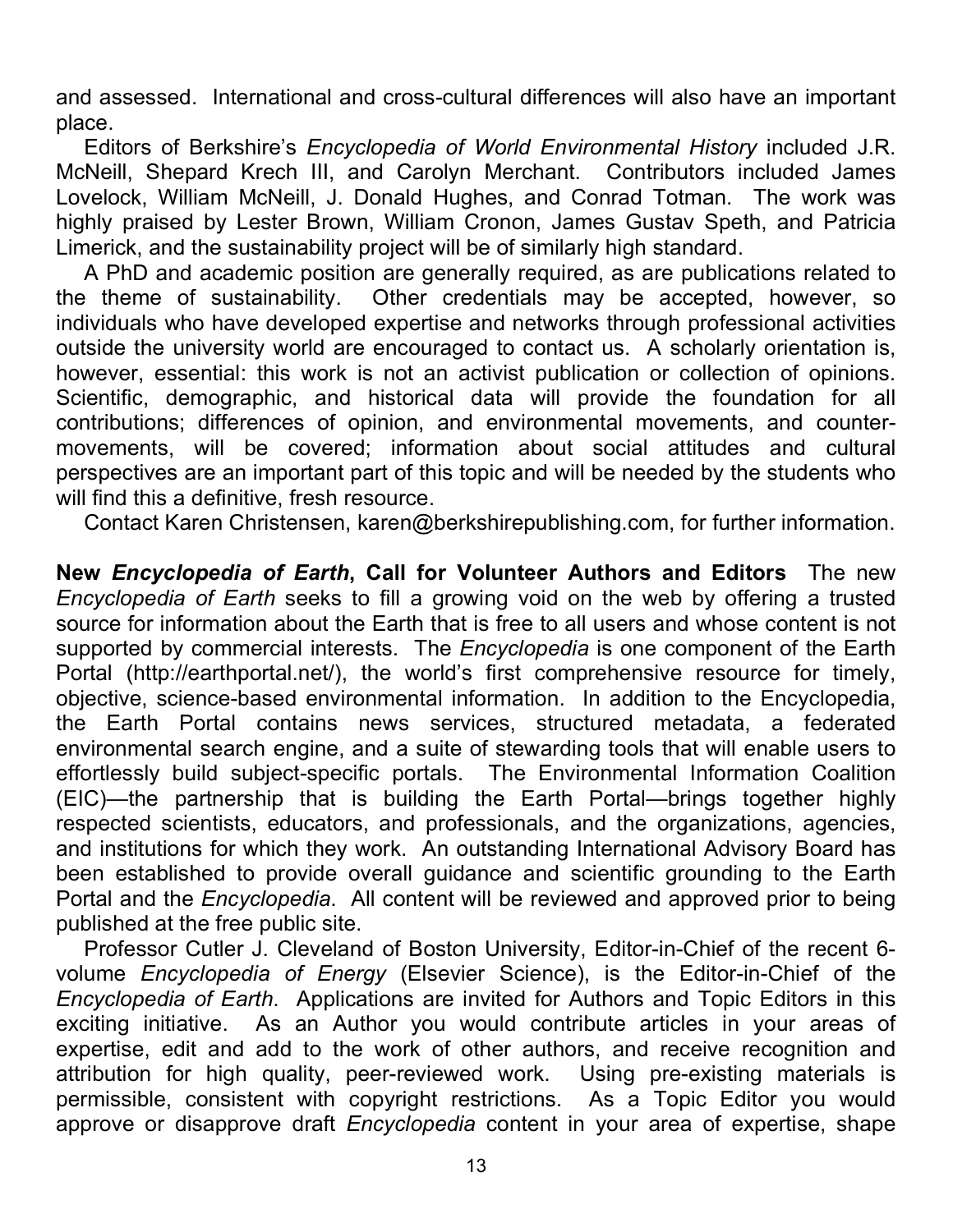and assessed. International and cross-cultural differences will also have an important place.

Editors of Berkshire's *Encyclopedia of World Environmental History* included J.R. McNeill, Shepard Krech III, and Carolyn Merchant. Contributors included James Lovelock, William McNeill, J. Donald Hughes, and Conrad Totman. The work was highly praised by Lester Brown, William Cronon, James Gustav Speth, and Patricia Limerick, and the sustainability project will be of similarly high standard.

A PhD and academic position are generally required, as are publications related to the theme of sustainability. Other credentials may be accepted, however, so individuals who have developed expertise and networks through professional activities outside the university world are encouraged to contact us. A scholarly orientation is, however, essential: this work is not an activist publication or collection of opinions. Scientific, demographic, and historical data will provide the foundation for all contributions; differences of opinion, and environmental movements, and counter-movements, will be covered; information about social attitudes and cultural perspectives are an important part of this topic and will be needed by the students who will find this a definitive, fresh resource.

Contact Karen Christensen, karen@berkshirepublishing.com, for further information.

**New *Encyclopedia of Earth*, Call for Volunteer Authors and Editors** The new *Encyclopedia of Earth* seeks to fill a growing void on the web by offering a trusted source for information about the Earth that is free to all users and whose content is not supported by commercial interests. The *Encyclopedia* is one component of the Earth Portal (http://earthportal.net/), the world's first comprehensive resource for timely, objective, science-based environmental information. In addition to the Encyclopedia, the Earth Portal contains news services, structured metadata, a federated environmental search engine, and a suite of stewarding tools that will enable users to effortlessly build subject-specific portals. The Environmental Information Coalition (EIC)—the partnership that is building the Earth Portal—brings together highly respected scientists, educators, and professionals, and the organizations, agencies, and institutions for which they work. An outstanding International Advisory Board has been established to provide overall guidance and scientific grounding to the Earth Portal and the *Encyclopedia*. All content will be reviewed and approved prior to being published at the free public site.

Professor Cutler J. Cleveland of Boston University, Editor-in-Chief of the recent 6-volume *Encyclopedia of Energy* (Elsevier Science), is the Editor-in-Chief of the *Encyclopedia of Earth*. Applications are invited for Authors and Topic Editors in this exciting initiative. As an Author you would contribute articles in your areas of expertise, edit and add to the work of other authors, and receive recognition and attribution for high quality, peer-reviewed work. Using pre-existing materials is permissible, consistent with copyright restrictions. As a Topic Editor you would approve or disapprove draft *Encyclopedia* content in your area of expertise, shape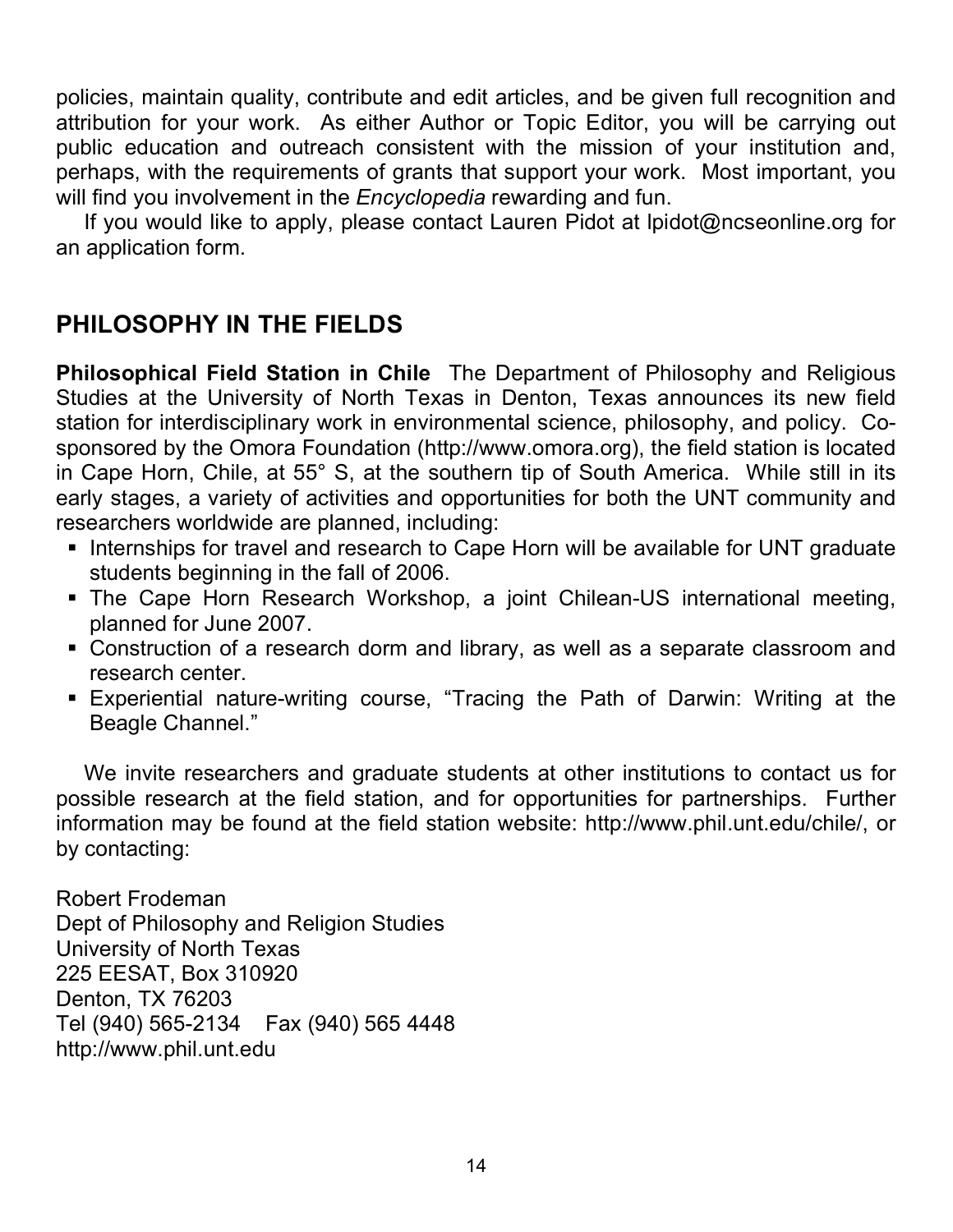policies, maintain quality, contribute and edit articles, and be given full recognition and attribution for your work. As either Author or Topic Editor, you will be carrying out public education and outreach consistent with the mission of your institution and, perhaps, with the requirements of grants that support your work. Most important, you will find you involvement in the *Encyclopedia* rewarding and fun.

If you would like to apply, please contact Lauren Pidot at lpidot@ncseonline.org for an application form.

## PHILOSOPHY IN THE FIELDS

**Philosophical Field Station in Chile** The Department of Philosophy and Religious Studies at the University of North Texas in Denton, Texas announces its new field station for interdisciplinary work in environmental science, philosophy, and policy. Co-sponsored by the Omora Foundation (http://www.omora.org), the field station is located in Cape Horn, Chile, at 55° S, at the southern tip of South America. While still in its early stages, a variety of activities and opportunities for both the UNT community and researchers worldwide are planned, including:

- Internships for travel and research to Cape Horn will be available for UNT graduate students beginning in the fall of 2006.
- The Cape Horn Research Workshop, a joint Chilean-US international meeting, planned for June 2007.
- Construction of a research dorm and library, as well as a separate classroom and research center.
- Experiential nature-writing course, "Tracing the Path of Darwin: Writing at the Beagle Channel."

We invite researchers and graduate students at other institutions to contact us for possible research at the field station, and for opportunities for partnerships. Further information may be found at the field station website: http://www.phil.unt.edu/chile/, or by contacting:

Robert Frodeman
Dept of Philosophy and Religion Studies
University of North Texas
225 EESAT, Box 310920
Denton, TX 76203
Tel (940) 565-2134 Fax (940) 565 4448
http://www.phil.unt.edu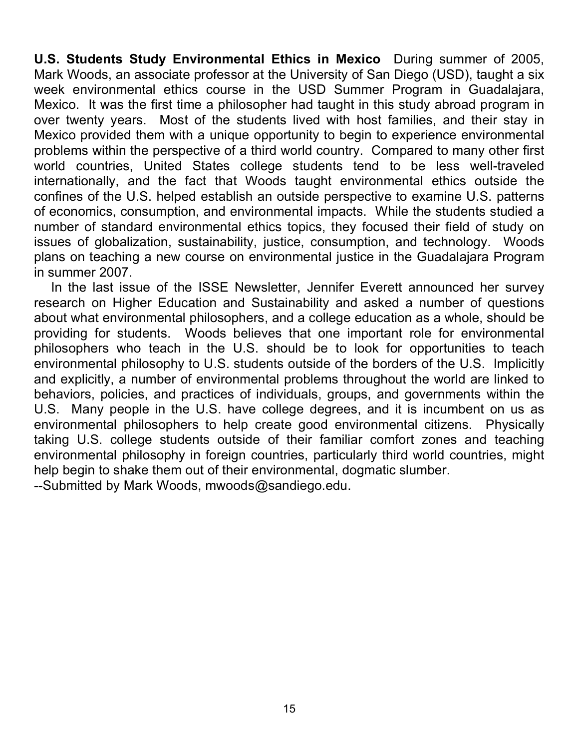**U.S. Students Study Environmental Ethics in Mexico** During summer of 2005, Mark Woods, an associate professor at the University of San Diego (USD), taught a six week environmental ethics course in the USD Summer Program in Guadalajara, Mexico. It was the first time a philosopher had taught in this study abroad program in over twenty years. Most of the students lived with host families, and their stay in Mexico provided them with a unique opportunity to begin to experience environmental problems within the perspective of a third world country. Compared to many other first world countries, United States college students tend to be less well-traveled internationally, and the fact that Woods taught environmental ethics outside the confines of the U.S. helped establish an outside perspective to examine U.S. patterns of economics, consumption, and environmental impacts. While the students studied a number of standard environmental ethics topics, they focused their field of study on issues of globalization, sustainability, justice, consumption, and technology. Woods plans on teaching a new course on environmental justice in the Guadalajara Program in summer 2007.

In the last issue of the ISSE Newsletter, Jennifer Everett announced her survey research on Higher Education and Sustainability and asked a number of questions about what environmental philosophers, and a college education as a whole, should be providing for students. Woods believes that one important role for environmental philosophers who teach in the U.S. should be to look for opportunities to teach environmental philosophy to U.S. students outside of the borders of the U.S. Implicitly and explicitly, a number of environmental problems throughout the world are linked to behaviors, policies, and practices of individuals, groups, and governments within the U.S. Many people in the U.S. have college degrees, and it is incumbent on us as environmental philosophers to help create good environmental citizens. Physically taking U.S. college students outside of their familiar comfort zones and teaching environmental philosophy in foreign countries, particularly third world countries, might help begin to shake them out of their environmental, dogmatic slumber.

--Submitted by Mark Woods, mwoods@sandiego.edu.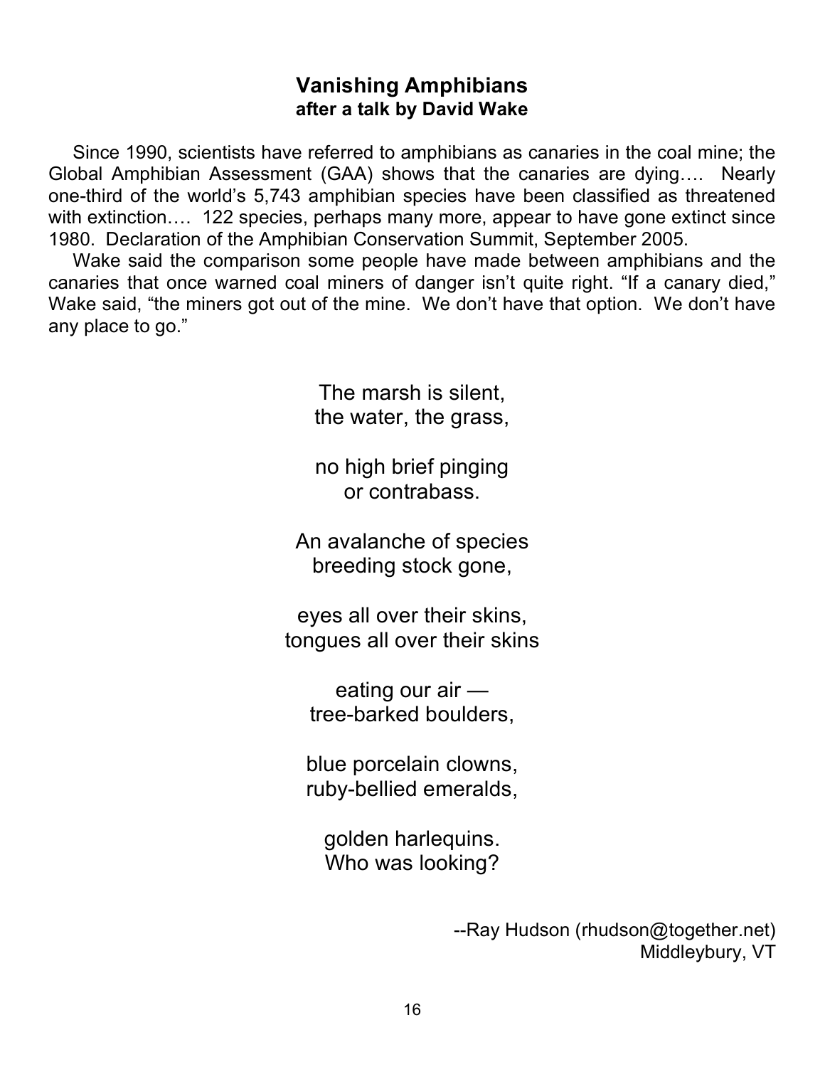## Vanishing Amphibians
### after a talk by David Wake

Since 1990, scientists have referred to amphibians as canaries in the coal mine; the Global Amphibian Assessment (GAA) shows that the canaries are dying…. Nearly one-third of the world's 5,743 amphibian species have been classified as threatened with extinction…. 122 species, perhaps many more, appear to have gone extinct since 1980. Declaration of the Amphibian Conservation Summit, September 2005.

Wake said the comparison some people have made between amphibians and the canaries that once warned coal miners of danger isn't quite right. "If a canary died," Wake said, "the miners got out of the mine. We don't have that option. We don't have any place to go."

The marsh is silent,
the water, the grass,

no high brief pinging
or contrabass.

An avalanche of species
breeding stock gone,

eyes all over their skins,
tongues all over their skins

eating our air —
tree-barked boulders,

blue porcelain clowns,
ruby-bellied emeralds,

golden harlequins.
Who was looking?

--Ray Hudson (rhudson@together.net)
Middleybury, VT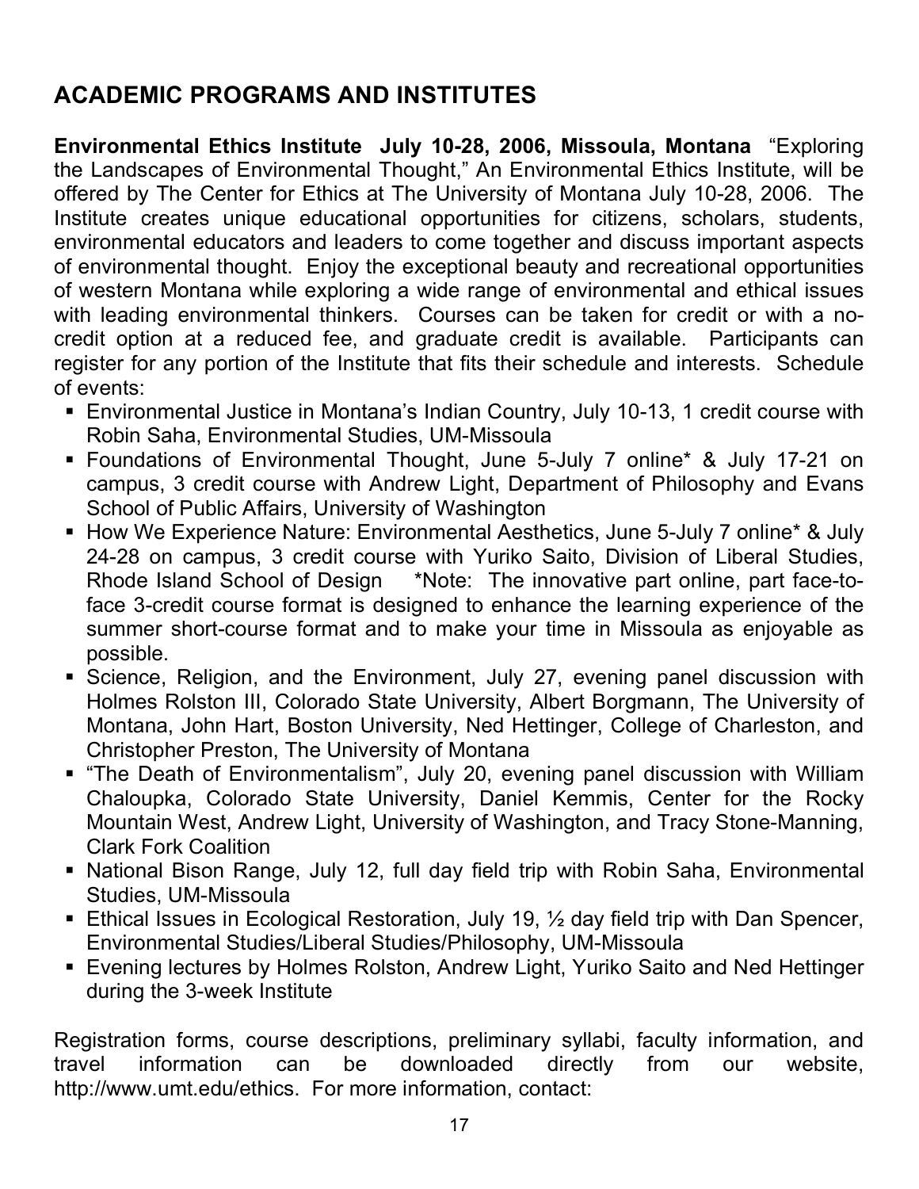## ACADEMIC PROGRAMS AND INSTITUTES

**Environmental Ethics Institute July 10-28, 2006, Missoula, Montana** "Exploring the Landscapes of Environmental Thought," An Environmental Ethics Institute, will be offered by The Center for Ethics at The University of Montana July 10-28, 2006. The Institute creates unique educational opportunities for citizens, scholars, students, environmental educators and leaders to come together and discuss important aspects of environmental thought. Enjoy the exceptional beauty and recreational opportunities of western Montana while exploring a wide range of environmental and ethical issues with leading environmental thinkers. Courses can be taken for credit or with a no-credit option at a reduced fee, and graduate credit is available. Participants can register for any portion of the Institute that fits their schedule and interests. Schedule of events:

- Environmental Justice in Montana's Indian Country, July 10-13, 1 credit course with Robin Saha, Environmental Studies, UM-Missoula
- Foundations of Environmental Thought, June 5-July 7 online* & July 17-21 on campus, 3 credit course with Andrew Light, Department of Philosophy and Evans School of Public Affairs, University of Washington
- How We Experience Nature: Environmental Aesthetics, June 5-July 7 online* & July 24-28 on campus, 3 credit course with Yuriko Saito, Division of Liberal Studies, Rhode Island School of Design *Note: The innovative part online, part face-to-face 3-credit course format is designed to enhance the learning experience of the summer short-course format and to make your time in Missoula as enjoyable as possible.
- Science, Religion, and the Environment, July 27, evening panel discussion with Holmes Rolston III, Colorado State University, Albert Borgmann, The University of Montana, John Hart, Boston University, Ned Hettinger, College of Charleston, and Christopher Preston, The University of Montana
- "The Death of Environmentalism", July 20, evening panel discussion with William Chaloupka, Colorado State University, Daniel Kemmis, Center for the Rocky Mountain West, Andrew Light, University of Washington, and Tracy Stone-Manning, Clark Fork Coalition
- National Bison Range, July 12, full day field trip with Robin Saha, Environmental Studies, UM-Missoula
- Ethical Issues in Ecological Restoration, July 19, ½ day field trip with Dan Spencer, Environmental Studies/Liberal Studies/Philosophy, UM-Missoula
- Evening lectures by Holmes Rolston, Andrew Light, Yuriko Saito and Ned Hettinger during the 3-week Institute

Registration forms, course descriptions, preliminary syllabi, faculty information, and travel information can be downloaded directly from our website, http://www.umt.edu/ethics. For more information, contact: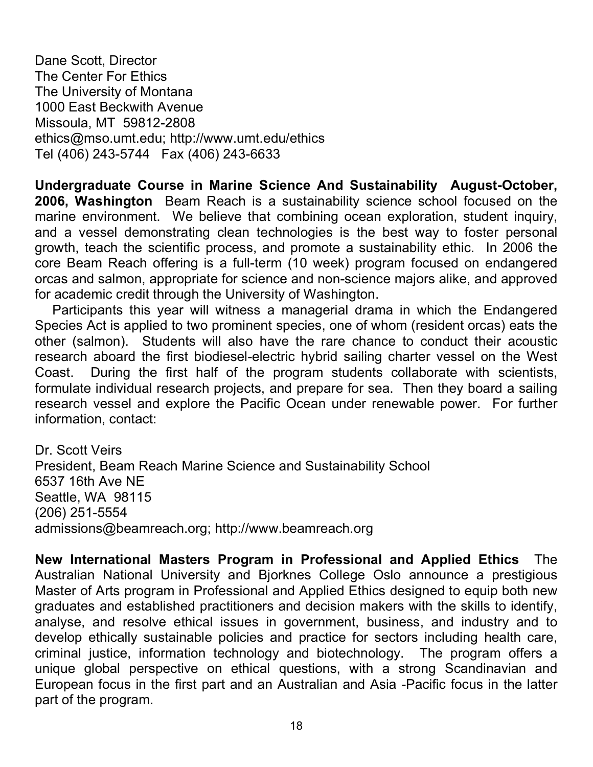Dane Scott, Director
The Center For Ethics
The University of Montana
1000 East Beckwith Avenue
Missoula, MT 59812-2808
ethics@mso.umt.edu; http://www.umt.edu/ethics
Tel (406) 243-5744 Fax (406) 243-6633

**Undergraduate Course in Marine Science And Sustainability August-October, 2006, Washington** Beam Reach is a sustainability science school focused on the marine environment. We believe that combining ocean exploration, student inquiry, and a vessel demonstrating clean technologies is the best way to foster personal growth, teach the scientific process, and promote a sustainability ethic. In 2006 the core Beam Reach offering is a full-term (10 week) program focused on endangered orcas and salmon, appropriate for science and non-science majors alike, and approved for academic credit through the University of Washington.

Participants this year will witness a managerial drama in which the Endangered Species Act is applied to two prominent species, one of whom (resident orcas) eats the other (salmon). Students will also have the rare chance to conduct their acoustic research aboard the first biodiesel-electric hybrid sailing charter vessel on the West Coast. During the first half of the program students collaborate with scientists, formulate individual research projects, and prepare for sea. Then they board a sailing research vessel and explore the Pacific Ocean under renewable power. For further information, contact:

Dr. Scott Veirs
President, Beam Reach Marine Science and Sustainability School
6537 16th Ave NE
Seattle, WA 98115
(206) 251-5554
admissions@beamreach.org; http://www.beamreach.org

**New International Masters Program in Professional and Applied Ethics** The Australian National University and Bjorknes College Oslo announce a prestigious Master of Arts program in Professional and Applied Ethics designed to equip both new graduates and established practitioners and decision makers with the skills to identify, analyse, and resolve ethical issues in government, business, and industry and to develop ethically sustainable policies and practice for sectors including health care, criminal justice, information technology and biotechnology. The program offers a unique global perspective on ethical questions, with a strong Scandinavian and European focus in the first part and an Australian and Asia -Pacific focus in the latter part of the program.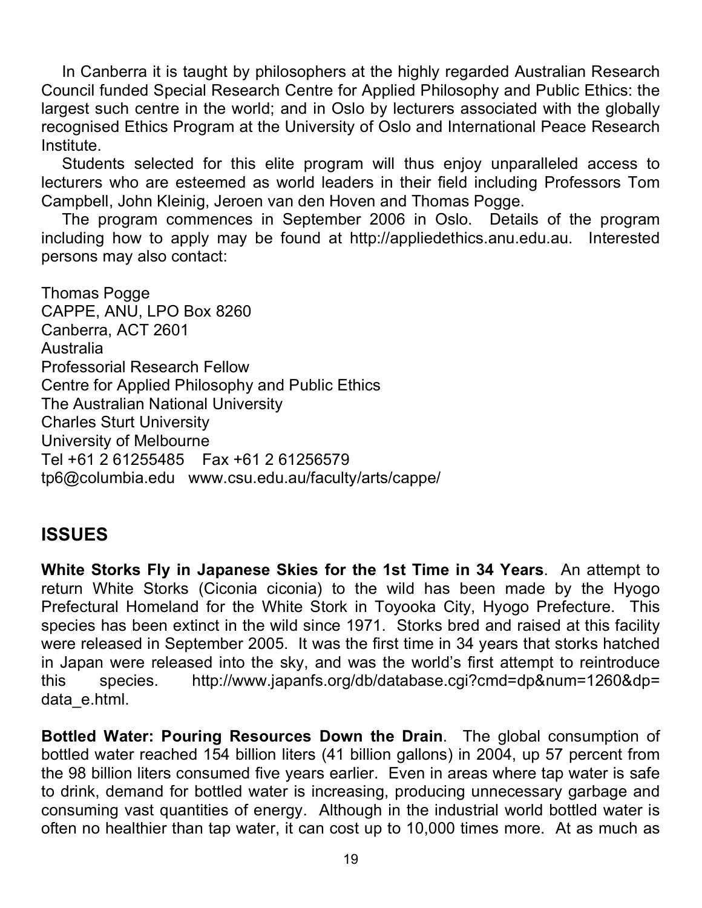In Canberra it is taught by philosophers at the highly regarded Australian Research Council funded Special Research Centre for Applied Philosophy and Public Ethics: the largest such centre in the world; and in Oslo by lecturers associated with the globally recognised Ethics Program at the University of Oslo and International Peace Research Institute.

Students selected for this elite program will thus enjoy unparalleled access to lecturers who are esteemed as world leaders in their field including Professors Tom Campbell, John Kleinig, Jeroen van den Hoven and Thomas Pogge.

The program commences in September 2006 in Oslo. Details of the program including how to apply may be found at http://appliedethics.anu.edu.au. Interested persons may also contact:

Thomas Pogge  
CAPPE, ANU, LPO Box 8260  
Canberra, ACT 2601  
Australia  
Professorial Research Fellow  
Centre for Applied Philosophy and Public Ethics  
The Australian National University  
Charles Sturt University  
University of Melbourne  
Tel +61 2 61255485 Fax +61 2 61256579  
tp6@columbia.edu www.csu.edu.au/faculty/arts/cappe/

## ISSUES

**White Storks Fly in Japanese Skies for the 1st Time in 34 Years**. An attempt to return White Storks (Ciconia ciconia) to the wild has been made by the Hyogo Prefectural Homeland for the White Stork in Toyooka City, Hyogo Prefecture. This species has been extinct in the wild since 1971. Storks bred and raised at this facility were released in September 2005. It was the first time in 34 years that storks hatched in Japan were released into the sky, and was the world's first attempt to reintroduce this species. http://www.japanfs.org/db/database.cgi?cmd=dp&num=1260&dp=data_e.html.

**Bottled Water: Pouring Resources Down the Drain**. The global consumption of bottled water reached 154 billion liters (41 billion gallons) in 2004, up 57 percent from the 98 billion liters consumed five years earlier. Even in areas where tap water is safe to drink, demand for bottled water is increasing, producing unnecessary garbage and consuming vast quantities of energy. Although in the industrial world bottled water is often no healthier than tap water, it can cost up to 10,000 times more. At as much as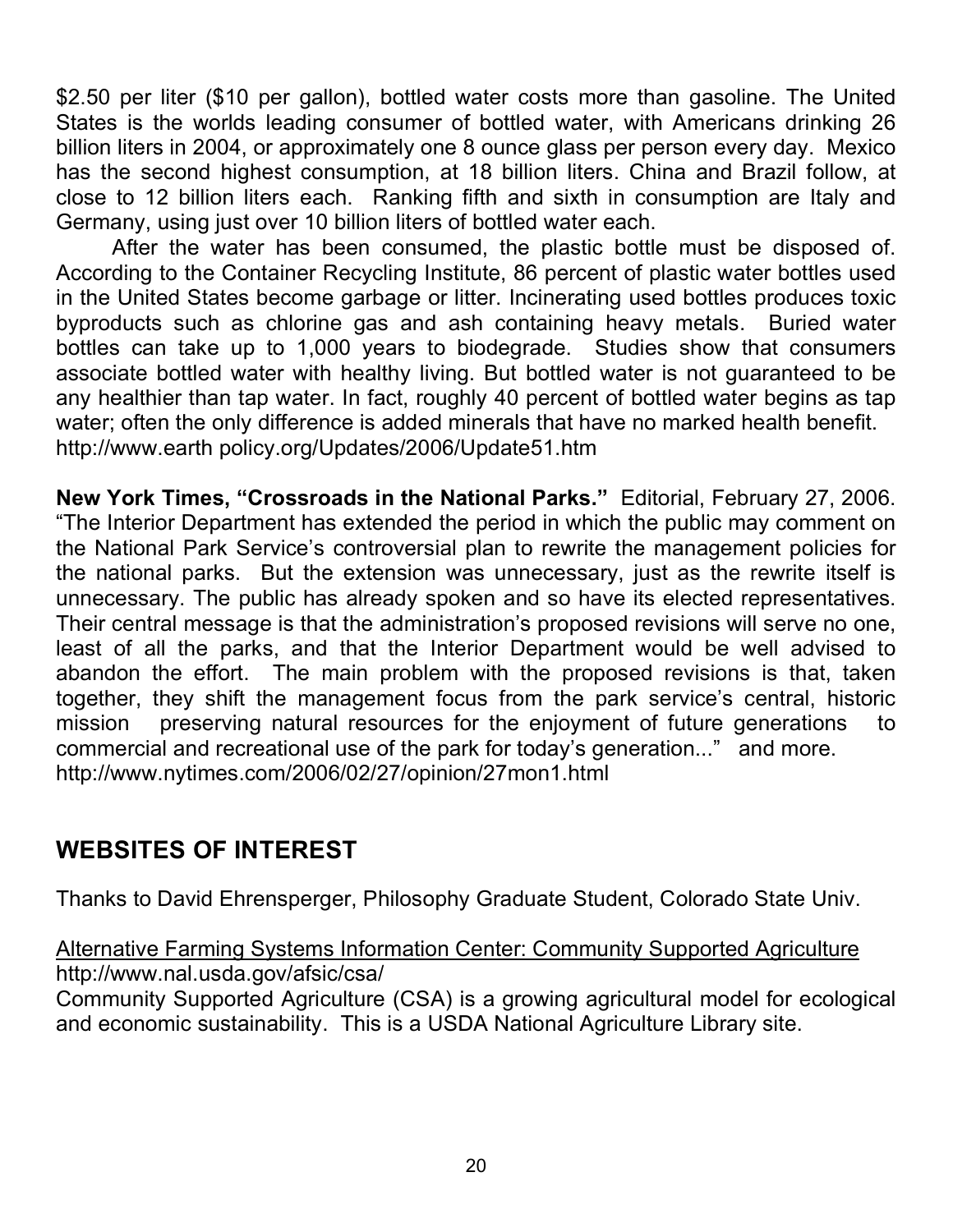$2.50 per liter ($10 per gallon), bottled water costs more than gasoline. The United States is the worlds leading consumer of bottled water, with Americans drinking 26 billion liters in 2004, or approximately one 8 ounce glass per person every day. Mexico has the second highest consumption, at 18 billion liters. China and Brazil follow, at close to 12 billion liters each. Ranking fifth and sixth in consumption are Italy and Germany, using just over 10 billion liters of bottled water each.

After the water has been consumed, the plastic bottle must be disposed of. According to the Container Recycling Institute, 86 percent of plastic water bottles used in the United States become garbage or litter. Incinerating used bottles produces toxic byproducts such as chlorine gas and ash containing heavy metals. Buried water bottles can take up to 1,000 years to biodegrade. Studies show that consumers associate bottled water with healthy living. But bottled water is not guaranteed to be any healthier than tap water. In fact, roughly 40 percent of bottled water begins as tap water; often the only difference is added minerals that have no marked health benefit. http://www.earth policy.org/Updates/2006/Update51.htm

**New York Times, "Crossroads in the National Parks."** Editorial, February 27, 2006. "The Interior Department has extended the period in which the public may comment on the National Park Service's controversial plan to rewrite the management policies for the national parks. But the extension was unnecessary, just as the rewrite itself is unnecessary. The public has already spoken and so have its elected representatives. Their central message is that the administration's proposed revisions will serve no one, least of all the parks, and that the Interior Department would be well advised to abandon the effort. The main problem with the proposed revisions is that, taken together, they shift the management focus from the park service's central, historic mission preserving natural resources for the enjoyment of future generations to commercial and recreational use of the park for today's generation..." and more. http://www.nytimes.com/2006/02/27/opinion/27mon1.html

## WEBSITES OF INTEREST

Thanks to David Ehrensperger, Philosophy Graduate Student, Colorado State Univ.

Alternative Farming Systems Information Center: Community Supported Agriculture
http://www.nal.usda.gov/afsic/csa/
Community Supported Agriculture (CSA) is a growing agricultural model for ecological and economic sustainability. This is a USDA National Agriculture Library site.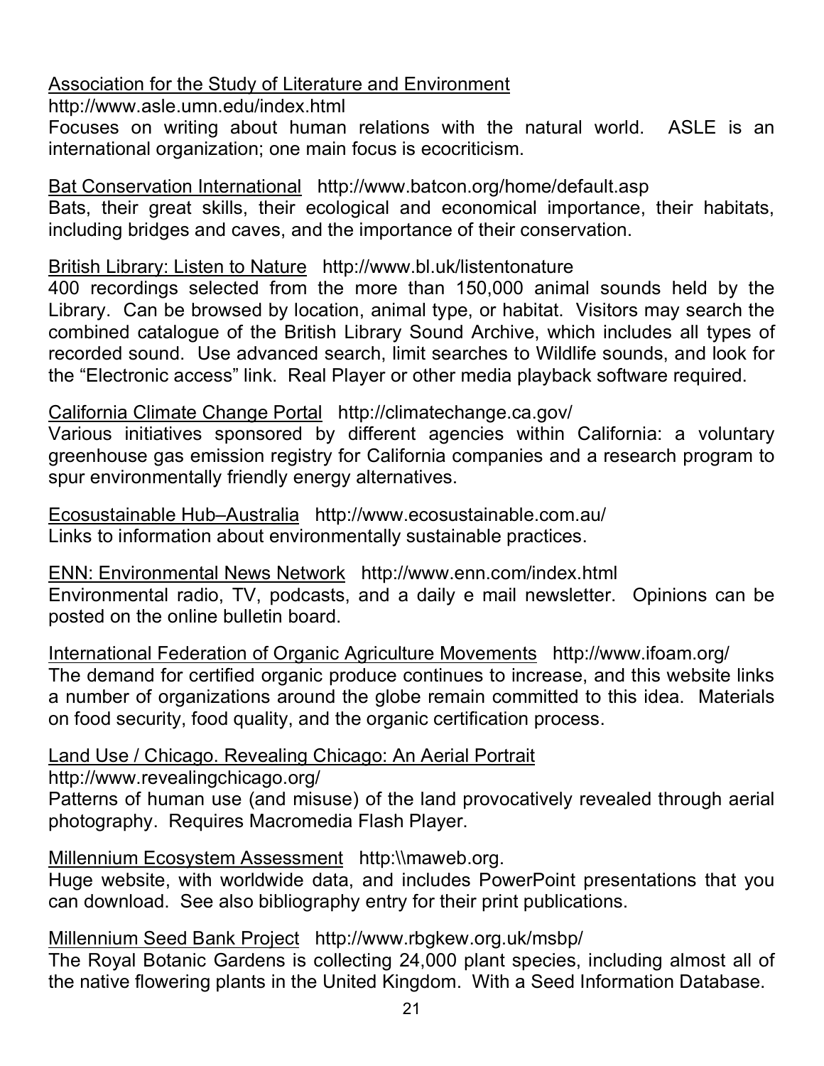Association for the Study of Literature and Environment
http://www.asle.umn.edu/index.html
Focuses on writing about human relations with the natural world. ASLE is an international organization; one main focus is ecocriticism.

Bat Conservation International http://www.batcon.org/home/default.asp
Bats, their great skills, their ecological and economical importance, their habitats, including bridges and caves, and the importance of their conservation.

British Library: Listen to Nature http://www.bl.uk/listentonature
400 recordings selected from the more than 150,000 animal sounds held by the Library. Can be browsed by location, animal type, or habitat. Visitors may search the combined catalogue of the British Library Sound Archive, which includes all types of recorded sound. Use advanced search, limit searches to Wildlife sounds, and look for the "Electronic access" link. Real Player or other media playback software required.

California Climate Change Portal http://climatechange.ca.gov/
Various initiatives sponsored by different agencies within California: a voluntary greenhouse gas emission registry for California companies and a research program to spur environmentally friendly energy alternatives.

Ecosustainable Hub–Australia http://www.ecosustainable.com.au/
Links to information about environmentally sustainable practices.

ENN: Environmental News Network http://www.enn.com/index.html
Environmental radio, TV, podcasts, and a daily e mail newsletter. Opinions can be posted on the online bulletin board.

International Federation of Organic Agriculture Movements http://www.ifoam.org/
The demand for certified organic produce continues to increase, and this website links a number of organizations around the globe remain committed to this idea. Materials on food security, food quality, and the organic certification process.

Land Use / Chicago. Revealing Chicago: An Aerial Portrait
http://www.revealingchicago.org/
Patterns of human use (and misuse) of the land provocatively revealed through aerial photography. Requires Macromedia Flash Player.

Millennium Ecosystem Assessment http:\\maweb.org.
Huge website, with worldwide data, and includes PowerPoint presentations that you can download. See also bibliography entry for their print publications.

Millennium Seed Bank Project http://www.rbgkew.org.uk/msbp/
The Royal Botanic Gardens is collecting 24,000 plant species, including almost all of the native flowering plants in the United Kingdom. With a Seed Information Database.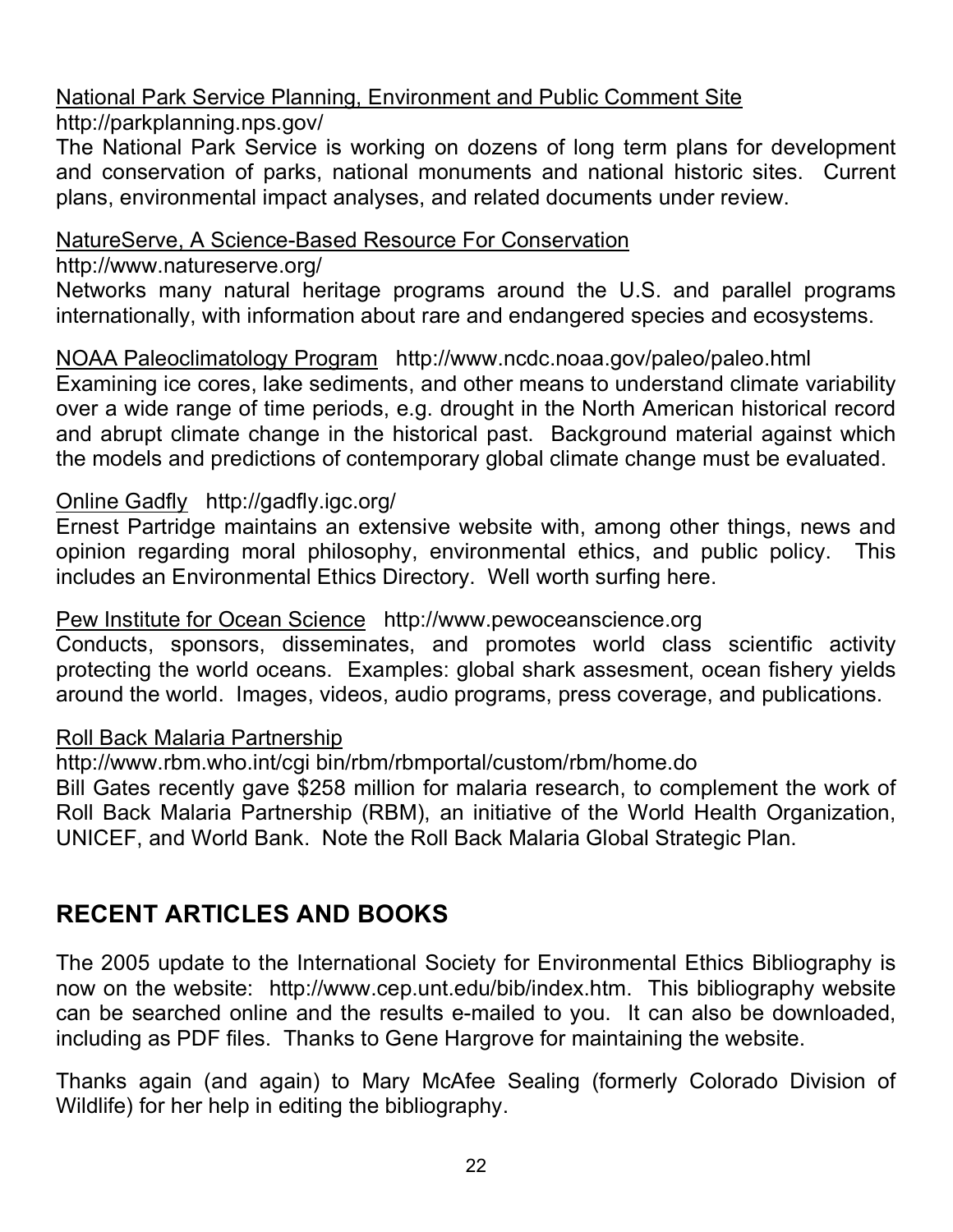National Park Service Planning, Environment and Public Comment Site
http://parkplanning.nps.gov/
The National Park Service is working on dozens of long term plans for development and conservation of parks, national monuments and national historic sites. Current plans, environmental impact analyses, and related documents under review.

NatureServe, A Science-Based Resource For Conservation
http://www.natureserve.org/
Networks many natural heritage programs around the U.S. and parallel programs internationally, with information about rare and endangered species and ecosystems.

NOAA Paleoclimatology Program http://www.ncdc.noaa.gov/paleo/paleo.html
Examining ice cores, lake sediments, and other means to understand climate variability over a wide range of time periods, e.g. drought in the North American historical record and abrupt climate change in the historical past. Background material against which the models and predictions of contemporary global climate change must be evaluated.

Online Gadfly http://gadfly.igc.org/
Ernest Partridge maintains an extensive website with, among other things, news and opinion regarding moral philosophy, environmental ethics, and public policy. This includes an Environmental Ethics Directory. Well worth surfing here.

Pew Institute for Ocean Science http://www.pewoceanscience.org
Conducts, sponsors, disseminates, and promotes world class scientific activity protecting the world oceans. Examples: global shark assesment, ocean fishery yields around the world. Images, videos, audio programs, press coverage, and publications.

Roll Back Malaria Partnership
http://www.rbm.who.int/cgi bin/rbm/rbmportal/custom/rbm/home.do
Bill Gates recently gave $258 million for malaria research, to complement the work of Roll Back Malaria Partnership (RBM), an initiative of the World Health Organization, UNICEF, and World Bank. Note the Roll Back Malaria Global Strategic Plan.

## RECENT ARTICLES AND BOOKS

The 2005 update to the International Society for Environmental Ethics Bibliography is now on the website: http://www.cep.unt.edu/bib/index.htm. This bibliography website can be searched online and the results e-mailed to you. It can also be downloaded, including as PDF files. Thanks to Gene Hargrove for maintaining the website.

Thanks again (and again) to Mary McAfee Sealing (formerly Colorado Division of Wildlife) for her help in editing the bibliography.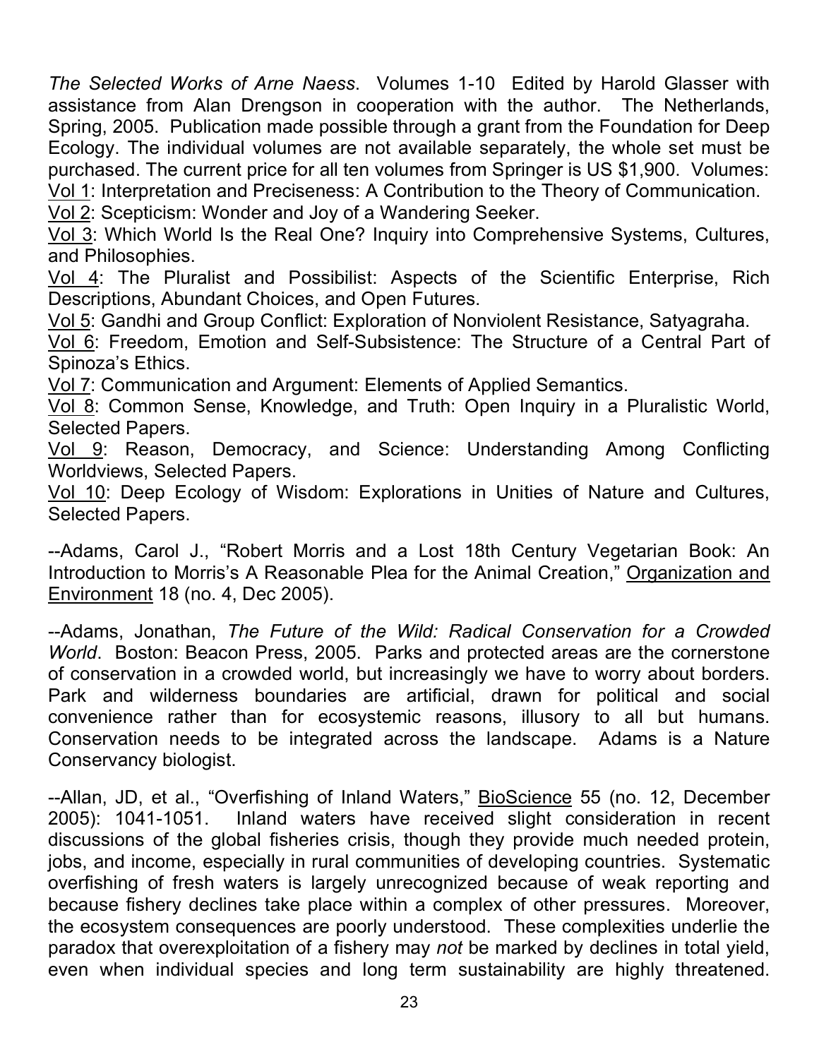*The Selected Works of Arne Naess*. Volumes 1-10 Edited by Harold Glasser with assistance from Alan Drengson in cooperation with the author. The Netherlands, Spring, 2005. Publication made possible through a grant from the Foundation for Deep Ecology. The individual volumes are not available separately, the whole set must be purchased. The current price for all ten volumes from Springer is US $1,900. Volumes:
Vol 1: Interpretation and Preciseness: A Contribution to the Theory of Communication.
Vol 2: Scepticism: Wonder and Joy of a Wandering Seeker.
Vol 3: Which World Is the Real One? Inquiry into Comprehensive Systems, Cultures, and Philosophies.
Vol 4: The Pluralist and Possibilist: Aspects of the Scientific Enterprise, Rich Descriptions, Abundant Choices, and Open Futures.
Vol 5: Gandhi and Group Conflict: Exploration of Nonviolent Resistance, Satyagraha.
Vol 6: Freedom, Emotion and Self-Subsistence: The Structure of a Central Part of Spinoza's Ethics.
Vol 7: Communication and Argument: Elements of Applied Semantics.
Vol 8: Common Sense, Knowledge, and Truth: Open Inquiry in a Pluralistic World, Selected Papers.
Vol 9: Reason, Democracy, and Science: Understanding Among Conflicting Worldviews, Selected Papers.
Vol 10: Deep Ecology of Wisdom: Explorations in Unities of Nature and Cultures, Selected Papers.

--Adams, Carol J., "Robert Morris and a Lost 18th Century Vegetarian Book: An Introduction to Morris's A Reasonable Plea for the Animal Creation," Organization and Environment 18 (no. 4, Dec 2005).

--Adams, Jonathan, *The Future of the Wild: Radical Conservation for a Crowded World*. Boston: Beacon Press, 2005. Parks and protected areas are the cornerstone of conservation in a crowded world, but increasingly we have to worry about borders. Park and wilderness boundaries are artificial, drawn for political and social convenience rather than for ecosystemic reasons, illusory to all but humans. Conservation needs to be integrated across the landscape. Adams is a Nature Conservancy biologist.

--Allan, JD, et al., "Overfishing of Inland Waters," BioScience 55 (no. 12, December 2005): 1041-1051. Inland waters have received slight consideration in recent discussions of the global fisheries crisis, though they provide much needed protein, jobs, and income, especially in rural communities of developing countries. Systematic overfishing of fresh waters is largely unrecognized because of weak reporting and because fishery declines take place within a complex of other pressures. Moreover, the ecosystem consequences are poorly understood. These complexities underlie the paradox that overexploitation of a fishery may *not* be marked by declines in total yield, even when individual species and long term sustainability are highly threatened.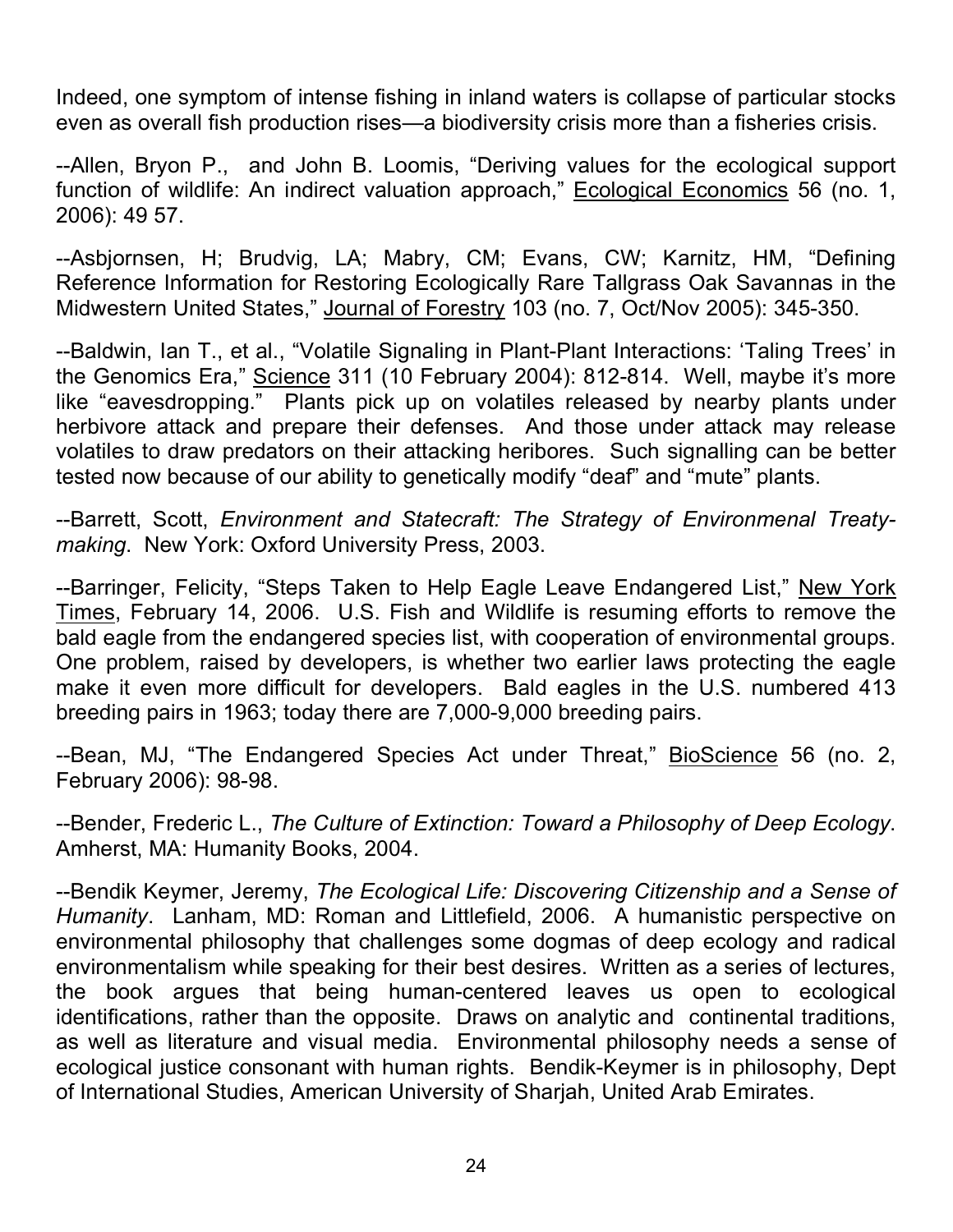Indeed, one symptom of intense fishing in inland waters is collapse of particular stocks even as overall fish production rises—a biodiversity crisis more than a fisheries crisis.

--Allen, Bryon P., and John B. Loomis, "Deriving values for the ecological support function of wildlife: An indirect valuation approach," Ecological Economics 56 (no. 1, 2006): 49 57.

--Asbjornsen, H; Brudvig, LA; Mabry, CM; Evans, CW; Karnitz, HM, "Defining Reference Information for Restoring Ecologically Rare Tallgrass Oak Savannas in the Midwestern United States," Journal of Forestry 103 (no. 7, Oct/Nov 2005): 345-350.

--Baldwin, Ian T., et al., "Volatile Signaling in Plant-Plant Interactions: 'Taling Trees' in the Genomics Era," Science 311 (10 February 2004): 812-814. Well, maybe it's more like "eavesdropping." Plants pick up on volatiles released by nearby plants under herbivore attack and prepare their defenses. And those under attack may release volatiles to draw predators on their attacking heribores. Such signalling can be better tested now because of our ability to genetically modify "deaf" and "mute" plants.

--Barrett, Scott, *Environment and Statecraft: The Strategy of Environmenal Treaty-making*. New York: Oxford University Press, 2003.

--Barringer, Felicity, "Steps Taken to Help Eagle Leave Endangered List," New York Times, February 14, 2006. U.S. Fish and Wildlife is resuming efforts to remove the bald eagle from the endangered species list, with cooperation of environmental groups. One problem, raised by developers, is whether two earlier laws protecting the eagle make it even more difficult for developers. Bald eagles in the U.S. numbered 413 breeding pairs in 1963; today there are 7,000-9,000 breeding pairs.

--Bean, MJ, "The Endangered Species Act under Threat," BioScience 56 (no. 2, February 2006): 98-98.

--Bender, Frederic L., *The Culture of Extinction: Toward a Philosophy of Deep Ecology*. Amherst, MA: Humanity Books, 2004.

--Bendik Keymer, Jeremy, *The Ecological Life: Discovering Citizenship and a Sense of Humanity*. Lanham, MD: Roman and Littlefield, 2006. A humanistic perspective on environmental philosophy that challenges some dogmas of deep ecology and radical environmentalism while speaking for their best desires. Written as a series of lectures, the book argues that being human-centered leaves us open to ecological identifications, rather than the opposite. Draws on analytic and continental traditions, as well as literature and visual media. Environmental philosophy needs a sense of ecological justice consonant with human rights. Bendik-Keymer is in philosophy, Dept of International Studies, American University of Sharjah, United Arab Emirates.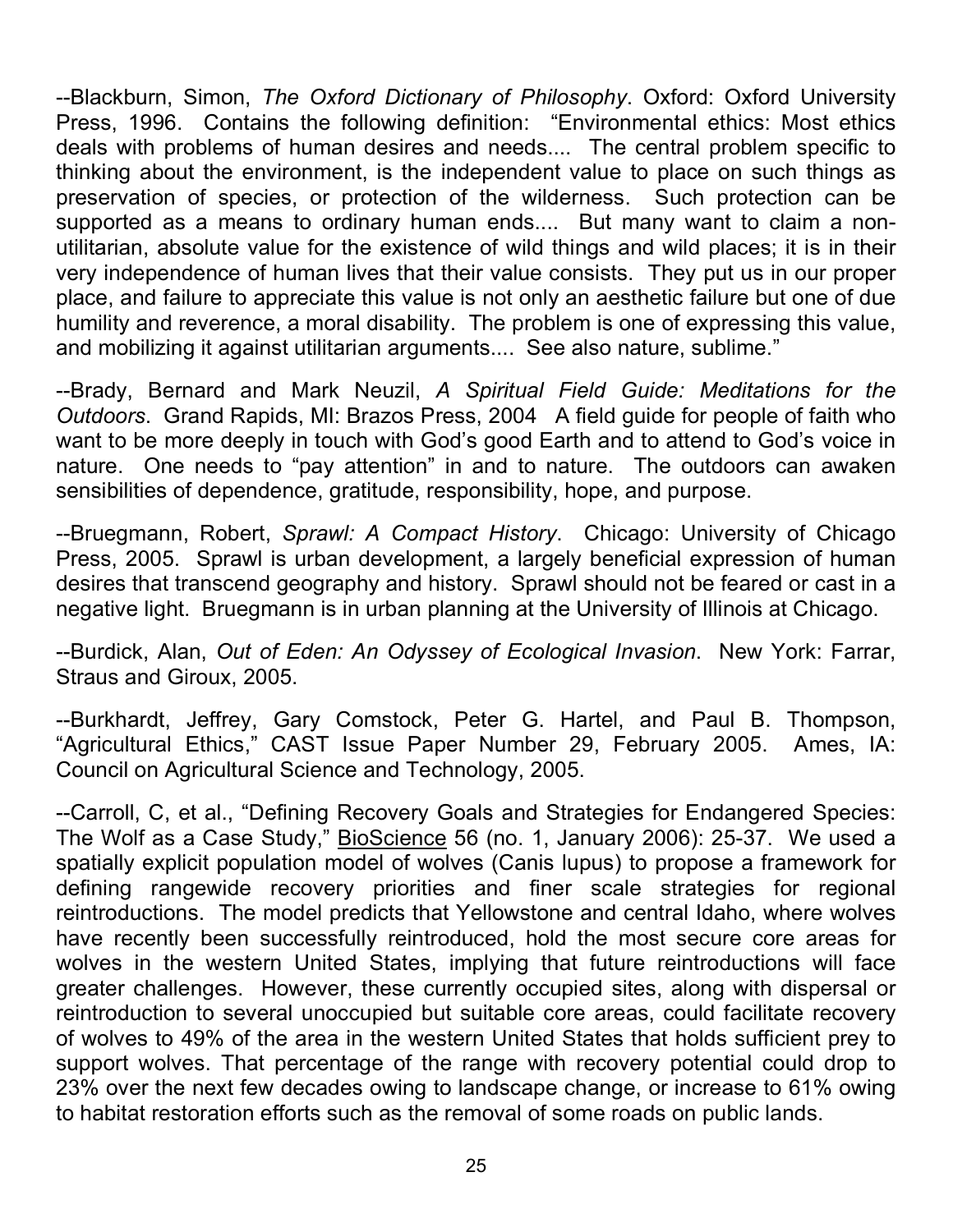--Blackburn, Simon, *The Oxford Dictionary of Philosophy*. Oxford: Oxford University Press, 1996. Contains the following definition: "Environmental ethics: Most ethics deals with problems of human desires and needs.... The central problem specific to thinking about the environment, is the independent value to place on such things as preservation of species, or protection of the wilderness. Such protection can be supported as a means to ordinary human ends.... But many want to claim a non-utilitarian, absolute value for the existence of wild things and wild places; it is in their very independence of human lives that their value consists. They put us in our proper place, and failure to appreciate this value is not only an aesthetic failure but one of due humility and reverence, a moral disability. The problem is one of expressing this value, and mobilizing it against utilitarian arguments.... See also nature, sublime."

--Brady, Bernard and Mark Neuzil, *A Spiritual Field Guide: Meditations for the Outdoors*. Grand Rapids, MI: Brazos Press, 2004 A field guide for people of faith who want to be more deeply in touch with God's good Earth and to attend to God's voice in nature. One needs to "pay attention" in and to nature. The outdoors can awaken sensibilities of dependence, gratitude, responsibility, hope, and purpose.

--Bruegmann, Robert, *Sprawl: A Compact History*. Chicago: University of Chicago Press, 2005. Sprawl is urban development, a largely beneficial expression of human desires that transcend geography and history. Sprawl should not be feared or cast in a negative light. Bruegmann is in urban planning at the University of Illinois at Chicago.

--Burdick, Alan, *Out of Eden: An Odyssey of Ecological Invasion*. New York: Farrar, Straus and Giroux, 2005.

--Burkhardt, Jeffrey, Gary Comstock, Peter G. Hartel, and Paul B. Thompson, "Agricultural Ethics," CAST Issue Paper Number 29, February 2005. Ames, IA: Council on Agricultural Science and Technology, 2005.

--Carroll, C, et al., "Defining Recovery Goals and Strategies for Endangered Species: The Wolf as a Case Study," BioScience 56 (no. 1, January 2006): 25-37. We used a spatially explicit population model of wolves (Canis lupus) to propose a framework for defining rangewide recovery priorities and finer scale strategies for regional reintroductions. The model predicts that Yellowstone and central Idaho, where wolves have recently been successfully reintroduced, hold the most secure core areas for wolves in the western United States, implying that future reintroductions will face greater challenges. However, these currently occupied sites, along with dispersal or reintroduction to several unoccupied but suitable core areas, could facilitate recovery of wolves to 49% of the area in the western United States that holds sufficient prey to support wolves. That percentage of the range with recovery potential could drop to 23% over the next few decades owing to landscape change, or increase to 61% owing to habitat restoration efforts such as the removal of some roads on public lands.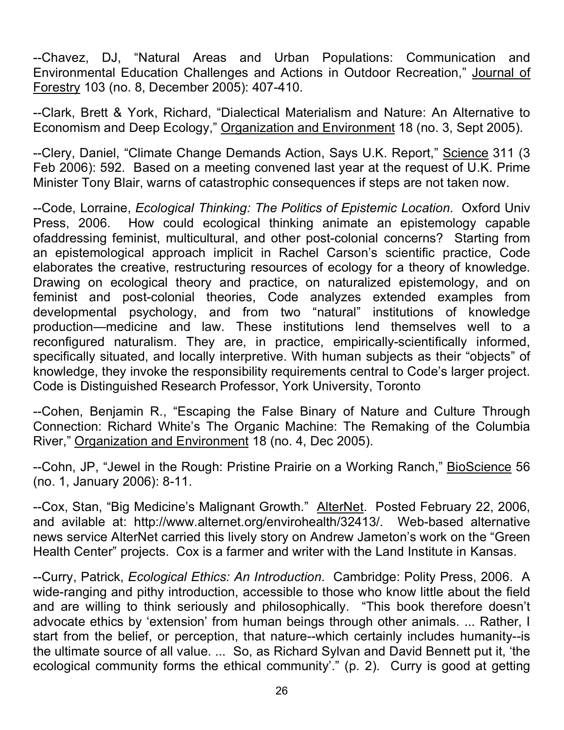--Chavez, DJ, "Natural Areas and Urban Populations: Communication and Environmental Education Challenges and Actions in Outdoor Recreation," Journal of Forestry 103 (no. 8, December 2005): 407-410.

--Clark, Brett & York, Richard, "Dialectical Materialism and Nature: An Alternative to Economism and Deep Ecology," Organization and Environment 18 (no. 3, Sept 2005).

--Clery, Daniel, "Climate Change Demands Action, Says U.K. Report," Science 311 (3 Feb 2006): 592. Based on a meeting convened last year at the request of U.K. Prime Minister Tony Blair, warns of catastrophic consequences if steps are not taken now.

--Code, Lorraine, *Ecological Thinking: The Politics of Epistemic Location*. Oxford Univ Press, 2006. How could ecological thinking animate an epistemology capable ofaddressing feminist, multicultural, and other post-colonial concerns? Starting from an epistemological approach implicit in Rachel Carson's scientific practice, Code elaborates the creative, restructuring resources of ecology for a theory of knowledge. Drawing on ecological theory and practice, on naturalized epistemology, and on feminist and post-colonial theories, Code analyzes extended examples from developmental psychology, and from two "natural" institutions of knowledge production—medicine and law. These institutions lend themselves well to a reconfigured naturalism. They are, in practice, empirically-scientifically informed, specifically situated, and locally interpretive. With human subjects as their "objects" of knowledge, they invoke the responsibility requirements central to Code's larger project. Code is Distinguished Research Professor, York University, Toronto

--Cohen, Benjamin R., "Escaping the False Binary of Nature and Culture Through Connection: Richard White's The Organic Machine: The Remaking of the Columbia River," Organization and Environment 18 (no. 4, Dec 2005).

--Cohn, JP, "Jewel in the Rough: Pristine Prairie on a Working Ranch," BioScience 56 (no. 1, January 2006): 8-11.

--Cox, Stan, "Big Medicine's Malignant Growth." AlterNet. Posted February 22, 2006, and avilable at: http://www.alternet.org/envirohealth/32413/. Web-based alternative news service AlterNet carried this lively story on Andrew Jameton's work on the "Green Health Center" projects. Cox is a farmer and writer with the Land Institute in Kansas.

--Curry, Patrick, *Ecological Ethics: An Introduction*. Cambridge: Polity Press, 2006. A wide-ranging and pithy introduction, accessible to those who know little about the field and are willing to think seriously and philosophically. "This book therefore doesn't advocate ethics by 'extension' from human beings through other animals. ... Rather, I start from the belief, or perception, that nature--which certainly includes humanity--is the ultimate source of all value. ... So, as Richard Sylvan and David Bennett put it, 'the ecological community forms the ethical community'." (p. 2). Curry is good at getting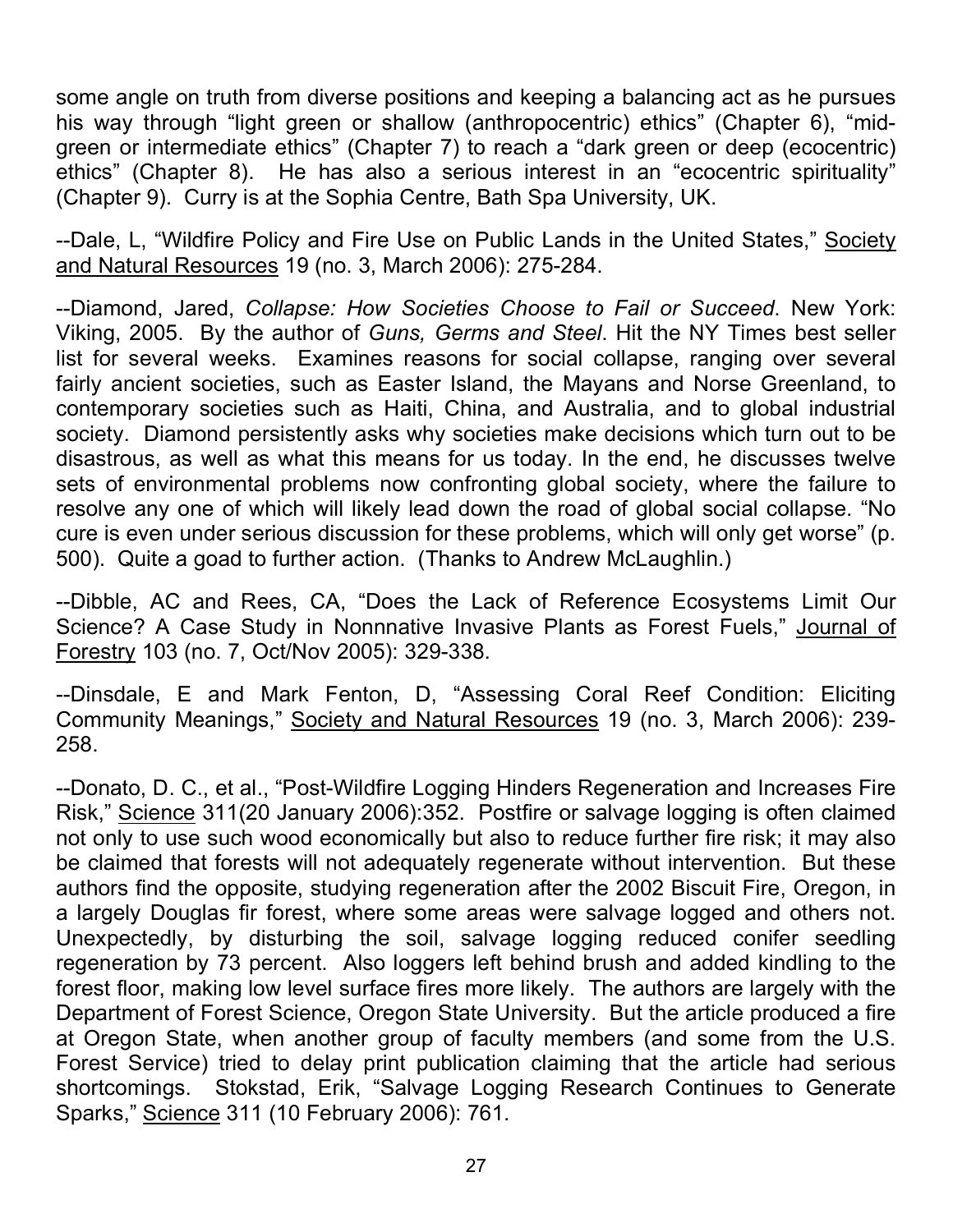some angle on truth from diverse positions and keeping a balancing act as he pursues his way through "light green or shallow (anthropocentric) ethics" (Chapter 6), "mid-green or intermediate ethics" (Chapter 7) to reach a "dark green or deep (ecocentric) ethics" (Chapter 8). He has also a serious interest in an "ecocentric spirituality" (Chapter 9). Curry is at the Sophia Centre, Bath Spa University, UK.

--Dale, L, "Wildfire Policy and Fire Use on Public Lands in the United States," Society and Natural Resources 19 (no. 3, March 2006): 275-284.

--Diamond, Jared, *Collapse: How Societies Choose to Fail or Succeed*. New York: Viking, 2005. By the author of *Guns, Germs and Steel*. Hit the NY Times best seller list for several weeks. Examines reasons for social collapse, ranging over several fairly ancient societies, such as Easter Island, the Mayans and Norse Greenland, to contemporary societies such as Haiti, China, and Australia, and to global industrial society. Diamond persistently asks why societies make decisions which turn out to be disastrous, as well as what this means for us today. In the end, he discusses twelve sets of environmental problems now confronting global society, where the failure to resolve any one of which will likely lead down the road of global social collapse. "No cure is even under serious discussion for these problems, which will only get worse" (p. 500). Quite a goad to further action. (Thanks to Andrew McLaughlin.)

--Dibble, AC and Rees, CA, "Does the Lack of Reference Ecosystems Limit Our Science? A Case Study in Nonnnative Invasive Plants as Forest Fuels," Journal of Forestry 103 (no. 7, Oct/Nov 2005): 329-338.

--Dinsdale, E and Mark Fenton, D, "Assessing Coral Reef Condition: Eliciting Community Meanings," Society and Natural Resources 19 (no. 3, March 2006): 239-258.

--Donato, D. C., et al., "Post-Wildfire Logging Hinders Regeneration and Increases Fire Risk," Science 311(20 January 2006):352. Postfire or salvage logging is often claimed not only to use such wood economically but also to reduce further fire risk; it may also be claimed that forests will not adequately regenerate without intervention. But these authors find the opposite, studying regeneration after the 2002 Biscuit Fire, Oregon, in a largely Douglas fir forest, where some areas were salvage logged and others not. Unexpectedly, by disturbing the soil, salvage logging reduced conifer seedling regeneration by 73 percent. Also loggers left behind brush and added kindling to the forest floor, making low level surface fires more likely. The authors are largely with the Department of Forest Science, Oregon State University. But the article produced a fire at Oregon State, when another group of faculty members (and some from the U.S. Forest Service) tried to delay print publication claiming that the article had serious shortcomings. Stokstad, Erik, "Salvage Logging Research Continues to Generate Sparks," Science 311 (10 February 2006): 761.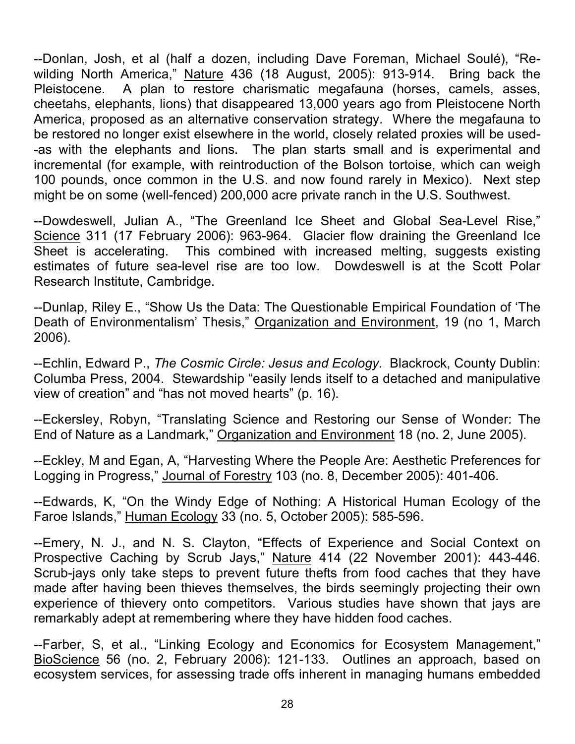--Donlan, Josh, et al (half a dozen, including Dave Foreman, Michael Soulé), "Re-wilding North America," Nature 436 (18 August, 2005): 913-914. Bring back the Pleistocene. A plan to restore charismatic megafauna (horses, camels, asses, cheetahs, elephants, lions) that disappeared 13,000 years ago from Pleistocene North America, proposed as an alternative conservation strategy. Where the megafauna to be restored no longer exist elsewhere in the world, closely related proxies will be used--as with the elephants and lions. The plan starts small and is experimental and incremental (for example, with reintroduction of the Bolson tortoise, which can weigh 100 pounds, once common in the U.S. and now found rarely in Mexico). Next step might be on some (well-fenced) 200,000 acre private ranch in the U.S. Southwest.

--Dowdeswell, Julian A., "The Greenland Ice Sheet and Global Sea-Level Rise," Science 311 (17 February 2006): 963-964. Glacier flow draining the Greenland Ice Sheet is accelerating. This combined with increased melting, suggests existing estimates of future sea-level rise are too low. Dowdeswell is at the Scott Polar Research Institute, Cambridge.

--Dunlap, Riley E., "Show Us the Data: The Questionable Empirical Foundation of 'The Death of Environmentalism' Thesis," Organization and Environment, 19 (no 1, March 2006).

--Echlin, Edward P., *The Cosmic Circle: Jesus and Ecology*. Blackrock, County Dublin: Columba Press, 2004. Stewardship "easily lends itself to a detached and manipulative view of creation" and "has not moved hearts" (p. 16).

--Eckersley, Robyn, "Translating Science and Restoring our Sense of Wonder: The End of Nature as a Landmark," Organization and Environment 18 (no. 2, June 2005).

--Eckley, M and Egan, A, "Harvesting Where the People Are: Aesthetic Preferences for Logging in Progress," Journal of Forestry 103 (no. 8, December 2005): 401-406.

--Edwards, K, "On the Windy Edge of Nothing: A Historical Human Ecology of the Faroe Islands," Human Ecology 33 (no. 5, October 2005): 585-596.

--Emery, N. J., and N. S. Clayton, "Effects of Experience and Social Context on Prospective Caching by Scrub Jays," Nature 414 (22 November 2001): 443-446. Scrub-jays only take steps to prevent future thefts from food caches that they have made after having been thieves themselves, the birds seemingly projecting their own experience of thievery onto competitors. Various studies have shown that jays are remarkably adept at remembering where they have hidden food caches.

--Farber, S, et al., "Linking Ecology and Economics for Ecosystem Management," BioScience 56 (no. 2, February 2006): 121-133. Outlines an approach, based on ecosystem services, for assessing trade offs inherent in managing humans embedded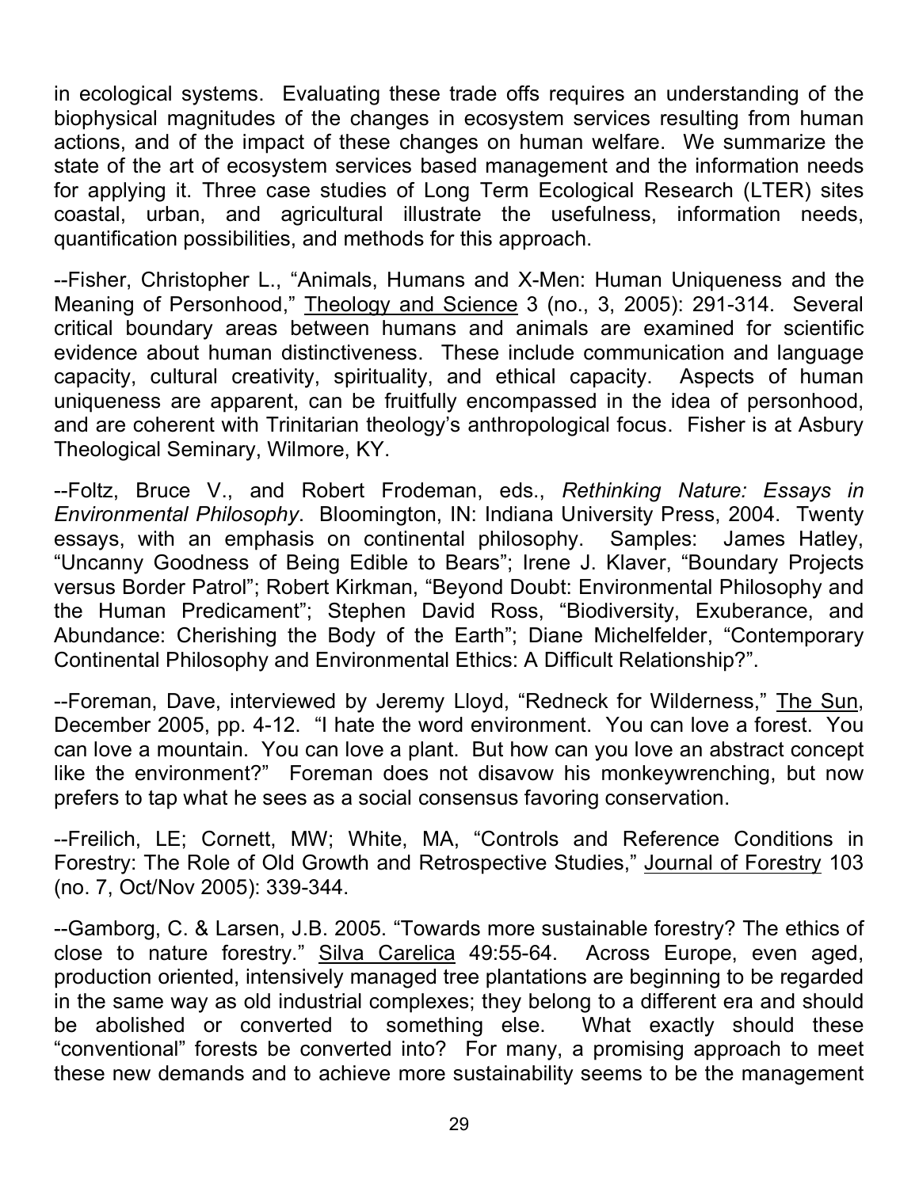in ecological systems. Evaluating these trade offs requires an understanding of the biophysical magnitudes of the changes in ecosystem services resulting from human actions, and of the impact of these changes on human welfare. We summarize the state of the art of ecosystem services based management and the information needs for applying it. Three case studies of Long Term Ecological Research (LTER) sites coastal, urban, and agricultural illustrate the usefulness, information needs, quantification possibilities, and methods for this approach.

--Fisher, Christopher L., "Animals, Humans and X-Men: Human Uniqueness and the Meaning of Personhood," Theology and Science 3 (no., 3, 2005): 291-314. Several critical boundary areas between humans and animals are examined for scientific evidence about human distinctiveness. These include communication and language capacity, cultural creativity, spirituality, and ethical capacity. Aspects of human uniqueness are apparent, can be fruitfully encompassed in the idea of personhood, and are coherent with Trinitarian theology's anthropological focus. Fisher is at Asbury Theological Seminary, Wilmore, KY.

--Foltz, Bruce V., and Robert Frodeman, eds., *Rethinking Nature: Essays in Environmental Philosophy*. Bloomington, IN: Indiana University Press, 2004. Twenty essays, with an emphasis on continental philosophy. Samples: James Hatley, "Uncanny Goodness of Being Edible to Bears"; Irene J. Klaver, "Boundary Projects versus Border Patrol"; Robert Kirkman, "Beyond Doubt: Environmental Philosophy and the Human Predicament"; Stephen David Ross, "Biodiversity, Exuberance, and Abundance: Cherishing the Body of the Earth"; Diane Michelfelder, "Contemporary Continental Philosophy and Environmental Ethics: A Difficult Relationship?".

--Foreman, Dave, interviewed by Jeremy Lloyd, "Redneck for Wilderness," The Sun, December 2005, pp. 4-12. "I hate the word environment. You can love a forest. You can love a mountain. You can love a plant. But how can you love an abstract concept like the environment?" Foreman does not disavow his monkeywrenching, but now prefers to tap what he sees as a social consensus favoring conservation.

--Freilich, LE; Cornett, MW; White, MA, "Controls and Reference Conditions in Forestry: The Role of Old Growth and Retrospective Studies," Journal of Forestry 103 (no. 7, Oct/Nov 2005): 339-344.

--Gamborg, C. & Larsen, J.B. 2005. "Towards more sustainable forestry? The ethics of close to nature forestry." Silva Carelica 49:55-64. Across Europe, even aged, production oriented, intensively managed tree plantations are beginning to be regarded in the same way as old industrial complexes; they belong to a different era and should be abolished or converted to something else. What exactly should these "conventional" forests be converted into? For many, a promising approach to meet these new demands and to achieve more sustainability seems to be the management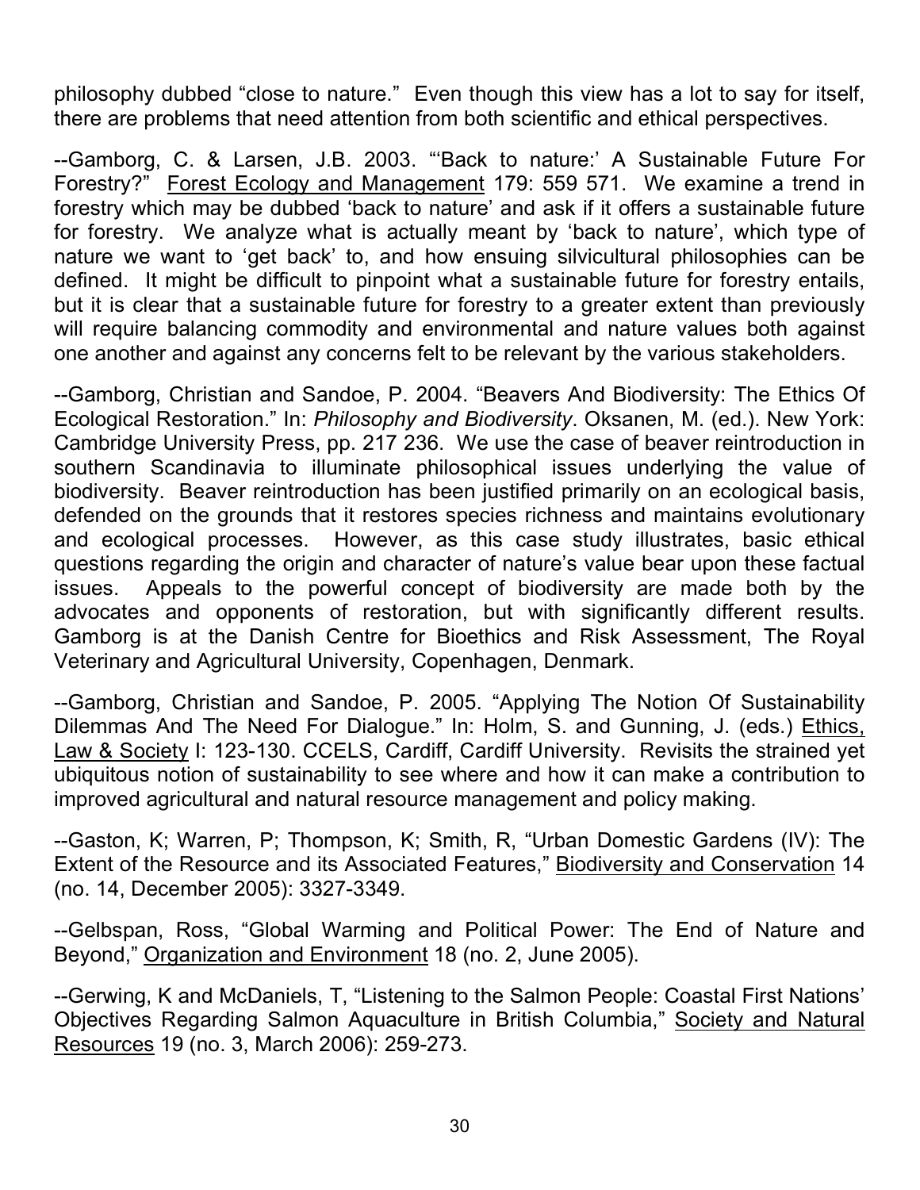philosophy dubbed "close to nature." Even though this view has a lot to say for itself, there are problems that need attention from both scientific and ethical perspectives.

--Gamborg, C. & Larsen, J.B. 2003. "'Back to nature:' A Sustainable Future For Forestry?" Forest Ecology and Management 179: 559 571. We examine a trend in forestry which may be dubbed 'back to nature' and ask if it offers a sustainable future for forestry. We analyze what is actually meant by 'back to nature', which type of nature we want to 'get back' to, and how ensuing silvicultural philosophies can be defined. It might be difficult to pinpoint what a sustainable future for forestry entails, but it is clear that a sustainable future for forestry to a greater extent than previously will require balancing commodity and environmental and nature values both against one another and against any concerns felt to be relevant by the various stakeholders.

--Gamborg, Christian and Sandoe, P. 2004. "Beavers And Biodiversity: The Ethics Of Ecological Restoration." In: *Philosophy and Biodiversity*. Oksanen, M. (ed.). New York: Cambridge University Press, pp. 217 236. We use the case of beaver reintroduction in southern Scandinavia to illuminate philosophical issues underlying the value of biodiversity. Beaver reintroduction has been justified primarily on an ecological basis, defended on the grounds that it restores species richness and maintains evolutionary and ecological processes. However, as this case study illustrates, basic ethical questions regarding the origin and character of nature's value bear upon these factual issues. Appeals to the powerful concept of biodiversity are made both by the advocates and opponents of restoration, but with significantly different results. Gamborg is at the Danish Centre for Bioethics and Risk Assessment, The Royal Veterinary and Agricultural University, Copenhagen, Denmark.

--Gamborg, Christian and Sandoe, P. 2005. "Applying The Notion Of Sustainability Dilemmas And The Need For Dialogue." In: Holm, S. and Gunning, J. (eds.) Ethics, Law & Society I: 123-130. CCELS, Cardiff, Cardiff University. Revisits the strained yet ubiquitous notion of sustainability to see where and how it can make a contribution to improved agricultural and natural resource management and policy making.

--Gaston, K; Warren, P; Thompson, K; Smith, R, "Urban Domestic Gardens (IV): The Extent of the Resource and its Associated Features," Biodiversity and Conservation 14 (no. 14, December 2005): 3327-3349.

--Gelbspan, Ross, "Global Warming and Political Power: The End of Nature and Beyond," Organization and Environment 18 (no. 2, June 2005).

--Gerwing, K and McDaniels, T, "Listening to the Salmon People: Coastal First Nations' Objectives Regarding Salmon Aquaculture in British Columbia," Society and Natural Resources 19 (no. 3, March 2006): 259-273.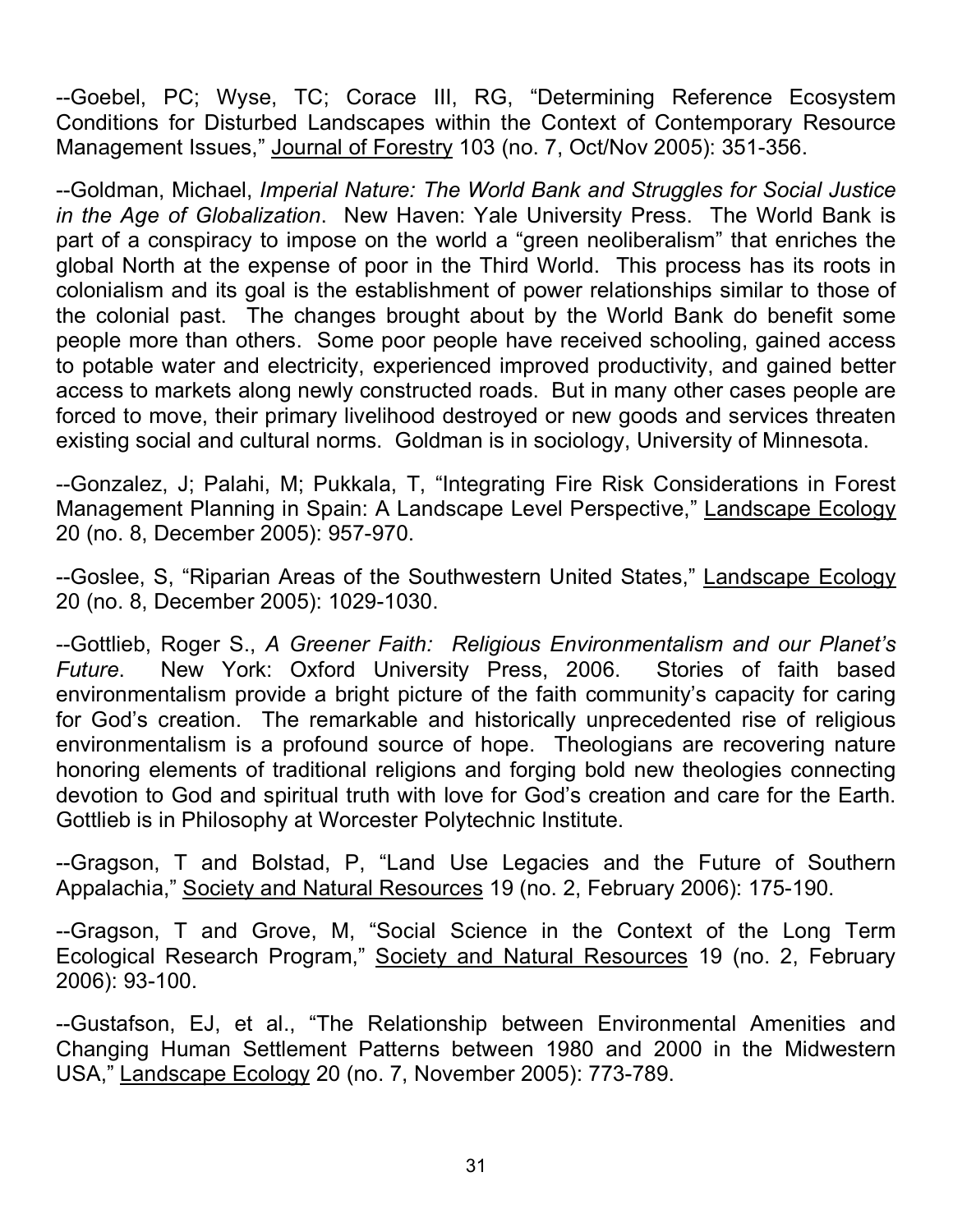--Goebel, PC; Wyse, TC; Corace III, RG, "Determining Reference Ecosystem Conditions for Disturbed Landscapes within the Context of Contemporary Resource Management Issues," Journal of Forestry 103 (no. 7, Oct/Nov 2005): 351-356.

--Goldman, Michael, *Imperial Nature: The World Bank and Struggles for Social Justice in the Age of Globalization*. New Haven: Yale University Press. The World Bank is part of a conspiracy to impose on the world a "green neoliberalism" that enriches the global North at the expense of poor in the Third World. This process has its roots in colonialism and its goal is the establishment of power relationships similar to those of the colonial past. The changes brought about by the World Bank do benefit some people more than others. Some poor people have received schooling, gained access to potable water and electricity, experienced improved productivity, and gained better access to markets along newly constructed roads. But in many other cases people are forced to move, their primary livelihood destroyed or new goods and services threaten existing social and cultural norms. Goldman is in sociology, University of Minnesota.

--Gonzalez, J; Palahi, M; Pukkala, T, "Integrating Fire Risk Considerations in Forest Management Planning in Spain: A Landscape Level Perspective," Landscape Ecology 20 (no. 8, December 2005): 957-970.

--Goslee, S, "Riparian Areas of the Southwestern United States," Landscape Ecology 20 (no. 8, December 2005): 1029-1030.

--Gottlieb, Roger S., *A Greener Faith: Religious Environmentalism and our Planet's Future*. New York: Oxford University Press, 2006. Stories of faith based environmentalism provide a bright picture of the faith community's capacity for caring for God's creation. The remarkable and historically unprecedented rise of religious environmentalism is a profound source of hope. Theologians are recovering nature honoring elements of traditional religions and forging bold new theologies connecting devotion to God and spiritual truth with love for God's creation and care for the Earth. Gottlieb is in Philosophy at Worcester Polytechnic Institute.

--Gragson, T and Bolstad, P, "Land Use Legacies and the Future of Southern Appalachia," Society and Natural Resources 19 (no. 2, February 2006): 175-190.

--Gragson, T and Grove, M, "Social Science in the Context of the Long Term Ecological Research Program," Society and Natural Resources 19 (no. 2, February 2006): 93-100.

--Gustafson, EJ, et al., "The Relationship between Environmental Amenities and Changing Human Settlement Patterns between 1980 and 2000 in the Midwestern USA," Landscape Ecology 20 (no. 7, November 2005): 773-789.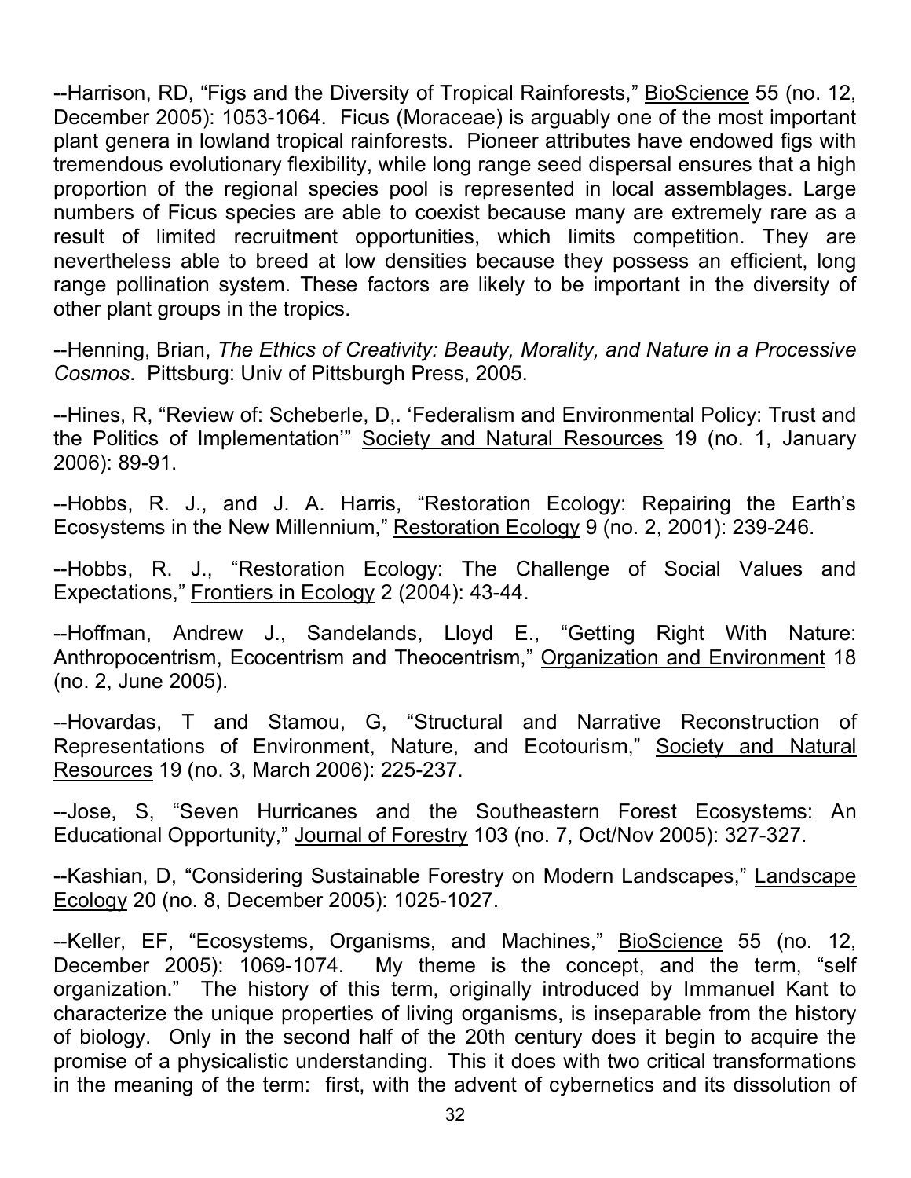--Harrison, RD, "Figs and the Diversity of Tropical Rainforests," BioScience 55 (no. 12, December 2005): 1053-1064. Ficus (Moraceae) is arguably one of the most important plant genera in lowland tropical rainforests. Pioneer attributes have endowed figs with tremendous evolutionary flexibility, while long range seed dispersal ensures that a high proportion of the regional species pool is represented in local assemblages. Large numbers of Ficus species are able to coexist because many are extremely rare as a result of limited recruitment opportunities, which limits competition. They are nevertheless able to breed at low densities because they possess an efficient, long range pollination system. These factors are likely to be important in the diversity of other plant groups in the tropics.

--Henning, Brian, *The Ethics of Creativity: Beauty, Morality, and Nature in a Processive Cosmos*. Pittsburg: Univ of Pittsburgh Press, 2005.

--Hines, R, "Review of: Scheberle, D,. 'Federalism and Environmental Policy: Trust and the Politics of Implementation'" Society and Natural Resources 19 (no. 1, January 2006): 89-91.

--Hobbs, R. J., and J. A. Harris, "Restoration Ecology: Repairing the Earth's Ecosystems in the New Millennium," Restoration Ecology 9 (no. 2, 2001): 239-246.

--Hobbs, R. J., "Restoration Ecology: The Challenge of Social Values and Expectations," Frontiers in Ecology 2 (2004): 43-44.

--Hoffman, Andrew J., Sandelands, Lloyd E., "Getting Right With Nature: Anthropocentrism, Ecocentrism and Theocentrism," Organization and Environment 18 (no. 2, June 2005).

--Hovardas, T and Stamou, G, "Structural and Narrative Reconstruction of Representations of Environment, Nature, and Ecotourism," Society and Natural Resources 19 (no. 3, March 2006): 225-237.

--Jose, S, "Seven Hurricanes and the Southeastern Forest Ecosystems: An Educational Opportunity," Journal of Forestry 103 (no. 7, Oct/Nov 2005): 327-327.

--Kashian, D, "Considering Sustainable Forestry on Modern Landscapes," Landscape Ecology 20 (no. 8, December 2005): 1025-1027.

--Keller, EF, "Ecosystems, Organisms, and Machines," BioScience 55 (no. 12, December 2005): 1069-1074. My theme is the concept, and the term, "self organization." The history of this term, originally introduced by Immanuel Kant to characterize the unique properties of living organisms, is inseparable from the history of biology. Only in the second half of the 20th century does it begin to acquire the promise of a physicalistic understanding. This it does with two critical transformations in the meaning of the term: first, with the advent of cybernetics and its dissolution of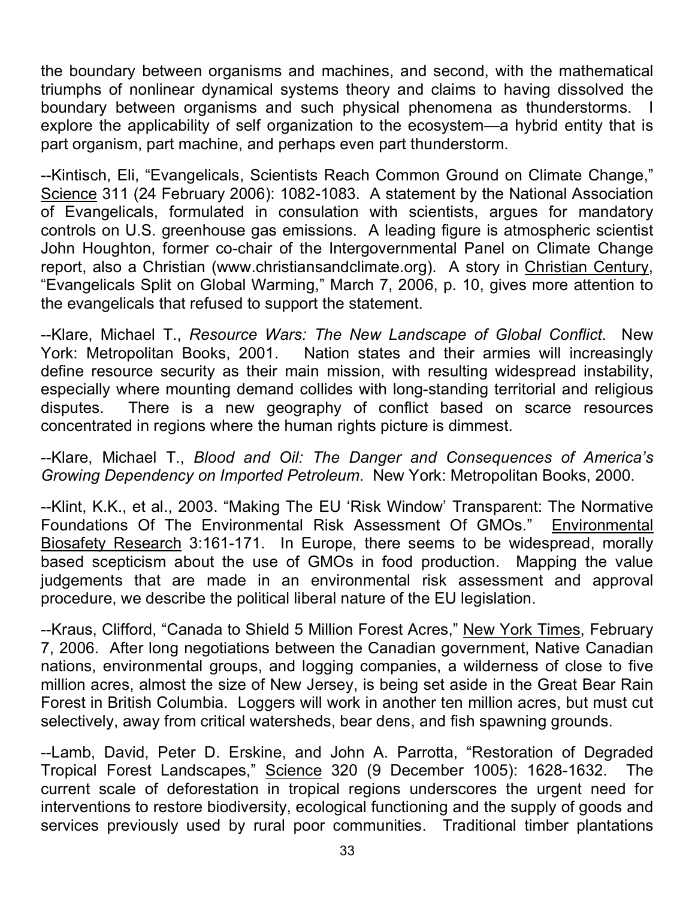the boundary between organisms and machines, and second, with the mathematical triumphs of nonlinear dynamical systems theory and claims to having dissolved the boundary between organisms and such physical phenomena as thunderstorms. I explore the applicability of self organization to the ecosystem—a hybrid entity that is part organism, part machine, and perhaps even part thunderstorm.

--Kintisch, Eli, "Evangelicals, Scientists Reach Common Ground on Climate Change," Science 311 (24 February 2006): 1082-1083. A statement by the National Association of Evangelicals, formulated in consulation with scientists, argues for mandatory controls on U.S. greenhouse gas emissions. A leading figure is atmospheric scientist John Houghton, former co-chair of the Intergovernmental Panel on Climate Change report, also a Christian (www.christiansandclimate.org). A story in Christian Century, "Evangelicals Split on Global Warming," March 7, 2006, p. 10, gives more attention to the evangelicals that refused to support the statement.

--Klare, Michael T., *Resource Wars: The New Landscape of Global Conflict*. New York: Metropolitan Books, 2001. Nation states and their armies will increasingly define resource security as their main mission, with resulting widespread instability, especially where mounting demand collides with long-standing territorial and religious disputes. There is a new geography of conflict based on scarce resources concentrated in regions where the human rights picture is dimmest.

--Klare, Michael T., *Blood and Oil: The Danger and Consequences of America's Growing Dependency on Imported Petroleum*. New York: Metropolitan Books, 2000.

--Klint, K.K., et al., 2003. "Making The EU 'Risk Window' Transparent: The Normative Foundations Of The Environmental Risk Assessment Of GMOs." Environmental Biosafety Research 3:161-171. In Europe, there seems to be widespread, morally based scepticism about the use of GMOs in food production. Mapping the value judgements that are made in an environmental risk assessment and approval procedure, we describe the political liberal nature of the EU legislation.

--Kraus, Clifford, "Canada to Shield 5 Million Forest Acres," New York Times, February 7, 2006. After long negotiations between the Canadian government, Native Canadian nations, environmental groups, and logging companies, a wilderness of close to five million acres, almost the size of New Jersey, is being set aside in the Great Bear Rain Forest in British Columbia. Loggers will work in another ten million acres, but must cut selectively, away from critical watersheds, bear dens, and fish spawning grounds.

--Lamb, David, Peter D. Erskine, and John A. Parrotta, "Restoration of Degraded Tropical Forest Landscapes," Science 320 (9 December 1005): 1628-1632. The current scale of deforestation in tropical regions underscores the urgent need for interventions to restore biodiversity, ecological functioning and the supply of goods and services previously used by rural poor communities. Traditional timber plantations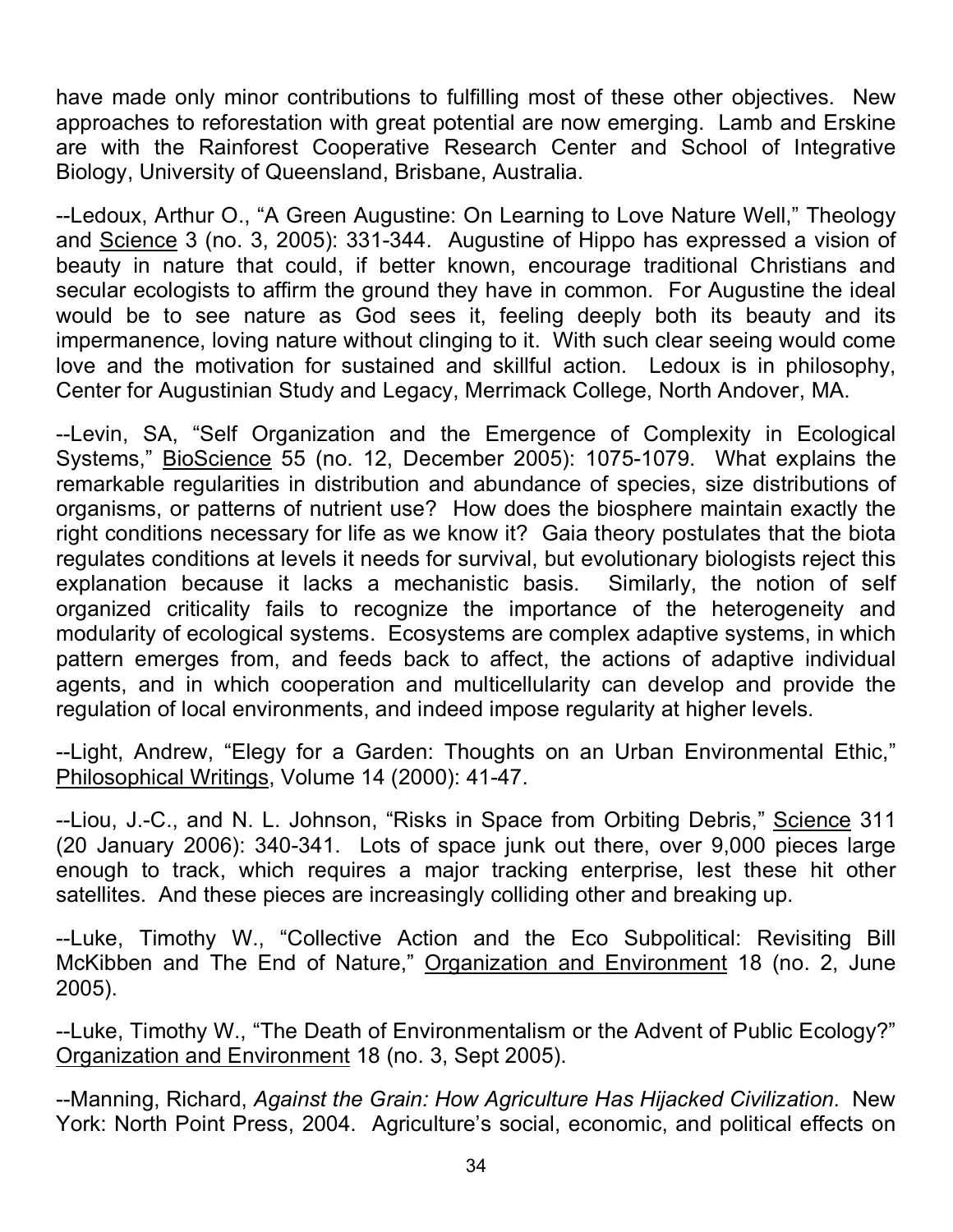have made only minor contributions to fulfilling most of these other objectives. New approaches to reforestation with great potential are now emerging. Lamb and Erskine are with the Rainforest Cooperative Research Center and School of Integrative Biology, University of Queensland, Brisbane, Australia.

--Ledoux, Arthur O., "A Green Augustine: On Learning to Love Nature Well," Theology and Science 3 (no. 3, 2005): 331-344. Augustine of Hippo has expressed a vision of beauty in nature that could, if better known, encourage traditional Christians and secular ecologists to affirm the ground they have in common. For Augustine the ideal would be to see nature as God sees it, feeling deeply both its beauty and its impermanence, loving nature without clinging to it. With such clear seeing would come love and the motivation for sustained and skillful action. Ledoux is in philosophy, Center for Augustinian Study and Legacy, Merrimack College, North Andover, MA.

--Levin, SA, "Self Organization and the Emergence of Complexity in Ecological Systems," BioScience 55 (no. 12, December 2005): 1075-1079. What explains the remarkable regularities in distribution and abundance of species, size distributions of organisms, or patterns of nutrient use? How does the biosphere maintain exactly the right conditions necessary for life as we know it? Gaia theory postulates that the biota regulates conditions at levels it needs for survival, but evolutionary biologists reject this explanation because it lacks a mechanistic basis. Similarly, the notion of self organized criticality fails to recognize the importance of the heterogeneity and modularity of ecological systems. Ecosystems are complex adaptive systems, in which pattern emerges from, and feeds back to affect, the actions of adaptive individual agents, and in which cooperation and multicellularity can develop and provide the regulation of local environments, and indeed impose regularity at higher levels.

--Light, Andrew, "Elegy for a Garden: Thoughts on an Urban Environmental Ethic," Philosophical Writings, Volume 14 (2000): 41-47.

--Liou, J.-C., and N. L. Johnson, "Risks in Space from Orbiting Debris," Science 311 (20 January 2006): 340-341. Lots of space junk out there, over 9,000 pieces large enough to track, which requires a major tracking enterprise, lest these hit other satellites. And these pieces are increasingly colliding other and breaking up.

--Luke, Timothy W., "Collective Action and the Eco Subpolitical: Revisiting Bill McKibben and The End of Nature," Organization and Environment 18 (no. 2, June 2005).

--Luke, Timothy W., "The Death of Environmentalism or the Advent of Public Ecology?" Organization and Environment 18 (no. 3, Sept 2005).

--Manning, Richard, *Against the Grain: How Agriculture Has Hijacked Civilization*. New York: North Point Press, 2004. Agriculture's social, economic, and political effects on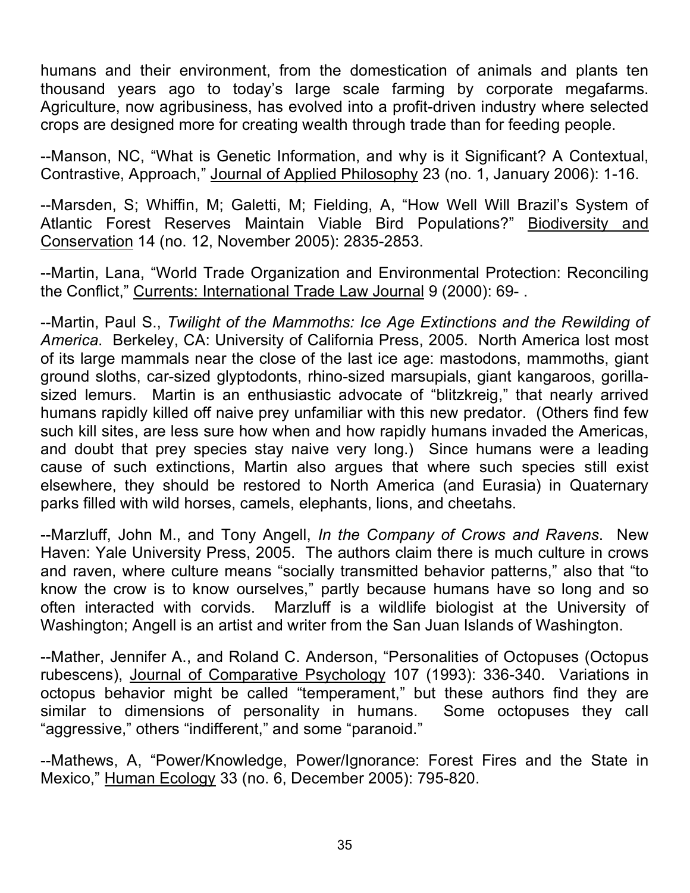humans and their environment, from the domestication of animals and plants ten thousand years ago to today's large scale farming by corporate megafarms. Agriculture, now agribusiness, has evolved into a profit-driven industry where selected crops are designed more for creating wealth through trade than for feeding people.

--Manson, NC, "What is Genetic Information, and why is it Significant? A Contextual, Contrastive, Approach," Journal of Applied Philosophy 23 (no. 1, January 2006): 1-16.

--Marsden, S; Whiffin, M; Galetti, M; Fielding, A, "How Well Will Brazil's System of Atlantic Forest Reserves Maintain Viable Bird Populations?" Biodiversity and Conservation 14 (no. 12, November 2005): 2835-2853.

--Martin, Lana, "World Trade Organization and Environmental Protection: Reconciling the Conflict," Currents: International Trade Law Journal 9 (2000): 69- .

--Martin, Paul S., *Twilight of the Mammoths: Ice Age Extinctions and the Rewilding of America*. Berkeley, CA: University of California Press, 2005. North America lost most of its large mammals near the close of the last ice age: mastodons, mammoths, giant ground sloths, car-sized glyptodonts, rhino-sized marsupials, giant kangaroos, gorilla-sized lemurs. Martin is an enthusiastic advocate of "blitzkreig," that nearly arrived humans rapidly killed off naive prey unfamiliar with this new predator. (Others find few such kill sites, are less sure how when and how rapidly humans invaded the Americas, and doubt that prey species stay naive very long.) Since humans were a leading cause of such extinctions, Martin also argues that where such species still exist elsewhere, they should be restored to North America (and Eurasia) in Quaternary parks filled with wild horses, camels, elephants, lions, and cheetahs.

--Marzluff, John M., and Tony Angell, *In the Company of Crows and Ravens*. New Haven: Yale University Press, 2005. The authors claim there is much culture in crows and raven, where culture means "socially transmitted behavior patterns," also that "to know the crow is to know ourselves," partly because humans have so long and so often interacted with corvids. Marzluff is a wildlife biologist at the University of Washington; Angell is an artist and writer from the San Juan Islands of Washington.

--Mather, Jennifer A., and Roland C. Anderson, "Personalities of Octopuses (Octopus rubescens), Journal of Comparative Psychology 107 (1993): 336-340. Variations in octopus behavior might be called "temperament," but these authors find they are similar to dimensions of personality in humans. Some octopuses they call "aggressive," others "indifferent," and some "paranoid."

--Mathews, A, "Power/Knowledge, Power/Ignorance: Forest Fires and the State in Mexico," Human Ecology 33 (no. 6, December 2005): 795-820.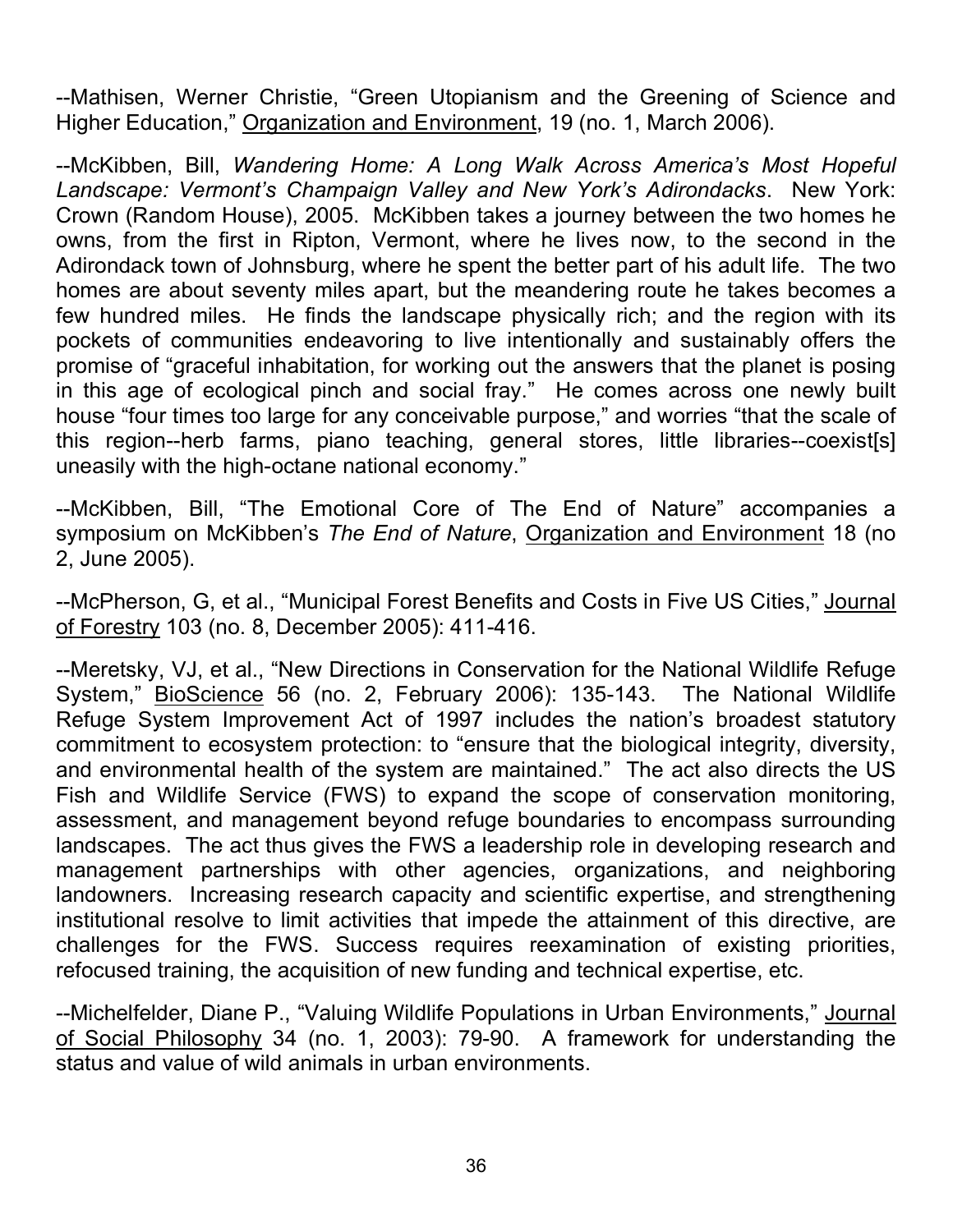--Mathisen, Werner Christie, "Green Utopianism and the Greening of Science and Higher Education," <u>Organization and Environment</u>, 19 (no. 1, March 2006).

--McKibben, Bill, *Wandering Home: A Long Walk Across America's Most Hopeful Landscape: Vermont's Champaign Valley and New York's Adirondacks*. New York: Crown (Random House), 2005. McKibben takes a journey between the two homes he owns, from the first in Ripton, Vermont, where he lives now, to the second in the Adirondack town of Johnsburg, where he spent the better part of his adult life. The two homes are about seventy miles apart, but the meandering route he takes becomes a few hundred miles. He finds the landscape physically rich; and the region with its pockets of communities endeavoring to live intentionally and sustainably offers the promise of "graceful inhabitation, for working out the answers that the planet is posing in this age of ecological pinch and social fray." He comes across one newly built house "four times too large for any conceivable purpose," and worries "that the scale of this region--herb farms, piano teaching, general stores, little libraries--coexist[s] uneasily with the high-octane national economy."

--McKibben, Bill, "The Emotional Core of The End of Nature" accompanies a symposium on McKibben's *The End of Nature*, <u>Organization and Environment</u> 18 (no 2, June 2005).

--McPherson, G, et al., "Municipal Forest Benefits and Costs in Five US Cities," <u>Journal of Forestry</u> 103 (no. 8, December 2005): 411-416.

--Meretsky, VJ, et al., "New Directions in Conservation for the National Wildlife Refuge System," <u>BioScience</u> 56 (no. 2, February 2006): 135-143. The National Wildlife Refuge System Improvement Act of 1997 includes the nation's broadest statutory commitment to ecosystem protection: to "ensure that the biological integrity, diversity, and environmental health of the system are maintained." The act also directs the US Fish and Wildlife Service (FWS) to expand the scope of conservation monitoring, assessment, and management beyond refuge boundaries to encompass surrounding landscapes. The act thus gives the FWS a leadership role in developing research and management partnerships with other agencies, organizations, and neighboring landowners. Increasing research capacity and scientific expertise, and strengthening institutional resolve to limit activities that impede the attainment of this directive, are challenges for the FWS. Success requires reexamination of existing priorities, refocused training, the acquisition of new funding and technical expertise, etc.

--Michelfelder, Diane P., "Valuing Wildlife Populations in Urban Environments," <u>Journal of Social Philosophy</u> 34 (no. 1, 2003): 79-90. A framework for understanding the status and value of wild animals in urban environments.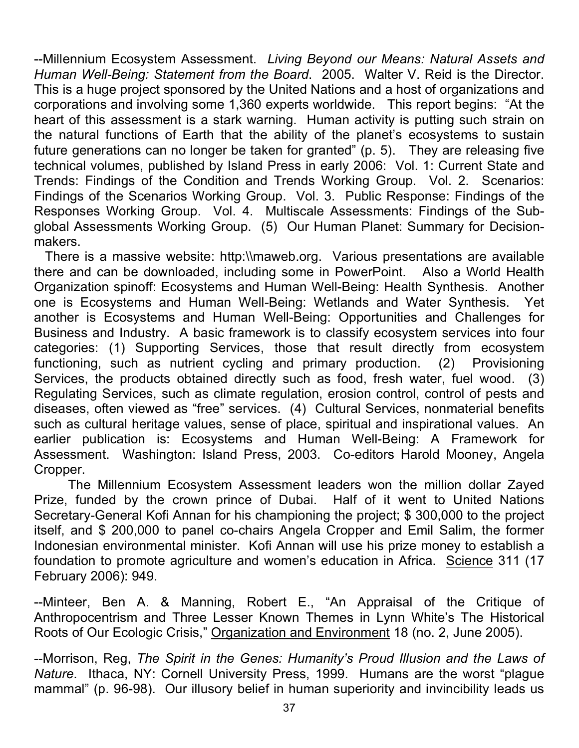--Millennium Ecosystem Assessment. *Living Beyond our Means: Natural Assets and Human Well-Being: Statement from the Board*. 2005. Walter V. Reid is the Director. This is a huge project sponsored by the United Nations and a host of organizations and corporations and involving some 1,360 experts worldwide. This report begins: "At the heart of this assessment is a stark warning. Human activity is putting such strain on the natural functions of Earth that the ability of the planet's ecosystems to sustain future generations can no longer be taken for granted" (p. 5). They are releasing five technical volumes, published by Island Press in early 2006: Vol. 1: Current State and Trends: Findings of the Condition and Trends Working Group. Vol. 2. Scenarios: Findings of the Scenarios Working Group. Vol. 3. Public Response: Findings of the Responses Working Group. Vol. 4. Multiscale Assessments: Findings of the Sub-global Assessments Working Group. (5) Our Human Planet: Summary for Decision-makers.

There is a massive website: http:\\maweb.org. Various presentations are available there and can be downloaded, including some in PowerPoint. Also a World Health Organization spinoff: Ecosystems and Human Well-Being: Health Synthesis. Another one is Ecosystems and Human Well-Being: Wetlands and Water Synthesis. Yet another is Ecosystems and Human Well-Being: Opportunities and Challenges for Business and Industry. A basic framework is to classify ecosystem services into four categories: (1) Supporting Services, those that result directly from ecosystem functioning, such as nutrient cycling and primary production. (2) Provisioning Services, the products obtained directly such as food, fresh water, fuel wood. (3) Regulating Services, such as climate regulation, erosion control, control of pests and diseases, often viewed as "free" services. (4) Cultural Services, nonmaterial benefits such as cultural heritage values, sense of place, spiritual and inspirational values. An earlier publication is: Ecosystems and Human Well-Being: A Framework for Assessment. Washington: Island Press, 2003. Co-editors Harold Mooney, Angela Cropper.

The Millennium Ecosystem Assessment leaders won the million dollar Zayed Prize, funded by the crown prince of Dubai. Half of it went to United Nations Secretary-General Kofi Annan for his championing the project; $ 300,000 to the project itself, and $ 200,000 to panel co-chairs Angela Cropper and Emil Salim, the former Indonesian environmental minister. Kofi Annan will use his prize money to establish a foundation to promote agriculture and women's education in Africa. Science 311 (17 February 2006): 949.

--Minteer, Ben A. & Manning, Robert E., "An Appraisal of the Critique of Anthropocentrism and Three Lesser Known Themes in Lynn White's The Historical Roots of Our Ecologic Crisis," Organization and Environment 18 (no. 2, June 2005).

--Morrison, Reg, *The Spirit in the Genes: Humanity's Proud Illusion and the Laws of Nature*. Ithaca, NY: Cornell University Press, 1999. Humans are the worst "plague mammal" (p. 96-98). Our illusory belief in human superiority and invincibility leads us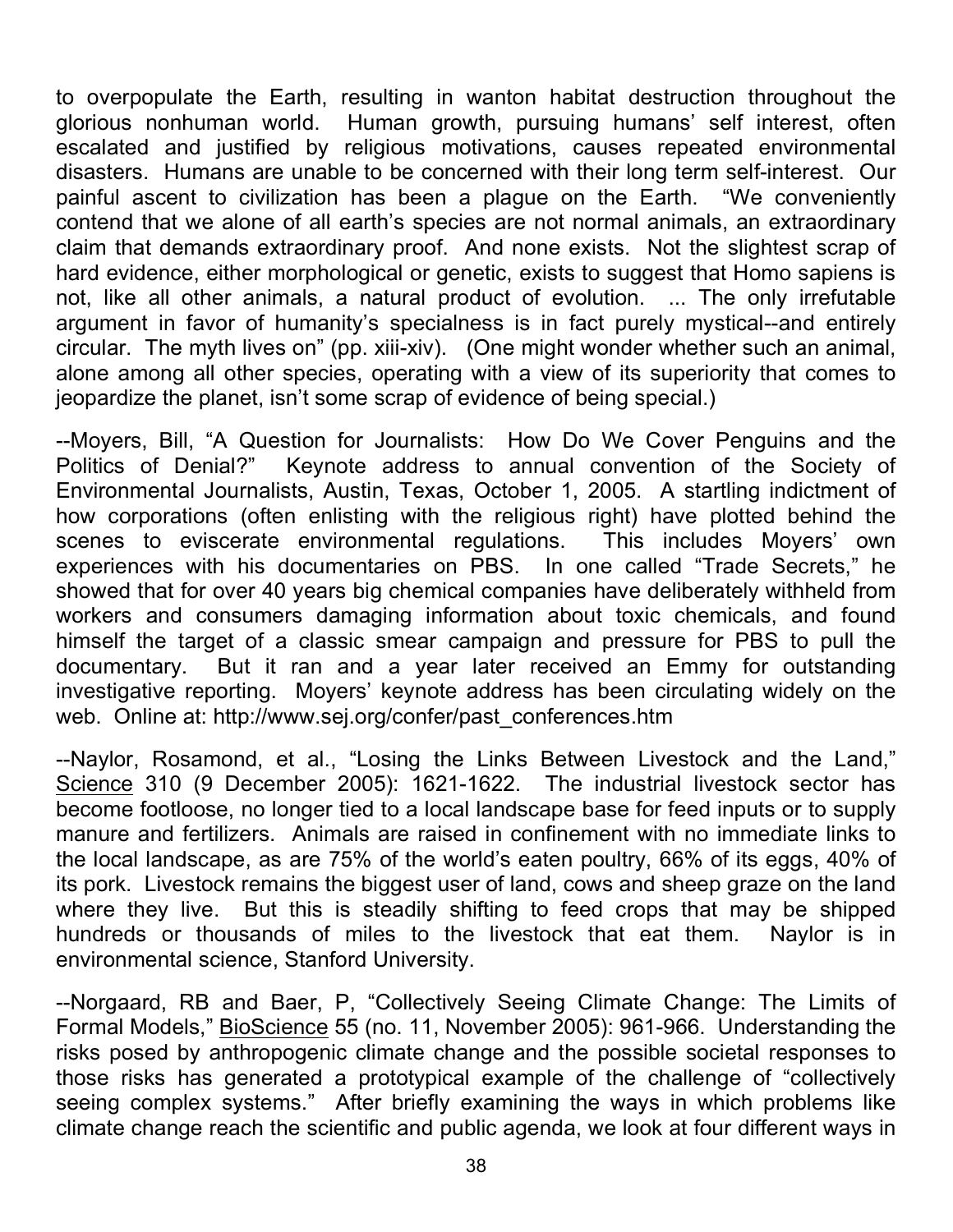to overpopulate the Earth, resulting in wanton habitat destruction throughout the glorious nonhuman world. Human growth, pursuing humans' self interest, often escalated and justified by religious motivations, causes repeated environmental disasters. Humans are unable to be concerned with their long term self-interest. Our painful ascent to civilization has been a plague on the Earth. "We conveniently contend that we alone of all earth's species are not normal animals, an extraordinary claim that demands extraordinary proof. And none exists. Not the slightest scrap of hard evidence, either morphological or genetic, exists to suggest that Homo sapiens is not, like all other animals, a natural product of evolution. ... The only irrefutable argument in favor of humanity's specialness is in fact purely mystical--and entirely circular. The myth lives on" (pp. xiii-xiv). (One might wonder whether such an animal, alone among all other species, operating with a view of its superiority that comes to jeopardize the planet, isn't some scrap of evidence of being special.)

--Moyers, Bill, "A Question for Journalists: How Do We Cover Penguins and the Politics of Denial?" Keynote address to annual convention of the Society of Environmental Journalists, Austin, Texas, October 1, 2005. A startling indictment of how corporations (often enlisting with the religious right) have plotted behind the scenes to eviscerate environmental regulations. This includes Moyers' own experiences with his documentaries on PBS. In one called "Trade Secrets," he showed that for over 40 years big chemical companies have deliberately withheld from workers and consumers damaging information about toxic chemicals, and found himself the target of a classic smear campaign and pressure for PBS to pull the documentary. But it ran and a year later received an Emmy for outstanding investigative reporting. Moyers' keynote address has been circulating widely on the web. Online at: http://www.sej.org/confer/past_conferences.htm

--Naylor, Rosamond, et al., "Losing the Links Between Livestock and the Land," Science 310 (9 December 2005): 1621-1622. The industrial livestock sector has become footloose, no longer tied to a local landscape base for feed inputs or to supply manure and fertilizers. Animals are raised in confinement with no immediate links to the local landscape, as are 75% of the world's eaten poultry, 66% of its eggs, 40% of its pork. Livestock remains the biggest user of land, cows and sheep graze on the land where they live. But this is steadily shifting to feed crops that may be shipped hundreds or thousands of miles to the livestock that eat them. Naylor is in environmental science, Stanford University.

--Norgaard, RB and Baer, P, "Collectively Seeing Climate Change: The Limits of Formal Models," BioScience 55 (no. 11, November 2005): 961-966. Understanding the risks posed by anthropogenic climate change and the possible societal responses to those risks has generated a prototypical example of the challenge of "collectively seeing complex systems." After briefly examining the ways in which problems like climate change reach the scientific and public agenda, we look at four different ways in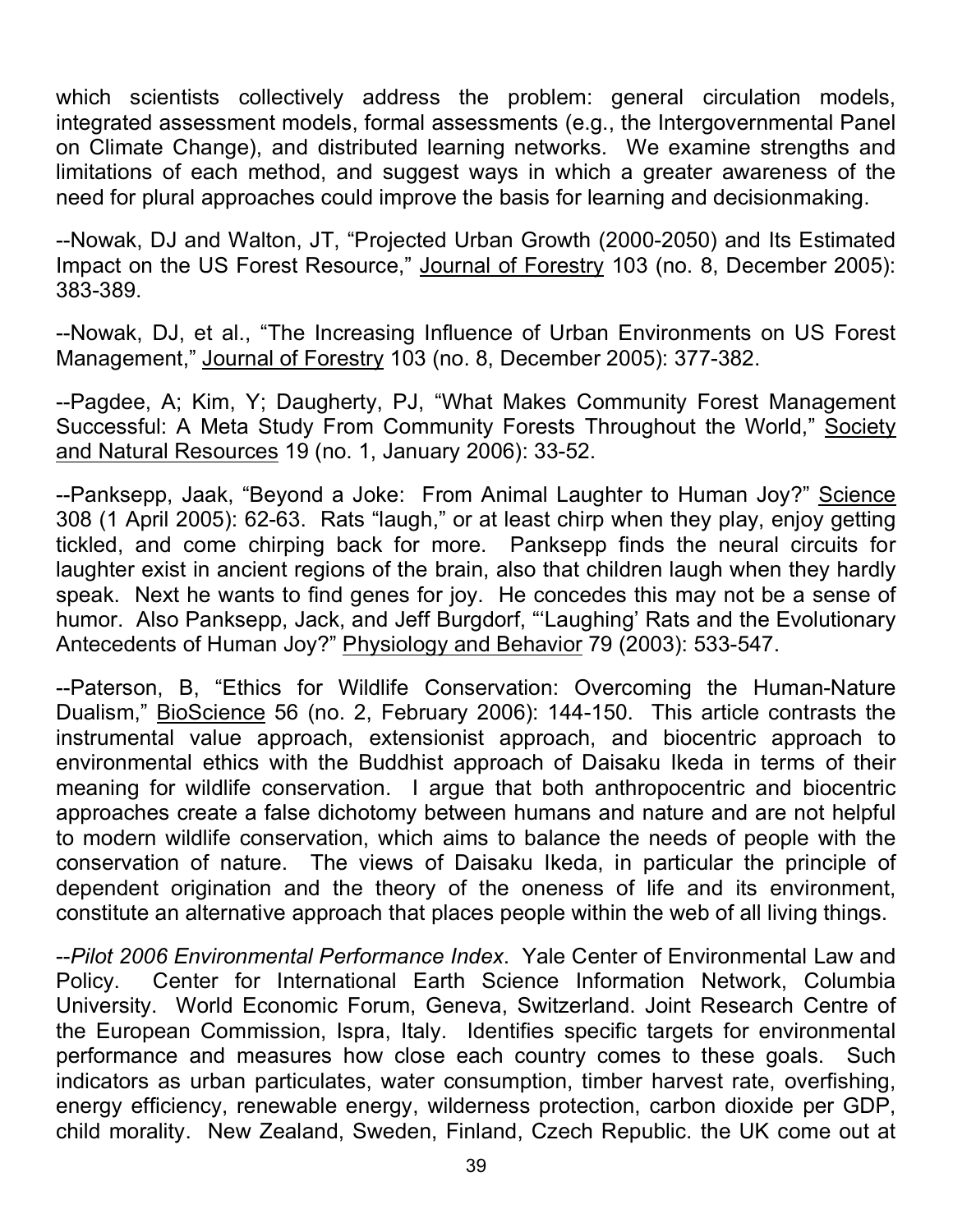which scientists collectively address the problem: general circulation models, integrated assessment models, formal assessments (e.g., the Intergovernmental Panel on Climate Change), and distributed learning networks. We examine strengths and limitations of each method, and suggest ways in which a greater awareness of the need for plural approaches could improve the basis for learning and decisionmaking.

--Nowak, DJ and Walton, JT, "Projected Urban Growth (2000-2050) and Its Estimated Impact on the US Forest Resource," Journal of Forestry 103 (no. 8, December 2005): 383-389.

--Nowak, DJ, et al., "The Increasing Influence of Urban Environments on US Forest Management," Journal of Forestry 103 (no. 8, December 2005): 377-382.

--Pagdee, A; Kim, Y; Daugherty, PJ, "What Makes Community Forest Management Successful: A Meta Study From Community Forests Throughout the World," Society and Natural Resources 19 (no. 1, January 2006): 33-52.

--Panksepp, Jaak, "Beyond a Joke: From Animal Laughter to Human Joy?" Science 308 (1 April 2005): 62-63. Rats "laugh," or at least chirp when they play, enjoy getting tickled, and come chirping back for more. Panksepp finds the neural circuits for laughter exist in ancient regions of the brain, also that children laugh when they hardly speak. Next he wants to find genes for joy. He concedes this may not be a sense of humor. Also Panksepp, Jack, and Jeff Burgdorf, "'Laughing' Rats and the Evolutionary Antecedents of Human Joy?" Physiology and Behavior 79 (2003): 533-547.

--Paterson, B, "Ethics for Wildlife Conservation: Overcoming the Human-Nature Dualism," BioScience 56 (no. 2, February 2006): 144-150. This article contrasts the instrumental value approach, extensionist approach, and biocentric approach to environmental ethics with the Buddhist approach of Daisaku Ikeda in terms of their meaning for wildlife conservation. I argue that both anthropocentric and biocentric approaches create a false dichotomy between humans and nature and are not helpful to modern wildlife conservation, which aims to balance the needs of people with the conservation of nature. The views of Daisaku Ikeda, in particular the principle of dependent origination and the theory of the oneness of life and its environment, constitute an alternative approach that places people within the web of all living things.

--*Pilot 2006 Environmental Performance Index*. Yale Center of Environmental Law and Policy. Center for International Earth Science Information Network, Columbia University. World Economic Forum, Geneva, Switzerland. Joint Research Centre of the European Commission, Ispra, Italy. Identifies specific targets for environmental performance and measures how close each country comes to these goals. Such indicators as urban particulates, water consumption, timber harvest rate, overfishing, energy efficiency, renewable energy, wilderness protection, carbon dioxide per GDP, child morality. New Zealand, Sweden, Finland, Czech Republic. the UK come out at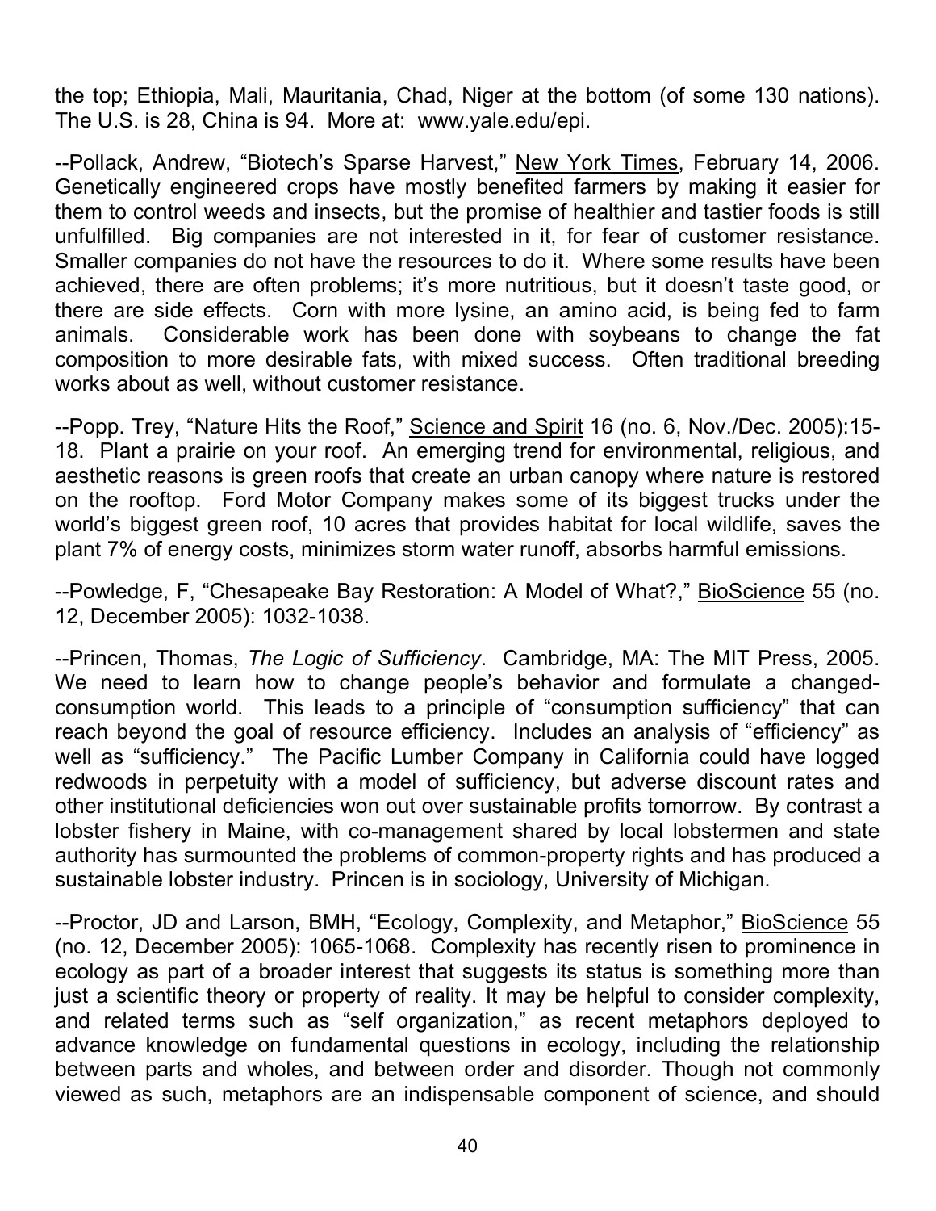the top; Ethiopia, Mali, Mauritania, Chad, Niger at the bottom (of some 130 nations). The U.S. is 28, China is 94. More at: www.yale.edu/epi.

--Pollack, Andrew, "Biotech's Sparse Harvest," New York Times, February 14, 2006. Genetically engineered crops have mostly benefited farmers by making it easier for them to control weeds and insects, but the promise of healthier and tastier foods is still unfulfilled. Big companies are not interested in it, for fear of customer resistance. Smaller companies do not have the resources to do it. Where some results have been achieved, there are often problems; it's more nutritious, but it doesn't taste good, or there are side effects. Corn with more lysine, an amino acid, is being fed to farm animals. Considerable work has been done with soybeans to change the fat composition to more desirable fats, with mixed success. Often traditional breeding works about as well, without customer resistance.

--Popp. Trey, "Nature Hits the Roof," Science and Spirit 16 (no. 6, Nov./Dec. 2005):15-18. Plant a prairie on your roof. An emerging trend for environmental, religious, and aesthetic reasons is green roofs that create an urban canopy where nature is restored on the rooftop. Ford Motor Company makes some of its biggest trucks under the world's biggest green roof, 10 acres that provides habitat for local wildlife, saves the plant 7% of energy costs, minimizes storm water runoff, absorbs harmful emissions.

--Powledge, F, "Chesapeake Bay Restoration: A Model of What?," BioScience 55 (no. 12, December 2005): 1032-1038.

--Princen, Thomas, *The Logic of Sufficiency*. Cambridge, MA: The MIT Press, 2005. We need to learn how to change people's behavior and formulate a changed-consumption world. This leads to a principle of "consumption sufficiency" that can reach beyond the goal of resource efficiency. Includes an analysis of "efficiency" as well as "sufficiency." The Pacific Lumber Company in California could have logged redwoods in perpetuity with a model of sufficiency, but adverse discount rates and other institutional deficiencies won out over sustainable profits tomorrow. By contrast a lobster fishery in Maine, with co-management shared by local lobstermen and state authority has surmounted the problems of common-property rights and has produced a sustainable lobster industry. Princen is in sociology, University of Michigan.

--Proctor, JD and Larson, BMH, "Ecology, Complexity, and Metaphor," BioScience 55 (no. 12, December 2005): 1065-1068. Complexity has recently risen to prominence in ecology as part of a broader interest that suggests its status is something more than just a scientific theory or property of reality. It may be helpful to consider complexity, and related terms such as "self organization," as recent metaphors deployed to advance knowledge on fundamental questions in ecology, including the relationship between parts and wholes, and between order and disorder. Though not commonly viewed as such, metaphors are an indispensable component of science, and should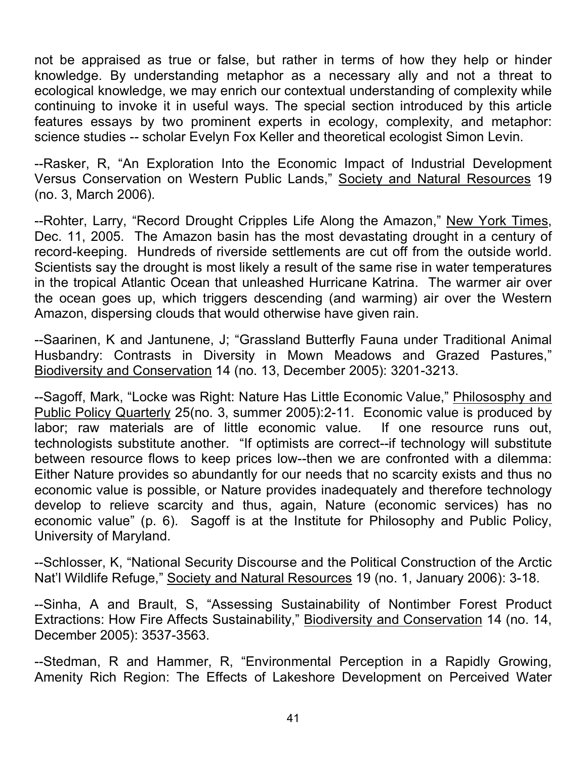not be appraised as true or false, but rather in terms of how they help or hinder knowledge. By understanding metaphor as a necessary ally and not a threat to ecological knowledge, we may enrich our contextual understanding of complexity while continuing to invoke it in useful ways. The special section introduced by this article features essays by two prominent experts in ecology, complexity, and metaphor: science studies -- scholar Evelyn Fox Keller and theoretical ecologist Simon Levin.

--Rasker, R, "An Exploration Into the Economic Impact of Industrial Development Versus Conservation on Western Public Lands," Society and Natural Resources 19 (no. 3, March 2006).

--Rohter, Larry, "Record Drought Cripples Life Along the Amazon," New York Times, Dec. 11, 2005. The Amazon basin has the most devastating drought in a century of record-keeping. Hundreds of riverside settlements are cut off from the outside world. Scientists say the drought is most likely a result of the same rise in water temperatures in the tropical Atlantic Ocean that unleashed Hurricane Katrina. The warmer air over the ocean goes up, which triggers descending (and warming) air over the Western Amazon, dispersing clouds that would otherwise have given rain.

--Saarinen, K and Jantunene, J; "Grassland Butterfly Fauna under Traditional Animal Husbandry: Contrasts in Diversity in Mown Meadows and Grazed Pastures," Biodiversity and Conservation 14 (no. 13, December 2005): 3201-3213.

--Sagoff, Mark, "Locke was Right: Nature Has Little Economic Value," Philososphy and Public Policy Quarterly 25(no. 3, summer 2005):2-11. Economic value is produced by labor; raw materials are of little economic value. If one resource runs out, technologists substitute another. "If optimists are correct--if technology will substitute between resource flows to keep prices low--then we are confronted with a dilemma: Either Nature provides so abundantly for our needs that no scarcity exists and thus no economic value is possible, or Nature provides inadequately and therefore technology develop to relieve scarcity and thus, again, Nature (economic services) has no economic value" (p. 6). Sagoff is at the Institute for Philosophy and Public Policy, University of Maryland.

--Schlosser, K, "National Security Discourse and the Political Construction of the Arctic Nat'l Wildlife Refuge," Society and Natural Resources 19 (no. 1, January 2006): 3-18.

--Sinha, A and Brault, S, "Assessing Sustainability of Nontimber Forest Product Extractions: How Fire Affects Sustainability," Biodiversity and Conservation 14 (no. 14, December 2005): 3537-3563.

--Stedman, R and Hammer, R, "Environmental Perception in a Rapidly Growing, Amenity Rich Region: The Effects of Lakeshore Development on Perceived Water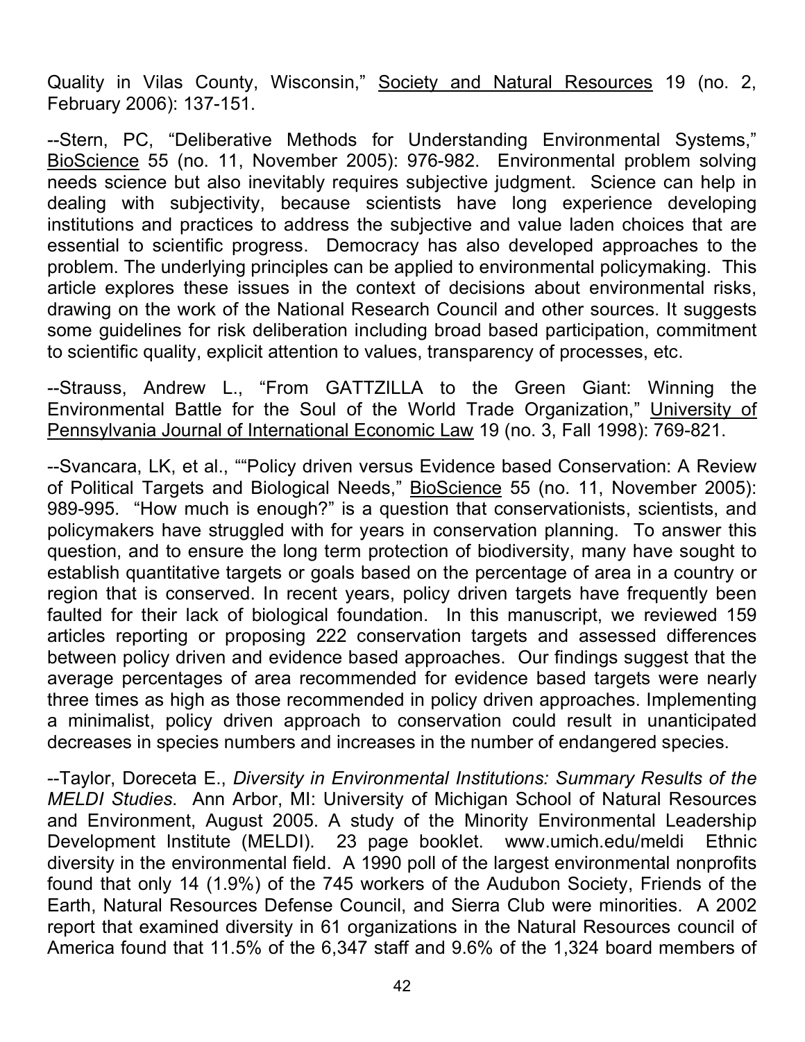Quality in Vilas County, Wisconsin," Society and Natural Resources 19 (no. 2, February 2006): 137-151.

--Stern, PC, "Deliberative Methods for Understanding Environmental Systems," BioScience 55 (no. 11, November 2005): 976-982. Environmental problem solving needs science but also inevitably requires subjective judgment. Science can help in dealing with subjectivity, because scientists have long experience developing institutions and practices to address the subjective and value laden choices that are essential to scientific progress. Democracy has also developed approaches to the problem. The underlying principles can be applied to environmental policymaking. This article explores these issues in the context of decisions about environmental risks, drawing on the work of the National Research Council and other sources. It suggests some guidelines for risk deliberation including broad based participation, commitment to scientific quality, explicit attention to values, transparency of processes, etc.

--Strauss, Andrew L., "From GATTZILLA to the Green Giant: Winning the Environmental Battle for the Soul of the World Trade Organization," University of Pennsylvania Journal of International Economic Law 19 (no. 3, Fall 1998): 769-821.

--Svancara, LK, et al., ""Policy driven versus Evidence based Conservation: A Review of Political Targets and Biological Needs," BioScience 55 (no. 11, November 2005): 989-995. "How much is enough?" is a question that conservationists, scientists, and policymakers have struggled with for years in conservation planning. To answer this question, and to ensure the long term protection of biodiversity, many have sought to establish quantitative targets or goals based on the percentage of area in a country or region that is conserved. In recent years, policy driven targets have frequently been faulted for their lack of biological foundation. In this manuscript, we reviewed 159 articles reporting or proposing 222 conservation targets and assessed differences between policy driven and evidence based approaches. Our findings suggest that the average percentages of area recommended for evidence based targets were nearly three times as high as those recommended in policy driven approaches. Implementing a minimalist, policy driven approach to conservation could result in unanticipated decreases in species numbers and increases in the number of endangered species.

--Taylor, Dorceta E., *Diversity in Environmental Institutions: Summary Results of the MELDI Studies*. Ann Arbor, MI: University of Michigan School of Natural Resources and Environment, August 2005. A study of the Minority Environmental Leadership Development Institute (MELDI). 23 page booklet. www.umich.edu/meldi Ethnic diversity in the environmental field. A 1990 poll of the largest environmental nonprofits found that only 14 (1.9%) of the 745 workers of the Audubon Society, Friends of the Earth, Natural Resources Defense Council, and Sierra Club were minorities. A 2002 report that examined diversity in 61 organizations in the Natural Resources council of America found that 11.5% of the 6,347 staff and 9.6% of the 1,324 board members of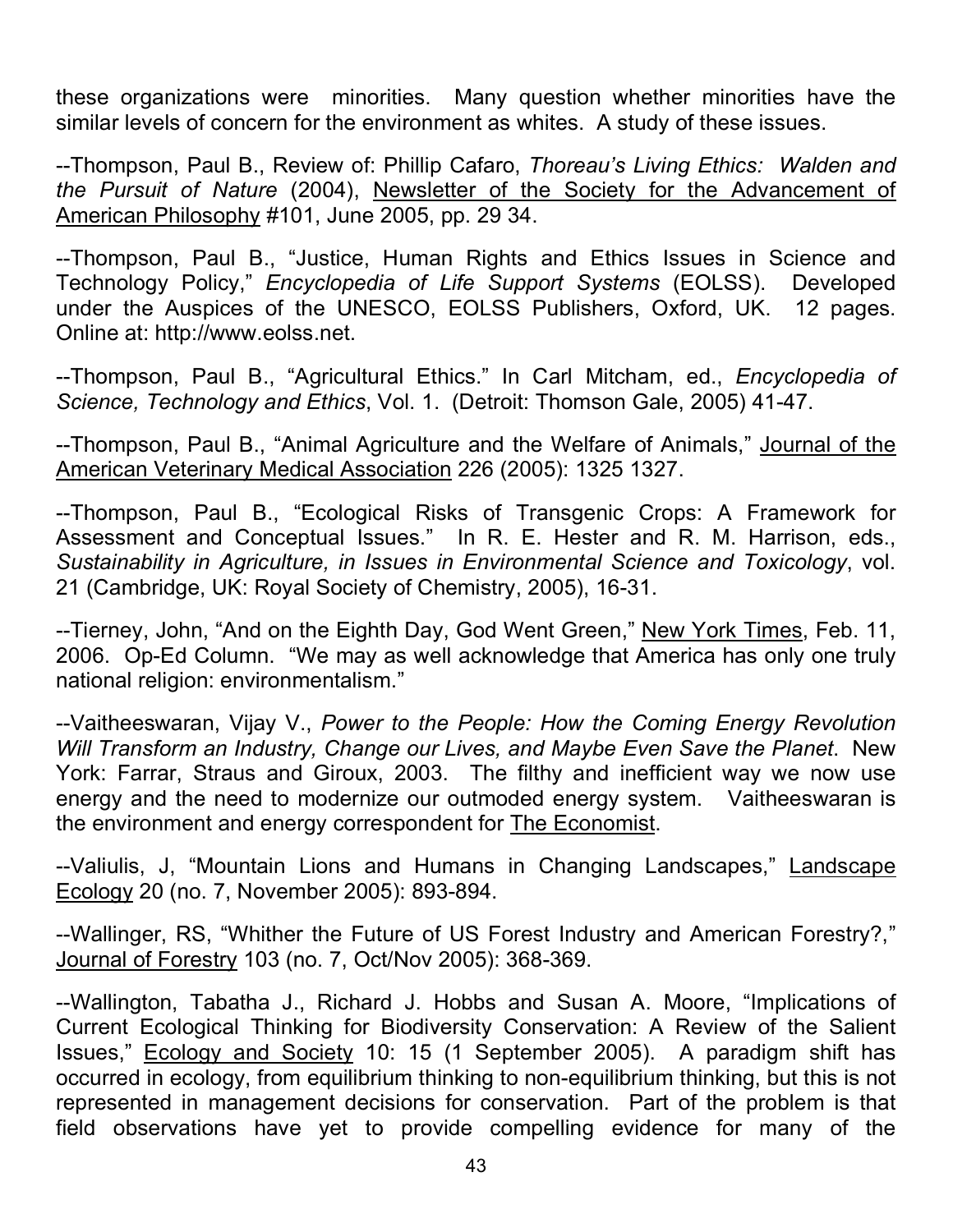these organizations were minorities. Many question whether minorities have the similar levels of concern for the environment as whites. A study of these issues.

--Thompson, Paul B., Review of: Phillip Cafaro, *Thoreau's Living Ethics: Walden and the Pursuit of Nature* (2004), Newsletter of the Society for the Advancement of American Philosophy #101, June 2005, pp. 29 34.

--Thompson, Paul B., "Justice, Human Rights and Ethics Issues in Science and Technology Policy," *Encyclopedia of Life Support Systems* (EOLSS). Developed under the Auspices of the UNESCO, EOLSS Publishers, Oxford, UK. 12 pages. Online at: http://www.eolss.net.

--Thompson, Paul B., "Agricultural Ethics." In Carl Mitcham, ed., *Encyclopedia of Science, Technology and Ethics*, Vol. 1. (Detroit: Thomson Gale, 2005) 41-47.

--Thompson, Paul B., "Animal Agriculture and the Welfare of Animals," Journal of the American Veterinary Medical Association 226 (2005): 1325 1327.

--Thompson, Paul B., "Ecological Risks of Transgenic Crops: A Framework for Assessment and Conceptual Issues." In R. E. Hester and R. M. Harrison, eds., *Sustainability in Agriculture, in Issues in Environmental Science and Toxicology*, vol. 21 (Cambridge, UK: Royal Society of Chemistry, 2005), 16-31.

--Tierney, John, "And on the Eighth Day, God Went Green," New York Times, Feb. 11, 2006. Op-Ed Column. "We may as well acknowledge that America has only one truly national religion: environmentalism."

--Vaitheeswaran, Vijay V., *Power to the People: How the Coming Energy Revolution Will Transform an Industry, Change our Lives, and Maybe Even Save the Planet*. New York: Farrar, Straus and Giroux, 2003. The filthy and inefficient way we now use energy and the need to modernize our outmoded energy system. Vaitheeswaran is the environment and energy correspondent for The Economist.

--Valiulis, J, "Mountain Lions and Humans in Changing Landscapes," Landscape Ecology 20 (no. 7, November 2005): 893-894.

--Wallinger, RS, "Whither the Future of US Forest Industry and American Forestry?," Journal of Forestry 103 (no. 7, Oct/Nov 2005): 368-369.

--Wallington, Tabatha J., Richard J. Hobbs and Susan A. Moore, "Implications of Current Ecological Thinking for Biodiversity Conservation: A Review of the Salient Issues," Ecology and Society 10: 15 (1 September 2005). A paradigm shift has occurred in ecology, from equilibrium thinking to non-equilibrium thinking, but this is not represented in management decisions for conservation. Part of the problem is that field observations have yet to provide compelling evidence for many of the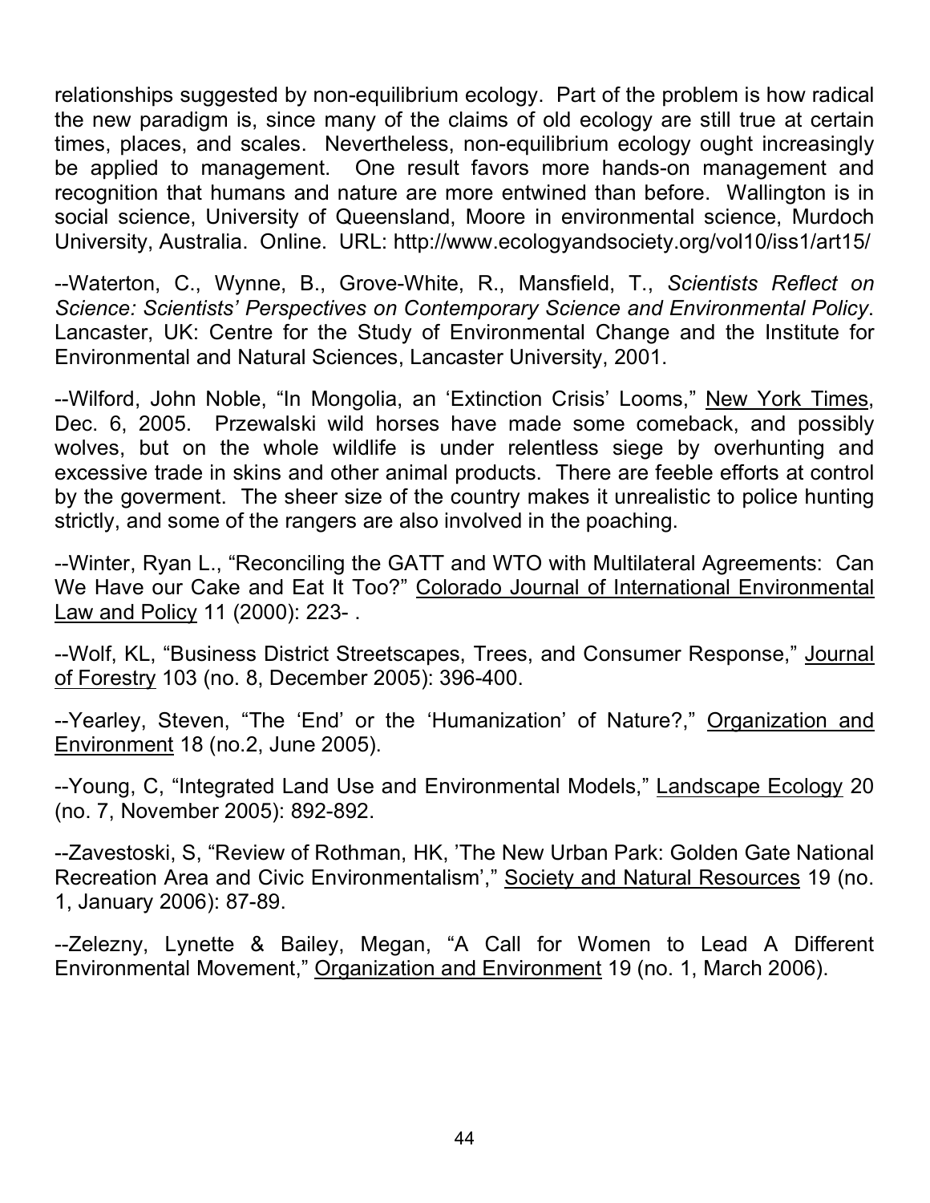relationships suggested by non-equilibrium ecology. Part of the problem is how radical the new paradigm is, since many of the claims of old ecology are still true at certain times, places, and scales. Nevertheless, non-equilibrium ecology ought increasingly be applied to management. One result favors more hands-on management and recognition that humans and nature are more entwined than before. Wallington is in social science, University of Queensland, Moore in environmental science, Murdoch University, Australia. Online. URL: http://www.ecologyandsociety.org/vol10/iss1/art15/

--Waterton, C., Wynne, B., Grove-White, R., Mansfield, T., *Scientists Reflect on Science: Scientists' Perspectives on Contemporary Science and Environmental Policy*. Lancaster, UK: Centre for the Study of Environmental Change and the Institute for Environmental and Natural Sciences, Lancaster University, 2001.

--Wilford, John Noble, "In Mongolia, an 'Extinction Crisis' Looms," New York Times, Dec. 6, 2005. Przewalski wild horses have made some comeback, and possibly wolves, but on the whole wildlife is under relentless siege by overhunting and excessive trade in skins and other animal products. There are feeble efforts at control by the goverment. The sheer size of the country makes it unrealistic to police hunting strictly, and some of the rangers are also involved in the poaching.

--Winter, Ryan L., "Reconciling the GATT and WTO with Multilateral Agreements: Can We Have our Cake and Eat It Too?" Colorado Journal of International Environmental Law and Policy 11 (2000): 223- .

--Wolf, KL, "Business District Streetscapes, Trees, and Consumer Response," Journal of Forestry 103 (no. 8, December 2005): 396-400.

--Yearley, Steven, "The 'End' or the 'Humanization' of Nature?," Organization and Environment 18 (no.2, June 2005).

--Young, C, "Integrated Land Use and Environmental Models," Landscape Ecology 20 (no. 7, November 2005): 892-892.

--Zavestoski, S, "Review of Rothman, HK, 'The New Urban Park: Golden Gate National Recreation Area and Civic Environmentalism'," Society and Natural Resources 19 (no. 1, January 2006): 87-89.

--Zelezny, Lynette & Bailey, Megan, "A Call for Women to Lead A Different Environmental Movement," Organization and Environment 19 (no. 1, March 2006).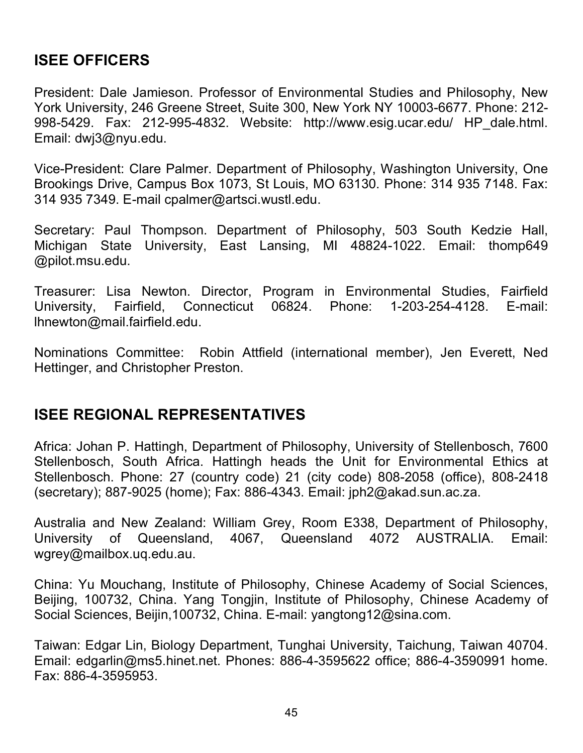## ISEE OFFICERS

President: Dale Jamieson. Professor of Environmental Studies and Philosophy, New York University, 246 Greene Street, Suite 300, New York NY 10003-6677. Phone: 212-998-5429. Fax: 212-995-4832. Website: http://www.esig.ucar.edu/ HP_dale.html. Email: dwj3@nyu.edu.

Vice-President: Clare Palmer. Department of Philosophy, Washington University, One Brookings Drive, Campus Box 1073, St Louis, MO 63130. Phone: 314 935 7148. Fax: 314 935 7349. E-mail cpalmer@artsci.wustl.edu.

Secretary: Paul Thompson. Department of Philosophy, 503 South Kedzie Hall, Michigan State University, East Lansing, MI 48824-1022. Email: thomp649 @pilot.msu.edu.

Treasurer: Lisa Newton. Director, Program in Environmental Studies, Fairfield University, Fairfield, Connecticut 06824. Phone: 1-203-254-4128. E-mail: lhnewton@mail.fairfield.edu.

Nominations Committee: Robin Attfield (international member), Jen Everett, Ned Hettinger, and Christopher Preston.

## ISEE REGIONAL REPRESENTATIVES

Africa: Johan P. Hattingh, Department of Philosophy, University of Stellenbosch, 7600 Stellenbosch, South Africa. Hattingh heads the Unit for Environmental Ethics at Stellenbosch. Phone: 27 (country code) 21 (city code) 808-2058 (office), 808-2418 (secretary); 887-9025 (home); Fax: 886-4343. Email: jph2@akad.sun.ac.za.

Australia and New Zealand: William Grey, Room E338, Department of Philosophy, University of Queensland, 4067, Queensland 4072 AUSTRALIA. Email: wgrey@mailbox.uq.edu.au.

China: Yu Mouchang, Institute of Philosophy, Chinese Academy of Social Sciences, Beijing, 100732, China. Yang Tongjin, Institute of Philosophy, Chinese Academy of Social Sciences, Beijin,100732, China. E-mail: yangtong12@sina.com.

Taiwan: Edgar Lin, Biology Department, Tunghai University, Taichung, Taiwan 40704. Email: edgarlin@ms5.hinet.net. Phones: 886-4-3595622 office; 886-4-3590991 home. Fax: 886-4-3595953.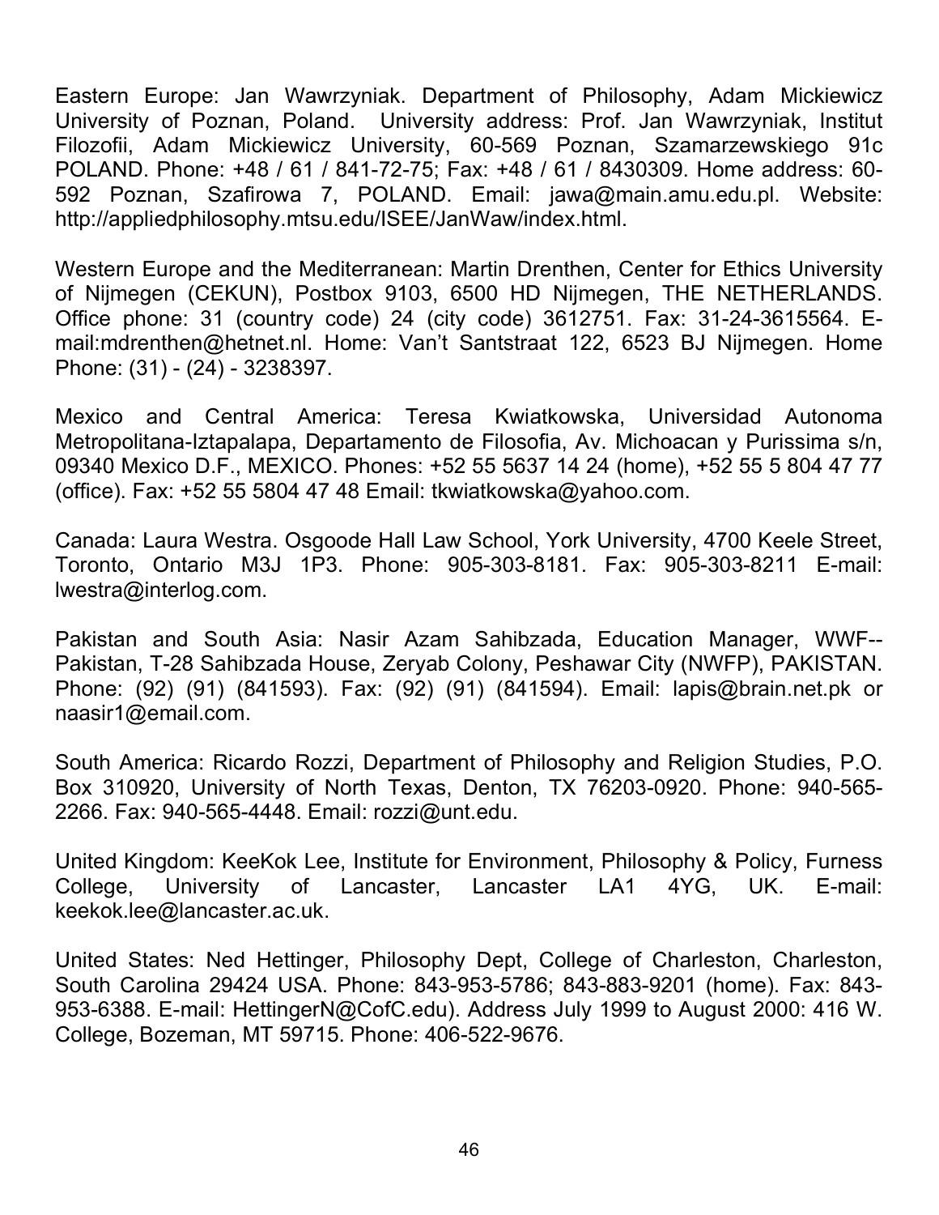Eastern Europe: Jan Wawrzyniak. Department of Philosophy, Adam Mickiewicz University of Poznan, Poland. University address: Prof. Jan Wawrzyniak, Institut Filozofii, Adam Mickiewicz University, 60-569 Poznan, Szamarzewskiego 91c POLAND. Phone: +48 / 61 / 841-72-75; Fax: +48 / 61 / 8430309. Home address: 60-592 Poznan, Szafirowa 7, POLAND. Email: jawa@main.amu.edu.pl. Website: http://appliedphilosophy.mtsu.edu/ISEE/JanWaw/index.html.

Western Europe and the Mediterranean: Martin Drenthen, Center for Ethics University of Nijmegen (CEKUN), Postbox 9103, 6500 HD Nijmegen, THE NETHERLANDS. Office phone: 31 (country code) 24 (city code) 3612751. Fax: 31-24-3615564. E-mail:mdrenthen@hetnet.nl. Home: Van't Santstraat 122, 6523 BJ Nijmegen. Home Phone: (31) - (24) - 3238397.

Mexico and Central America: Teresa Kwiatkowska, Universidad Autonoma Metropolitana-Iztapalapa, Departamento de Filosofia, Av. Michoacan y Purissima s/n, 09340 Mexico D.F., MEXICO. Phones: +52 55 5637 14 24 (home), +52 55 5 804 47 77 (office). Fax: +52 55 5804 47 48 Email: tkwiatkowska@yahoo.com.

Canada: Laura Westra. Osgoode Hall Law School, York University, 4700 Keele Street, Toronto, Ontario M3J 1P3. Phone: 905-303-8181. Fax: 905-303-8211 E-mail: lwestra@interlog.com.

Pakistan and South Asia: Nasir Azam Sahibzada, Education Manager, WWF--Pakistan, T-28 Sahibzada House, Zeryab Colony, Peshawar City (NWFP), PAKISTAN. Phone: (92) (91) (841593). Fax: (92) (91) (841594). Email: lapis@brain.net.pk or naasir1@email.com.

South America: Ricardo Rozzi, Department of Philosophy and Religion Studies, P.O. Box 310920, University of North Texas, Denton, TX 76203-0920. Phone: 940-565-2266. Fax: 940-565-4448. Email: rozzi@unt.edu.

United Kingdom: KeeKok Lee, Institute for Environment, Philosophy & Policy, Furness College, University of Lancaster, Lancaster LA1 4YG, UK. E-mail: keekok.lee@lancaster.ac.uk.

United States: Ned Hettinger, Philosophy Dept, College of Charleston, Charleston, South Carolina 29424 USA. Phone: 843-953-5786; 843-883-9201 (home). Fax: 843-953-6388. E-mail: HettingerN@CofC.edu). Address July 1999 to August 2000: 416 W. College, Bozeman, MT 59715. Phone: 406-522-9676.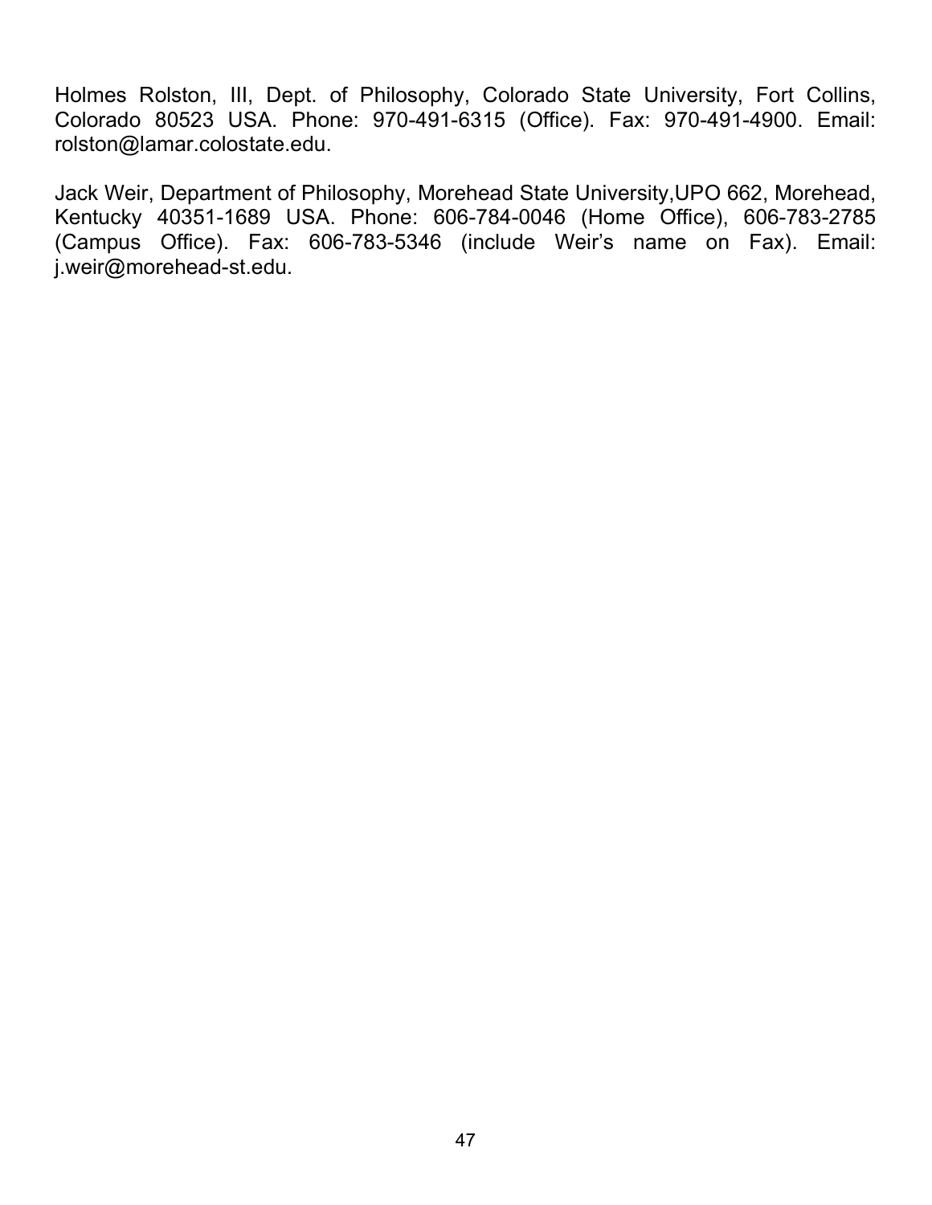Holmes Rolston, III, Dept. of Philosophy, Colorado State University, Fort Collins, Colorado 80523 USA. Phone: 970-491-6315 (Office). Fax: 970-491-4900. Email: rolston@lamar.colostate.edu.

Jack Weir, Department of Philosophy, Morehead State University,UPO 662, Morehead, Kentucky 40351-1689 USA. Phone: 606-784-0046 (Home Office), 606-783-2785 (Campus Office). Fax: 606-783-5346 (include Weir's name on Fax). Email: j.weir@morehead-st.edu.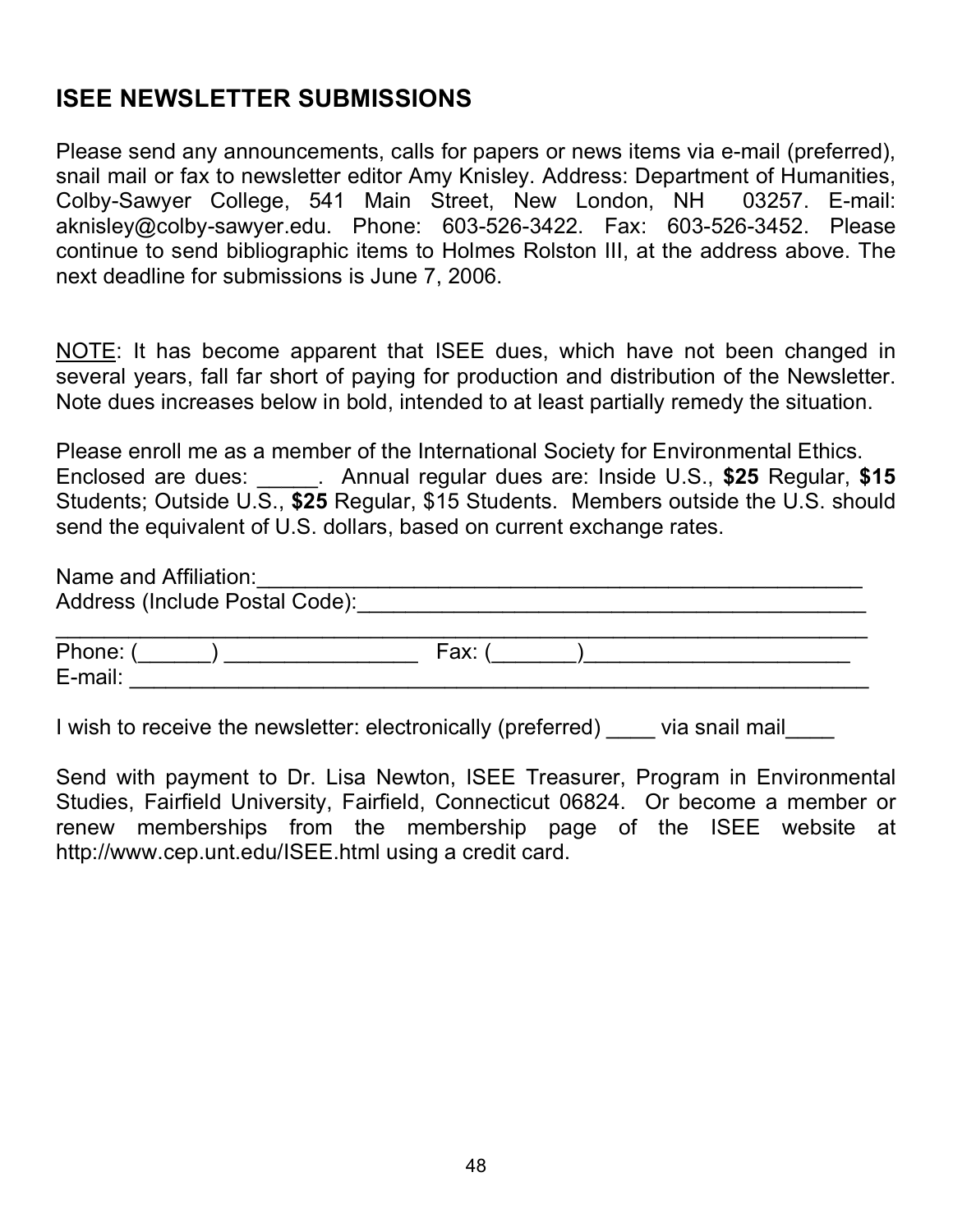## ISEE NEWSLETTER SUBMISSIONS

Please send any announcements, calls for papers or news items via e-mail (preferred), snail mail or fax to newsletter editor Amy Knisley. Address: Department of Humanities, Colby-Sawyer College, 541 Main Street, New London, NH 03257. E-mail: aknisley@colby-sawyer.edu. Phone: 603-526-3422. Fax: 603-526-3452. Please continue to send bibliographic items to Holmes Rolston III, at the address above. The next deadline for submissions is June 7, 2006.

NOTE: It has become apparent that ISEE dues, which have not been changed in several years, fall far short of paying for production and distribution of the Newsletter. Note dues increases below in bold, intended to at least partially remedy the situation.

Please enroll me as a member of the International Society for Environmental Ethics. Enclosed are dues: _____. Annual regular dues are: Inside U.S., **$25** Regular, **$15** Students; Outside U.S., **$25** Regular, $15 Students. Members outside the U.S. should send the equivalent of U.S. dollars, based on current exchange rates.

Name and Affiliation:_____________________________________________________
Address (Include Postal Code):____________________________________________
______________________________________________________________________
Phone: (______) ________________ Fax: (_______)______________________
E-mail: _________________________________________________________________

I wish to receive the newsletter: electronically (preferred) ____ via snail mail____

Send with payment to Dr. Lisa Newton, ISEE Treasurer, Program in Environmental Studies, Fairfield University, Fairfield, Connecticut 06824. Or become a member or renew memberships from the membership page of the ISEE website at http://www.cep.unt.edu/ISEE.html using a credit card.